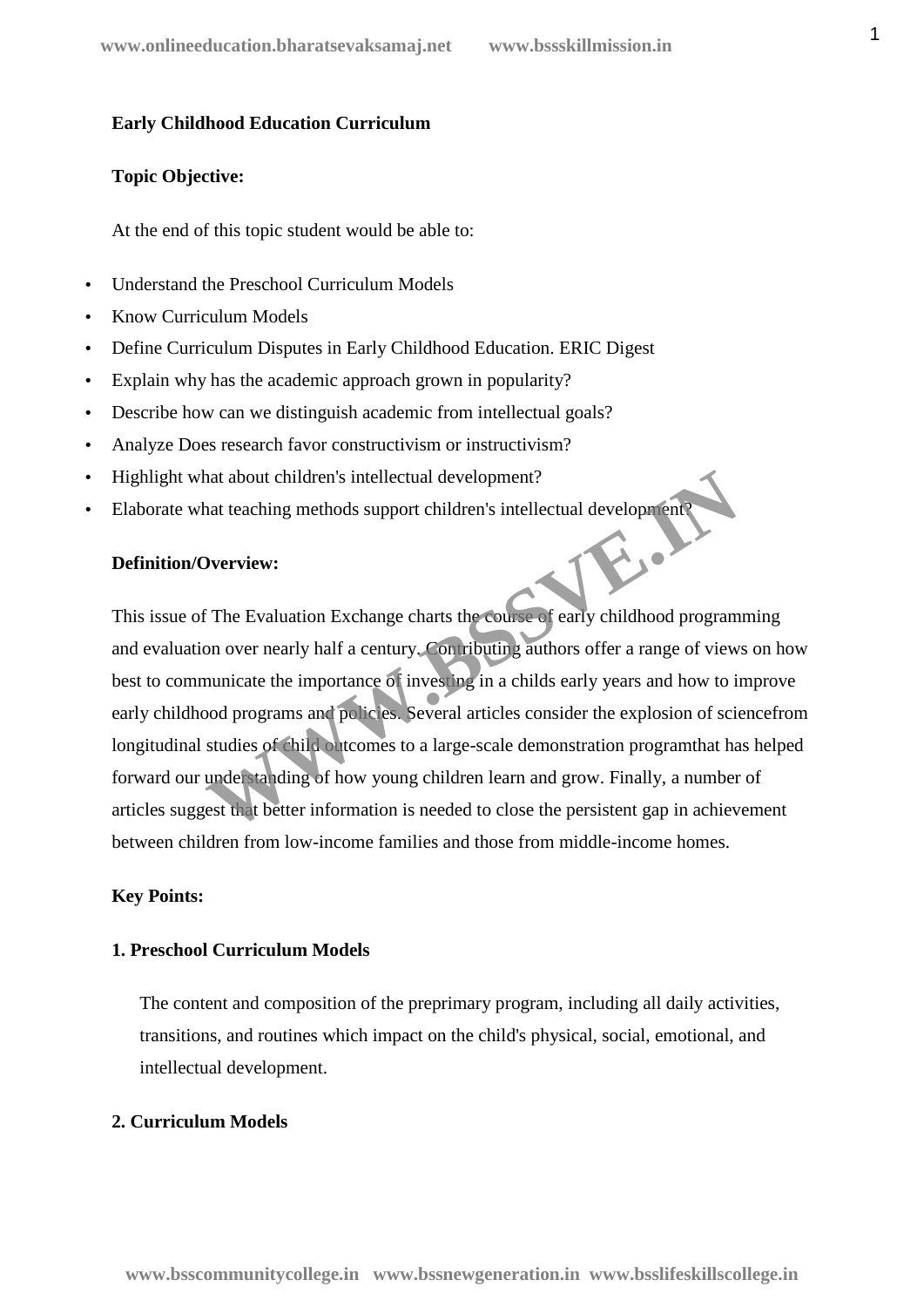**Early Childhood Education Curriculum**

**Topic Objective:**

At the end of this topic student would be able to:

- Understand the Preschool Curriculum Models
- Know Curriculum Models
- Define Curriculum Disputes in Early Childhood Education. ERIC Digest
- Explain why has the academic approach grown in popularity?
- Describe how can we distinguish academic from intellectual goals?
- Analyze Does research favor constructivism or instructivism?
- Highlight what about children's intellectual development?
- Elaborate what teaching methods support children's intellectual development?

**Definition/Overview:**

This issue of The Evaluation Exchange charts the course of early childhood programming and evaluation over nearly half a century. Contributing authors offer a range of views on how best to communicate the importance of investing in a childs early years and how to improve early childhood programs and policies. Several articles consider the explosion of sciencefrom longitudinal studies of child outcomes to a large-scale demonstration programthat has helped forward our understanding of how young children learn and grow. Finally, a number of articles suggest that better information is needed to close the persistent gap in achievement between children from low-income families and those from middle-income homes.

**Key Points:**

**1. Preschool Curriculum Models**

The content and composition of the preprimary program, including all daily activities, transitions, and routines which impact on the child's physical, social, emotional, and intellectual development.

**2. Curriculum Models**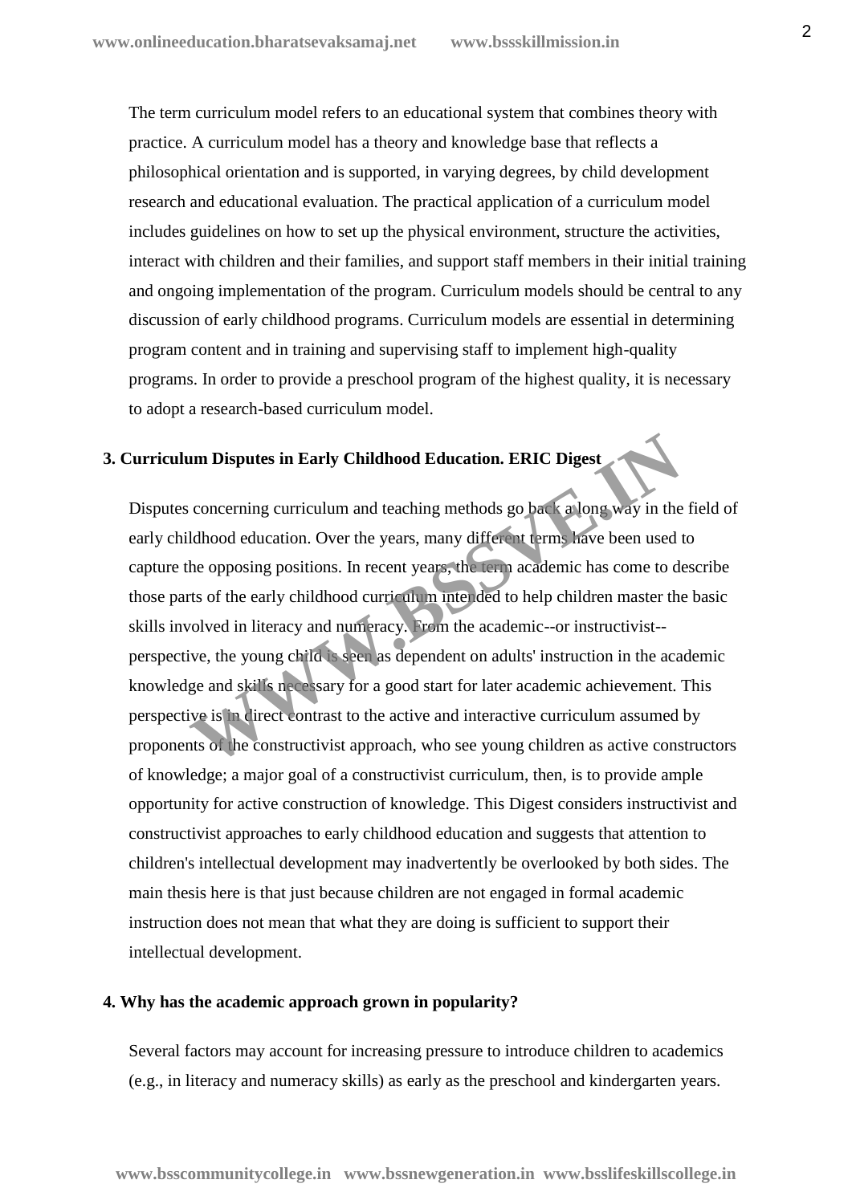The term curriculum model refers to an educational system that combines theory with practice. A curriculum model has a theory and knowledge base that reflects a philosophical orientation and is supported, in varying degrees, by child development research and educational evaluation. The practical application of a curriculum model includes guidelines on how to set up the physical environment, structure the activities, interact with children and their families, and support staff members in their initial training and ongoing implementation of the program. Curriculum models should be central to any discussion of early childhood programs. Curriculum models are essential in determining program content and in training and supervising staff to implement high-quality programs. In order to provide a preschool program of the highest quality, it is necessary to adopt a research-based curriculum model.

**3. Curriculum Disputes in Early Childhood Education. ERIC Digest**

Disputes concerning curriculum and teaching methods go back a long way in the field of early childhood education. Over the years, many different terms have been used to capture the opposing positions. In recent years, the term academic has come to describe those parts of the early childhood curriculum intended to help children master the basic skills involved in literacy and numeracy. From the academic--or instructivist--perspective, the young child is seen as dependent on adults' instruction in the academic knowledge and skills necessary for a good start for later academic achievement. This perspective is in direct contrast to the active and interactive curriculum assumed by proponents of the constructivist approach, who see young children as active constructors of knowledge; a major goal of a constructivist curriculum, then, is to provide ample opportunity for active construction of knowledge. This Digest considers instructivist and constructivist approaches to early childhood education and suggests that attention to children's intellectual development may inadvertently be overlooked by both sides. The main thesis here is that just because children are not engaged in formal academic instruction does not mean that what they are doing is sufficient to support their intellectual development.

**4. Why has the academic approach grown in popularity?**

Several factors may account for increasing pressure to introduce children to academics (e.g., in literacy and numeracy skills) as early as the preschool and kindergarten years.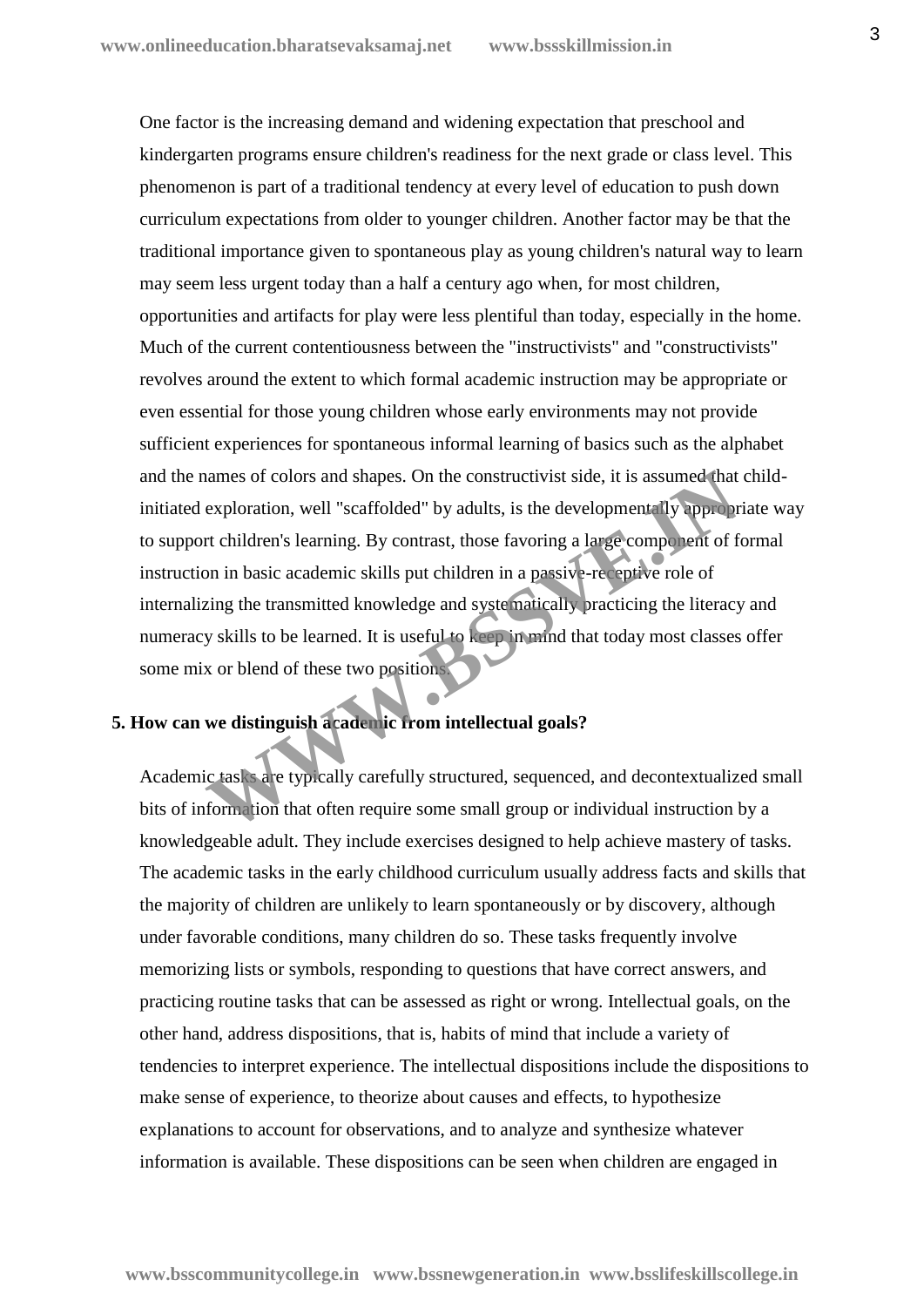One factor is the increasing demand and widening expectation that preschool and kindergarten programs ensure children's readiness for the next grade or class level. This phenomenon is part of a traditional tendency at every level of education to push down curriculum expectations from older to younger children. Another factor may be that the traditional importance given to spontaneous play as young children's natural way to learn may seem less urgent today than a half a century ago when, for most children, opportunities and artifacts for play were less plentiful than today, especially in the home. Much of the current contentiousness between the "instructivists" and "constructivists" revolves around the extent to which formal academic instruction may be appropriate or even essential for those young children whose early environments may not provide sufficient experiences for spontaneous informal learning of basics such as the alphabet and the names of colors and shapes. On the constructivist side, it is assumed that child-initiated exploration, well "scaffolded" by adults, is the developmentally appropriate way to support children's learning. By contrast, those favoring a large component of formal instruction in basic academic skills put children in a passive-receptive role of internalizing the transmitted knowledge and systematically practicing the literacy and numeracy skills to be learned. It is useful to keep in mind that today most classes offer some mix or blend of these two positions.

**5. How can we distinguish academic from intellectual goals?**

Academic tasks are typically carefully structured, sequenced, and decontextualized small bits of information that often require some small group or individual instruction by a knowledgeable adult. They include exercises designed to help achieve mastery of tasks. The academic tasks in the early childhood curriculum usually address facts and skills that the majority of children are unlikely to learn spontaneously or by discovery, although under favorable conditions, many children do so. These tasks frequently involve memorizing lists or symbols, responding to questions that have correct answers, and practicing routine tasks that can be assessed as right or wrong. Intellectual goals, on the other hand, address dispositions, that is, habits of mind that include a variety of tendencies to interpret experience. The intellectual dispositions include the dispositions to make sense of experience, to theorize about causes and effects, to hypothesize explanations to account for observations, and to analyze and synthesize whatever information is available. These dispositions can be seen when children are engaged in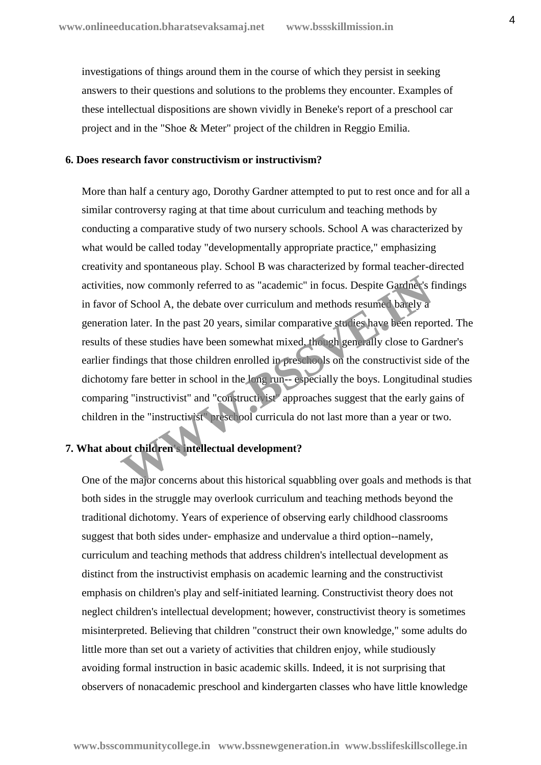investigations of things around them in the course of which they persist in seeking answers to their questions and solutions to the problems they encounter. Examples of these intellectual dispositions are shown vividly in Beneke's report of a preschool car project and in the "Shoe & Meter" project of the children in Reggio Emilia.

**6. Does research favor constructivism or instructivism?**

More than half a century ago, Dorothy Gardner attempted to put to rest once and for all a similar controversy raging at that time about curriculum and teaching methods by conducting a comparative study of two nursery schools. School A was characterized by what would be called today "developmentally appropriate practice," emphasizing creativity and spontaneous play. School B was characterized by formal teacher-directed activities, now commonly referred to as "academic" in focus. Despite Gardner's findings in favor of School A, the debate over curriculum and methods resumed barely a generation later. In the past 20 years, similar comparative studies have been reported. The results of these studies have been somewhat mixed, though generally close to Gardner's earlier findings that those children enrolled in preschools on the constructivist side of the dichotomy fare better in school in the long run-- especially the boys. Longitudinal studies comparing "instructivist" and "constructivist" approaches suggest that the early gains of children in the "instructivist" preschool curricula do not last more than a year or two.

**7. What about children's intellectual development?**

One of the major concerns about this historical squabbling over goals and methods is that both sides in the struggle may overlook curriculum and teaching methods beyond the traditional dichotomy. Years of experience of observing early childhood classrooms suggest that both sides under- emphasize and undervalue a third option--namely, curriculum and teaching methods that address children's intellectual development as distinct from the instructivist emphasis on academic learning and the constructivist emphasis on children's play and self-initiated learning. Constructivist theory does not neglect children's intellectual development; however, constructivist theory is sometimes misinterpreted. Believing that children "construct their own knowledge," some adults do little more than set out a variety of activities that children enjoy, while studiously avoiding formal instruction in basic academic skills. Indeed, it is not surprising that observers of nonacademic preschool and kindergarten classes who have little knowledge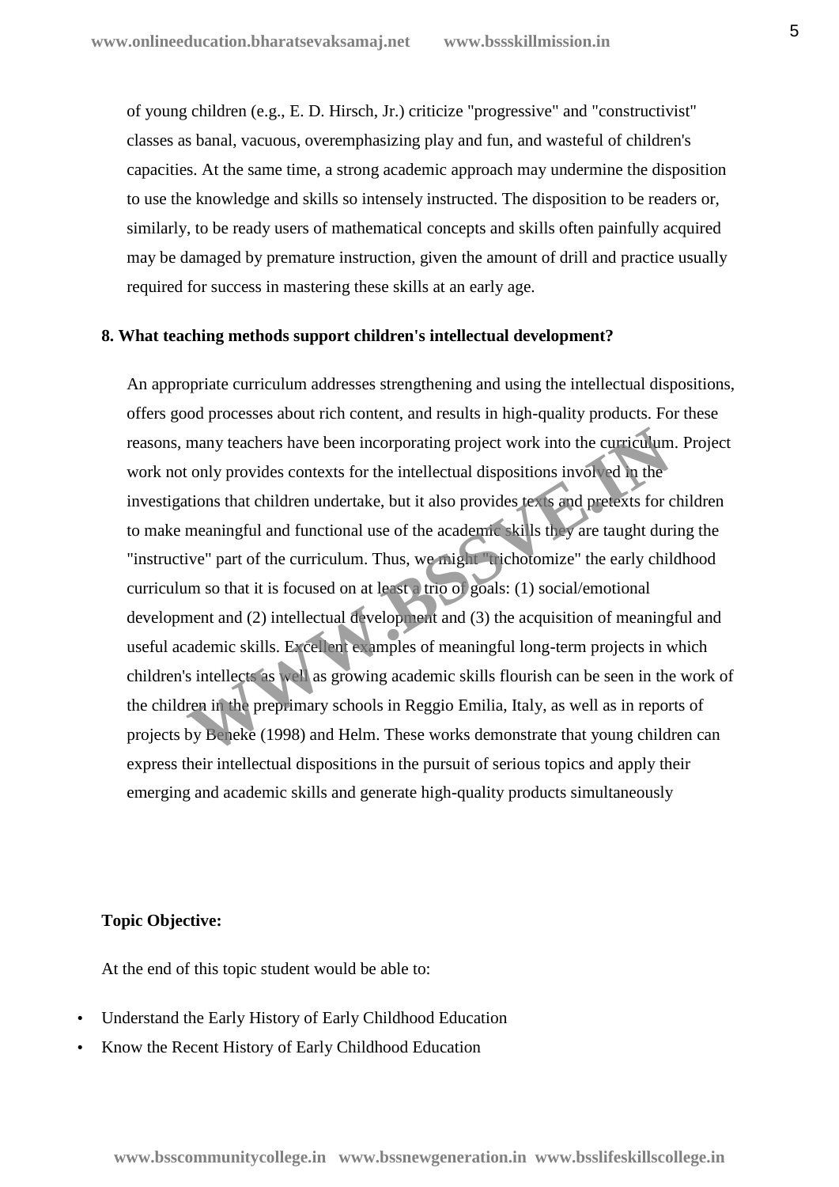of young children (e.g., E. D. Hirsch, Jr.) criticize "progressive" and "constructivist" classes as banal, vacuous, overemphasizing play and fun, and wasteful of children's capacities. At the same time, a strong academic approach may undermine the disposition to use the knowledge and skills so intensely instructed. The disposition to be readers or, similarly, to be ready users of mathematical concepts and skills often painfully acquired may be damaged by premature instruction, given the amount of drill and practice usually required for success in mastering these skills at an early age.

**8. What teaching methods support children's intellectual development?**

An appropriate curriculum addresses strengthening and using the intellectual dispositions, offers good processes about rich content, and results in high-quality products. For these reasons, many teachers have been incorporating project work into the curriculum. Project work not only provides contexts for the intellectual dispositions involved in the investigations that children undertake, but it also provides texts and pretexts for children to make meaningful and functional use of the academic skills they are taught during the "instructive" part of the curriculum. Thus, we might "trichotomize" the early childhood curriculum so that it is focused on at least a trio of goals: (1) social/emotional development and (2) intellectual development and (3) the acquisition of meaningful and useful academic skills. Excellent examples of meaningful long-term projects in which children's intellects as well as growing academic skills flourish can be seen in the work of the children in the preprimary schools in Reggio Emilia, Italy, as well as in reports of projects by Beneke (1998) and Helm. These works demonstrate that young children can express their intellectual dispositions in the pursuit of serious topics and apply their emerging and academic skills and generate high-quality products simultaneously

**Topic Objective:**

At the end of this topic student would be able to:

- Understand the Early History of Early Childhood Education
- Know the Recent History of Early Childhood Education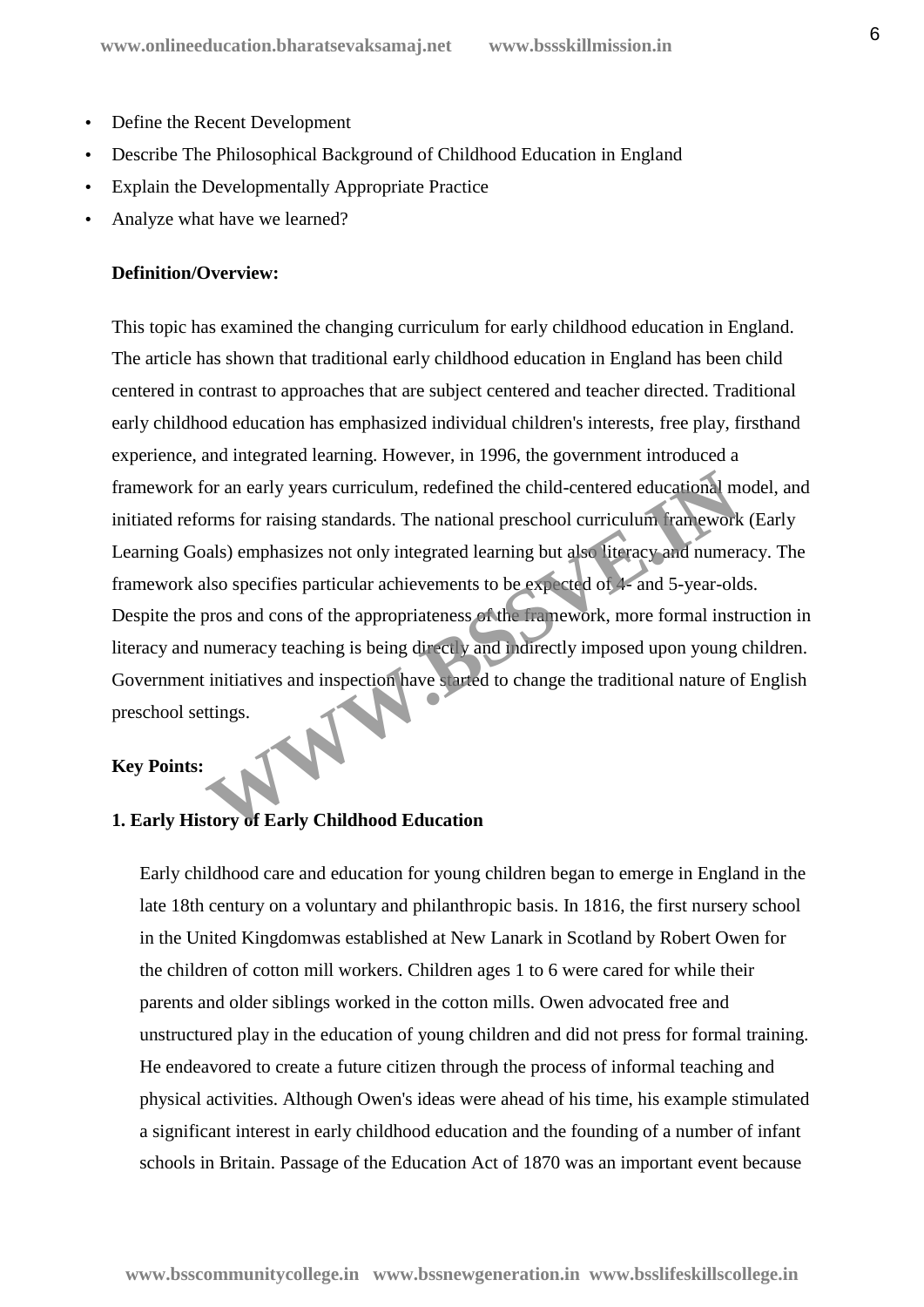- Define the Recent Development
- Describe The Philosophical Background of Childhood Education in England
- Explain the Developmentally Appropriate Practice
- Analyze what have we learned?

**Definition/Overview:**

This topic has examined the changing curriculum for early childhood education in England. The article has shown that traditional early childhood education in England has been child centered in contrast to approaches that are subject centered and teacher directed. Traditional early childhood education has emphasized individual children's interests, free play, firsthand experience, and integrated learning. However, in 1996, the government introduced a framework for an early years curriculum, redefined the child-centered educational model, and initiated reforms for raising standards. The national preschool curriculum framework (Early Learning Goals) emphasizes not only integrated learning but also literacy and numeracy. The framework also specifies particular achievements to be expected of 4- and 5-year-olds. Despite the pros and cons of the appropriateness of the framework, more formal instruction in literacy and numeracy teaching is being directly and indirectly imposed upon young children. Government initiatives and inspection have started to change the traditional nature of English preschool settings.

**Key Points:**

**1. Early History of Early Childhood Education**

Early childhood care and education for young children began to emerge in England in the late 18th century on a voluntary and philanthropic basis. In 1816, the first nursery school in the United Kingdomwas established at New Lanark in Scotland by Robert Owen for the children of cotton mill workers. Children ages 1 to 6 were cared for while their parents and older siblings worked in the cotton mills. Owen advocated free and unstructured play in the education of young children and did not press for formal training. He endeavored to create a future citizen through the process of informal teaching and physical activities. Although Owen's ideas were ahead of his time, his example stimulated a significant interest in early childhood education and the founding of a number of infant schools in Britain. Passage of the Education Act of 1870 was an important event because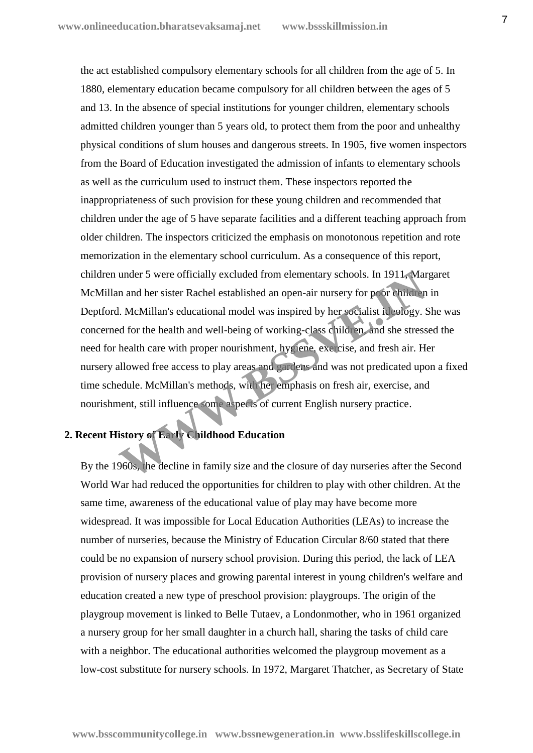the act established compulsory elementary schools for all children from the age of 5. In 1880, elementary education became compulsory for all children between the ages of 5 and 13. In the absence of special institutions for younger children, elementary schools admitted children younger than 5 years old, to protect them from the poor and unhealthy physical conditions of slum houses and dangerous streets. In 1905, five women inspectors from the Board of Education investigated the admission of infants to elementary schools as well as the curriculum used to instruct them. These inspectors reported the inappropriateness of such provision for these young children and recommended that children under the age of 5 have separate facilities and a different teaching approach from older children. The inspectors criticized the emphasis on monotonous repetition and rote memorization in the elementary school curriculum. As a consequence of this report, children under 5 were officially excluded from elementary schools. In 1911, Margaret McMillan and her sister Rachel established an open-air nursery for poor children in Deptford. McMillan's educational model was inspired by her socialist ideology. She was concerned for the health and well-being of working-class children, and she stressed the need for health care with proper nourishment, hygiene, exercise, and fresh air. Her nursery allowed free access to play areas and gardens and was not predicated upon a fixed time schedule. McMillan's methods, with her emphasis on fresh air, exercise, and nourishment, still influence some aspects of current English nursery practice.

## 2. Recent History of Early Childhood Education

By the 1960s, the decline in family size and the closure of day nurseries after the Second World War had reduced the opportunities for children to play with other children. At the same time, awareness of the educational value of play may have become more widespread. It was impossible for Local Education Authorities (LEAs) to increase the number of nurseries, because the Ministry of Education Circular 8/60 stated that there could be no expansion of nursery school provision. During this period, the lack of LEA provision of nursery places and growing parental interest in young children's welfare and education created a new type of preschool provision: playgroups. The origin of the playgroup movement is linked to Belle Tutaev, a Londonmother, who in 1961 organized a nursery group for her small daughter in a church hall, sharing the tasks of child care with a neighbor. The educational authorities welcomed the playgroup movement as a low-cost substitute for nursery schools. In 1972, Margaret Thatcher, as Secretary of State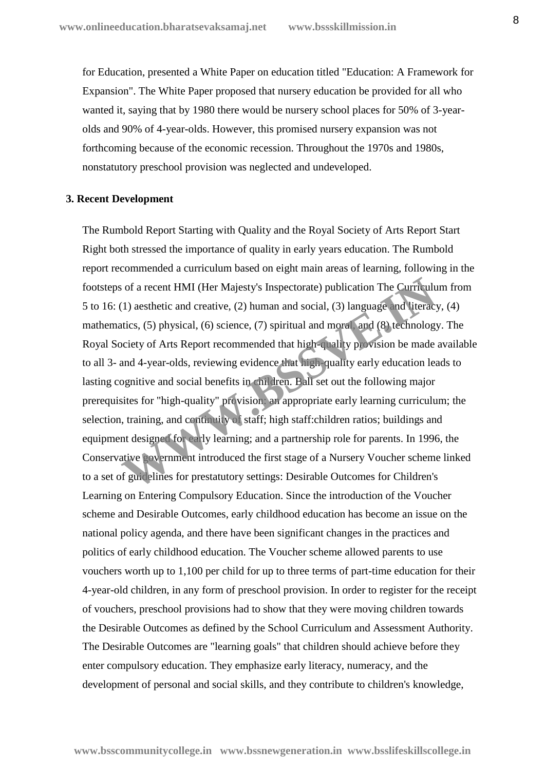for Education, presented a White Paper on education titled "Education: A Framework for Expansion". The White Paper proposed that nursery education be provided for all who wanted it, saying that by 1980 there would be nursery school places for 50% of 3-year-olds and 90% of 4-year-olds. However, this promised nursery expansion was not forthcoming because of the economic recession. Throughout the 1970s and 1980s, nonstatutory preschool provision was neglected and undeveloped.

### 3. Recent Development

The Rumbold Report Starting with Quality and the Royal Society of Arts Report Start Right both stressed the importance of quality in early years education. The Rumbold report recommended a curriculum based on eight main areas of learning, following in the footsteps of a recent HMI (Her Majesty's Inspectorate) publication The Curriculum from 5 to 16: (1) aesthetic and creative, (2) human and social, (3) language and literacy, (4) mathematics, (5) physical, (6) science, (7) spiritual and moral, and (8) technology. The Royal Society of Arts Report recommended that high-quality provision be made available to all 3- and 4-year-olds, reviewing evidence that high-quality early education leads to lasting cognitive and social benefits in children. Ball set out the following major prerequisites for "high-quality" provision: an appropriate early learning curriculum; the selection, training, and continuity of staff; high staff:children ratios; buildings and equipment designed for early learning; and a partnership role for parents. In 1996, the Conservative government introduced the first stage of a Nursery Voucher scheme linked to a set of guidelines for prestatutory settings: Desirable Outcomes for Children's Learning on Entering Compulsory Education. Since the introduction of the Voucher scheme and Desirable Outcomes, early childhood education has become an issue on the national policy agenda, and there have been significant changes in the practices and politics of early childhood education. The Voucher scheme allowed parents to use vouchers worth up to 1,100 per child for up to three terms of part-time education for their 4-year-old children, in any form of preschool provision. In order to register for the receipt of vouchers, preschool provisions had to show that they were moving children towards the Desirable Outcomes as defined by the School Curriculum and Assessment Authority. The Desirable Outcomes are "learning goals" that children should achieve before they enter compulsory education. They emphasize early literacy, numeracy, and the development of personal and social skills, and they contribute to children's knowledge,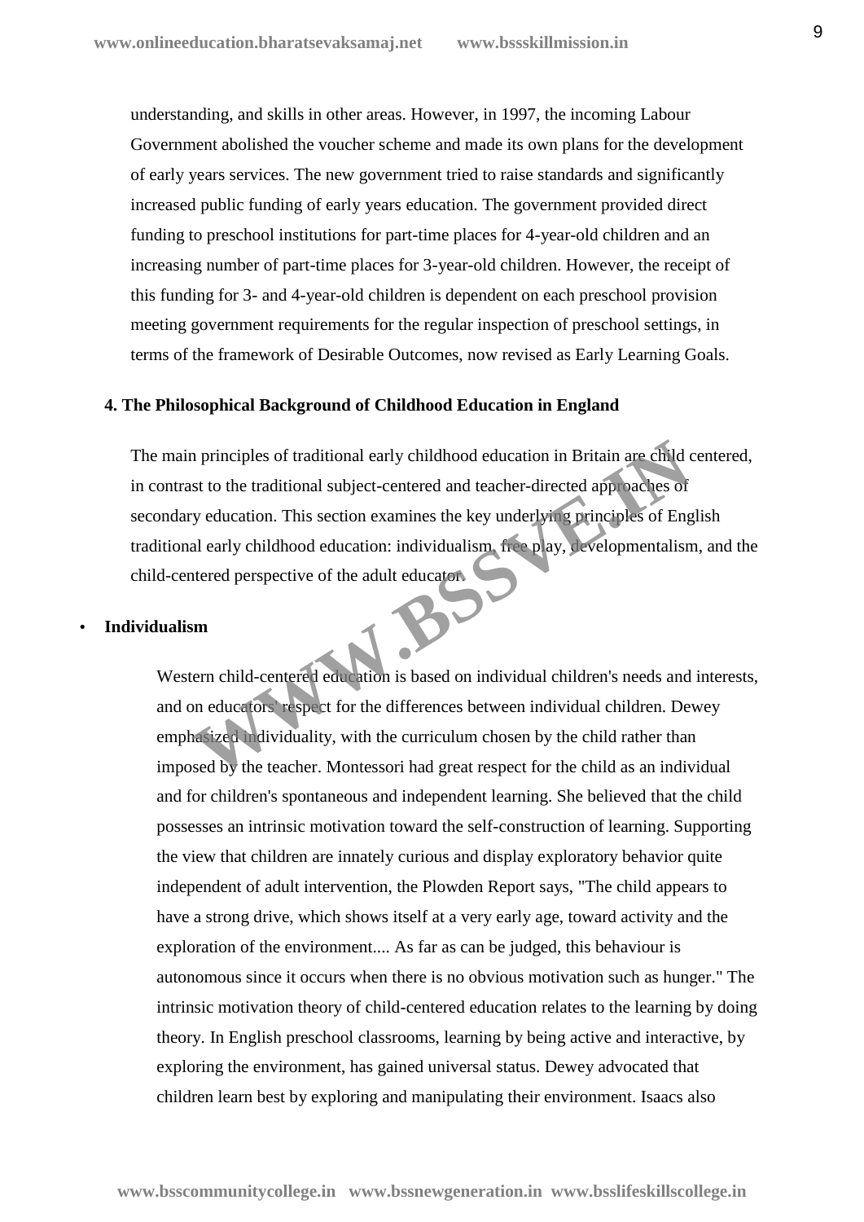understanding, and skills in other areas. However, in 1997, the incoming Labour Government abolished the voucher scheme and made its own plans for the development of early years services. The new government tried to raise standards and significantly increased public funding of early years education. The government provided direct funding to preschool institutions for part-time places for 4-year-old children and an increasing number of part-time places for 3-year-old children. However, the receipt of this funding for 3- and 4-year-old children is dependent on each preschool provision meeting government requirements for the regular inspection of preschool settings, in terms of the framework of Desirable Outcomes, now revised as Early Learning Goals.

## 4. The Philosophical Background of Childhood Education in England

The main principles of traditional early childhood education in Britain are child centered, in contrast to the traditional subject-centered and teacher-directed approaches of secondary education. This section examines the key underlying principles of English traditional early childhood education: individualism, free play, developmentalism, and the child-centered perspective of the adult educator.

- **Individualism**

Western child-centered education is based on individual children's needs and interests, and on educators' respect for the differences between individual children. Dewey emphasized individuality, with the curriculum chosen by the child rather than imposed by the teacher. Montessori had great respect for the child as an individual and for children's spontaneous and independent learning. She believed that the child possesses an intrinsic motivation toward the self-construction of learning. Supporting the view that children are innately curious and display exploratory behavior quite independent of adult intervention, the Plowden Report says, "The child appears to have a strong drive, which shows itself at a very early age, toward activity and the exploration of the environment.... As far as can be judged, this behaviour is autonomous since it occurs when there is no obvious motivation such as hunger." The intrinsic motivation theory of child-centered education relates to the learning by doing theory. In English preschool classrooms, learning by being active and interactive, by exploring the environment, has gained universal status. Dewey advocated that children learn best by exploring and manipulating their environment. Isaacs also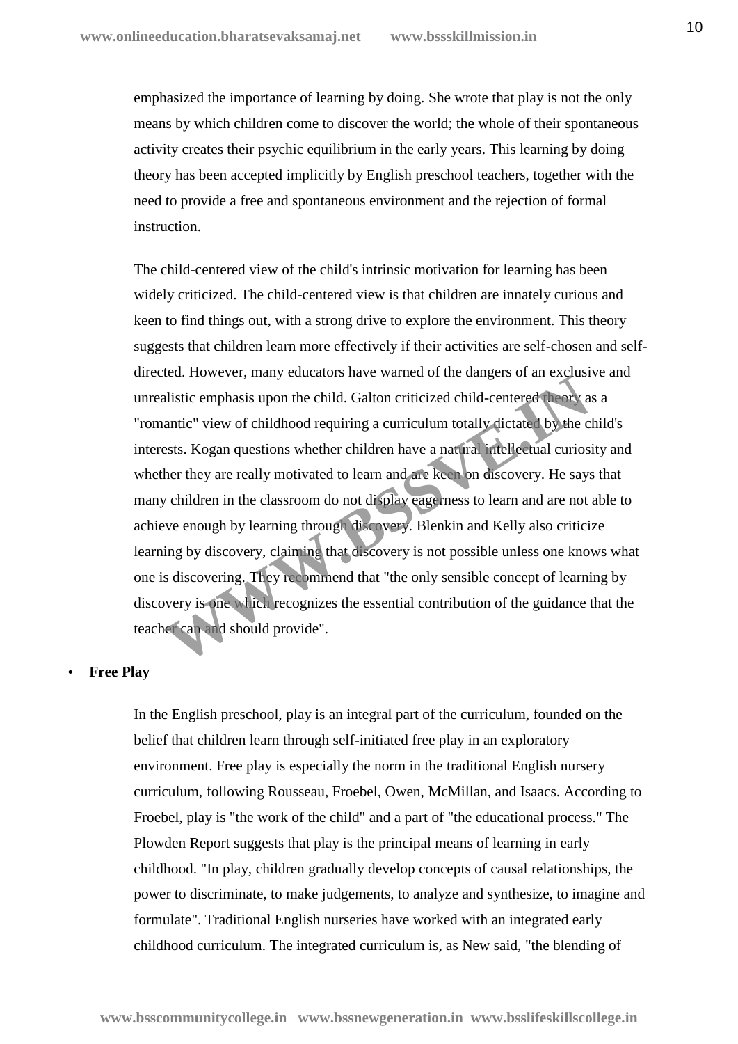emphasized the importance of learning by doing. She wrote that play is not the only means by which children come to discover the world; the whole of their spontaneous activity creates their psychic equilibrium in the early years. This learning by doing theory has been accepted implicitly by English preschool teachers, together with the need to provide a free and spontaneous environment and the rejection of formal instruction.

The child-centered view of the child's intrinsic motivation for learning has been widely criticized. The child-centered view is that children are innately curious and keen to find things out, with a strong drive to explore the environment. This theory suggests that children learn more effectively if their activities are self-chosen and self-directed. However, many educators have warned of the dangers of an exclusive and unrealistic emphasis upon the child. Galton criticized child-centered theory as a "romantic" view of childhood requiring a curriculum totally dictated by the child's interests. Kogan questions whether children have a natural intellectual curiosity and whether they are really motivated to learn and are keen on discovery. He says that many children in the classroom do not display eagerness to learn and are not able to achieve enough by learning through discovery. Blenkin and Kelly also criticize learning by discovery, claiming that discovery is not possible unless one knows what one is discovering. They recommend that "the only sensible concept of learning by discovery is one which recognizes the essential contribution of the guidance that the teacher can and should provide".

- **Free Play**

In the English preschool, play is an integral part of the curriculum, founded on the belief that children learn through self-initiated free play in an exploratory environment. Free play is especially the norm in the traditional English nursery curriculum, following Rousseau, Froebel, Owen, McMillan, and Isaacs. According to Froebel, play is "the work of the child" and a part of "the educational process." The Plowden Report suggests that play is the principal means of learning in early childhood. "In play, children gradually develop concepts of causal relationships, the power to discriminate, to make judgements, to analyze and synthesize, to imagine and formulate". Traditional English nurseries have worked with an integrated early childhood curriculum. The integrated curriculum is, as New said, "the blending of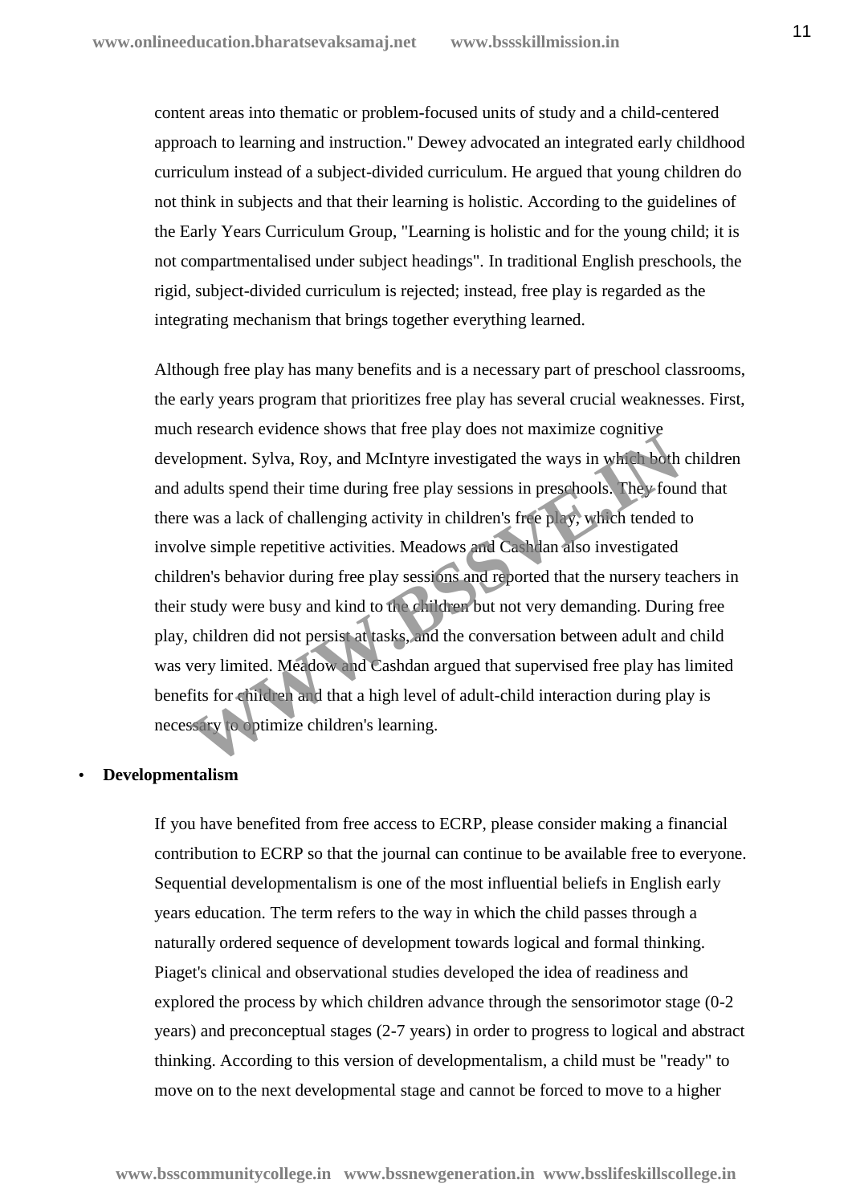content areas into thematic or problem-focused units of study and a child-centered approach to learning and instruction." Dewey advocated an integrated early childhood curriculum instead of a subject-divided curriculum. He argued that young children do not think in subjects and that their learning is holistic. According to the guidelines of the Early Years Curriculum Group, "Learning is holistic and for the young child; it is not compartmentalised under subject headings". In traditional English preschools, the rigid, subject-divided curriculum is rejected; instead, free play is regarded as the integrating mechanism that brings together everything learned.

Although free play has many benefits and is a necessary part of preschool classrooms, the early years program that prioritizes free play has several crucial weaknesses. First, much research evidence shows that free play does not maximize cognitive development. Sylva, Roy, and McIntyre investigated the ways in which both children and adults spend their time during free play sessions in preschools. They found that there was a lack of challenging activity in children's free play, which tended to involve simple repetitive activities. Meadows and Cashdan also investigated children's behavior during free play sessions and reported that the nursery teachers in their study were busy and kind to the children but not very demanding. During free play, children did not persist at tasks, and the conversation between adult and child was very limited. Meadow and Cashdan argued that supervised free play has limited benefits for children and that a high level of adult-child interaction during play is necessary to optimize children's learning.

- **Developmentalism**

If you have benefited from free access to ECRP, please consider making a financial contribution to ECRP so that the journal can continue to be available free to everyone. Sequential developmentalism is one of the most influential beliefs in English early years education. The term refers to the way in which the child passes through a naturally ordered sequence of development towards logical and formal thinking. Piaget's clinical and observational studies developed the idea of readiness and explored the process by which children advance through the sensorimotor stage (0-2 years) and preconceptual stages (2-7 years) in order to progress to logical and abstract thinking. According to this version of developmentalism, a child must be "ready" to move on to the next developmental stage and cannot be forced to move to a higher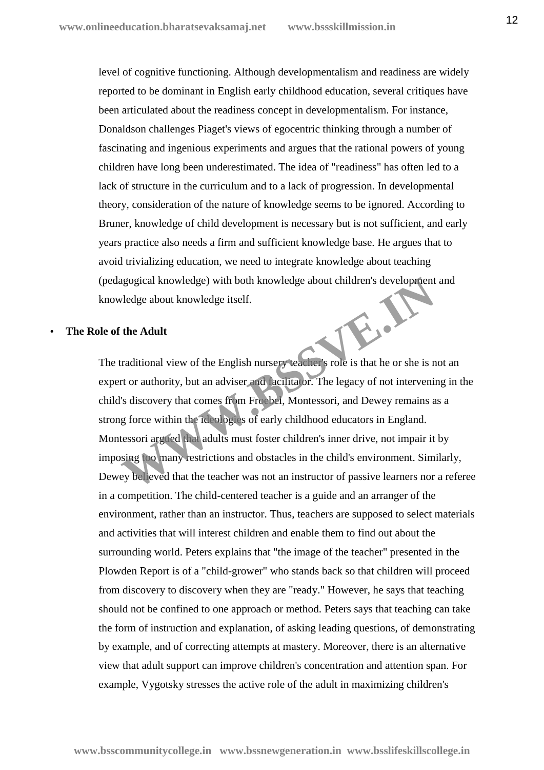level of cognitive functioning. Although developmentalism and readiness are widely reported to be dominant in English early childhood education, several critiques have been articulated about the readiness concept in developmentalism. For instance, Donaldson challenges Piaget's views of egocentric thinking through a number of fascinating and ingenious experiments and argues that the rational powers of young children have long been underestimated. The idea of "readiness" has often led to a lack of structure in the curriculum and to a lack of progression. In developmental theory, consideration of the nature of knowledge seems to be ignored. According to Bruner, knowledge of child development is necessary but is not sufficient, and early years practice also needs a firm and sufficient knowledge base. He argues that to avoid trivializing education, we need to integrate knowledge about teaching (pedagogical knowledge) with both knowledge about children's development and knowledge about knowledge itself.

- **The Role of the Adult**

The traditional view of the English nursery teacher's role is that he or she is not an expert or authority, but an adviser and facilitator. The legacy of not intervening in the child's discovery that comes from Froebel, Montessori, and Dewey remains as a strong force within the ideologies of early childhood educators in England. Montessori argued that adults must foster children's inner drive, not impair it by imposing too many restrictions and obstacles in the child's environment. Similarly, Dewey believed that the teacher was not an instructor of passive learners nor a referee in a competition. The child-centered teacher is a guide and an arranger of the environment, rather than an instructor. Thus, teachers are supposed to select materials and activities that will interest children and enable them to find out about the surrounding world. Peters explains that "the image of the teacher" presented in the Plowden Report is of a "child-grower" who stands back so that children will proceed from discovery to discovery when they are "ready." However, he says that teaching should not be confined to one approach or method. Peters says that teaching can take the form of instruction and explanation, of asking leading questions, of demonstrating by example, and of correcting attempts at mastery. Moreover, there is an alternative view that adult support can improve children's concentration and attention span. For example, Vygotsky stresses the active role of the adult in maximizing children's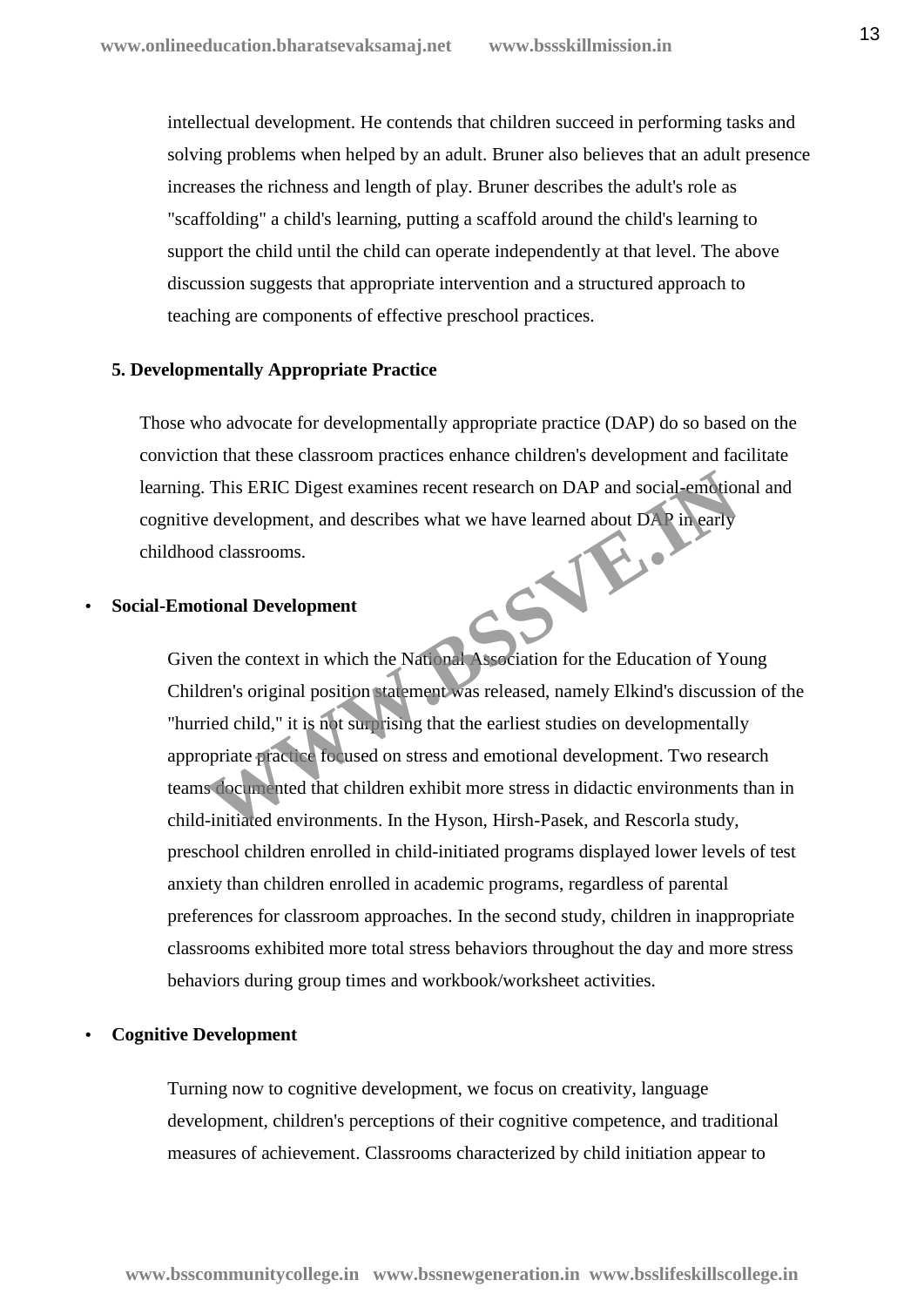intellectual development. He contends that children succeed in performing tasks and solving problems when helped by an adult. Bruner also believes that an adult presence increases the richness and length of play. Bruner describes the adult's role as "scaffolding" a child's learning, putting a scaffold around the child's learning to support the child until the child can operate independently at that level. The above discussion suggests that appropriate intervention and a structured approach to teaching are components of effective preschool practices.

**5. Developmentally Appropriate Practice**

Those who advocate for developmentally appropriate practice (DAP) do so based on the conviction that these classroom practices enhance children's development and facilitate learning. This ERIC Digest examines recent research on DAP and social-emotional and cognitive development, and describes what we have learned about DAP in early childhood classrooms.

- **Social-Emotional Development**

  Given the context in which the National Association for the Education of Young Children's original position statement was released, namely Elkind's discussion of the "hurried child," it is not surprising that the earliest studies on developmentally appropriate practice focused on stress and emotional development. Two research teams documented that children exhibit more stress in didactic environments than in child-initiated environments. In the Hyson, Hirsh-Pasek, and Rescorla study, preschool children enrolled in child-initiated programs displayed lower levels of test anxiety than children enrolled in academic programs, regardless of parental preferences for classroom approaches. In the second study, children in inappropriate classrooms exhibited more total stress behaviors throughout the day and more stress behaviors during group times and workbook/worksheet activities.

- **Cognitive Development**

  Turning now to cognitive development, we focus on creativity, language development, children's perceptions of their cognitive competence, and traditional measures of achievement. Classrooms characterized by child initiation appear to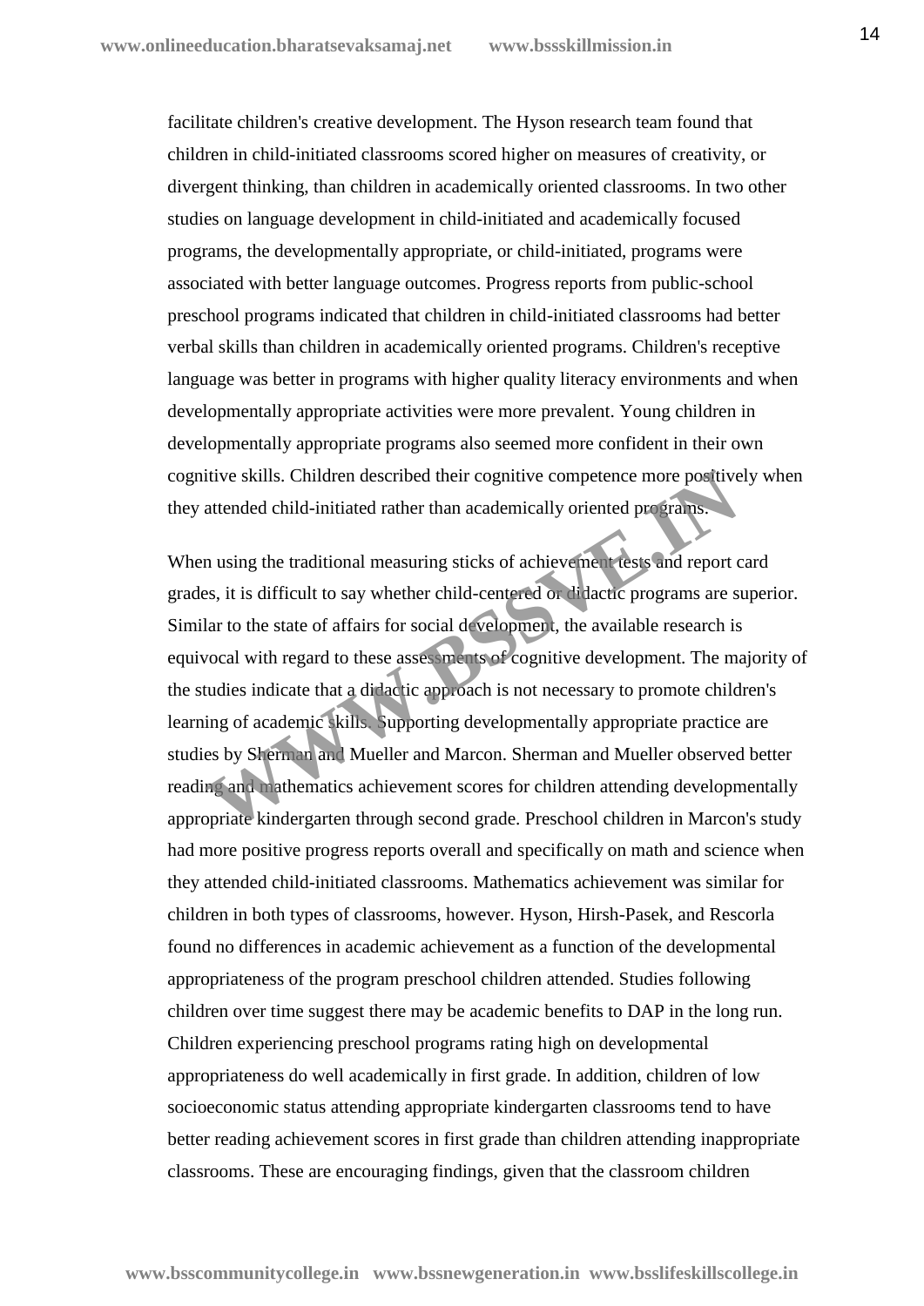facilitate children's creative development. The Hyson research team found that children in child-initiated classrooms scored higher on measures of creativity, or divergent thinking, than children in academically oriented classrooms. In two other studies on language development in child-initiated and academically focused programs, the developmentally appropriate, or child-initiated, programs were associated with better language outcomes. Progress reports from public-school preschool programs indicated that children in child-initiated classrooms had better verbal skills than children in academically oriented programs. Children's receptive language was better in programs with higher quality literacy environments and when developmentally appropriate activities were more prevalent. Young children in developmentally appropriate programs also seemed more confident in their own cognitive skills. Children described their cognitive competence more positively when they attended child-initiated rather than academically oriented programs.

When using the traditional measuring sticks of achievement tests and report card grades, it is difficult to say whether child-centered or didactic programs are superior. Similar to the state of affairs for social development, the available research is equivocal with regard to these assessments of cognitive development. The majority of the studies indicate that a didactic approach is not necessary to promote children's learning of academic skills. Supporting developmentally appropriate practice are studies by Sherman and Mueller and Marcon. Sherman and Mueller observed better reading and mathematics achievement scores for children attending developmentally appropriate kindergarten through second grade. Preschool children in Marcon's study had more positive progress reports overall and specifically on math and science when they attended child-initiated classrooms. Mathematics achievement was similar for children in both types of classrooms, however. Hyson, Hirsh-Pasek, and Rescorla found no differences in academic achievement as a function of the developmental appropriateness of the program preschool children attended. Studies following children over time suggest there may be academic benefits to DAP in the long run. Children experiencing preschool programs rating high on developmental appropriateness do well academically in first grade. In addition, children of low socioeconomic status attending appropriate kindergarten classrooms tend to have better reading achievement scores in first grade than children attending inappropriate classrooms. These are encouraging findings, given that the classroom children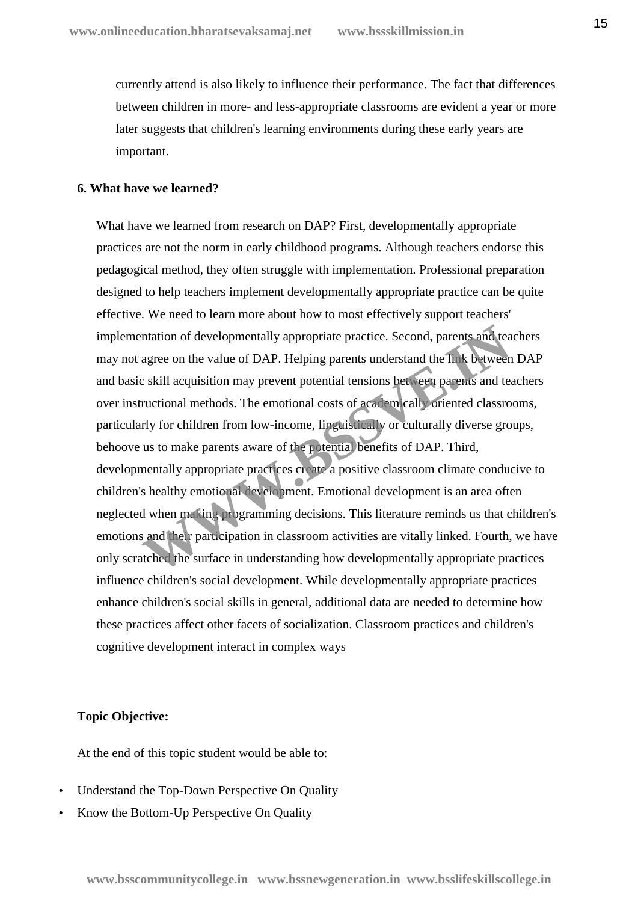currently attend is also likely to influence their performance. The fact that differences between children in more- and less-appropriate classrooms are evident a year or more later suggests that children's learning environments during these early years are important.

**6. What have we learned?**

What have we learned from research on DAP? First, developmentally appropriate practices are not the norm in early childhood programs. Although teachers endorse this pedagogical method, they often struggle with implementation. Professional preparation designed to help teachers implement developmentally appropriate practice can be quite effective. We need to learn more about how to most effectively support teachers' implementation of developmentally appropriate practice. Second, parents and teachers may not agree on the value of DAP. Helping parents understand the link between DAP and basic skill acquisition may prevent potential tensions between parents and teachers over instructional methods. The emotional costs of academically oriented classrooms, particularly for children from low-income, linguistically or culturally diverse groups, behoove us to make parents aware of the potential benefits of DAP. Third, developmentally appropriate practices create a positive classroom climate conducive to children's healthy emotional development. Emotional development is an area often neglected when making programming decisions. This literature reminds us that children's emotions and their participation in classroom activities are vitally linked. Fourth, we have only scratched the surface in understanding how developmentally appropriate practices influence children's social development. While developmentally appropriate practices enhance children's social skills in general, additional data are needed to determine how these practices affect other facets of socialization. Classroom practices and children's cognitive development interact in complex ways

**Topic Objective:**

At the end of this topic student would be able to:

- Understand the Top-Down Perspective On Quality
- Know the Bottom-Up Perspective On Quality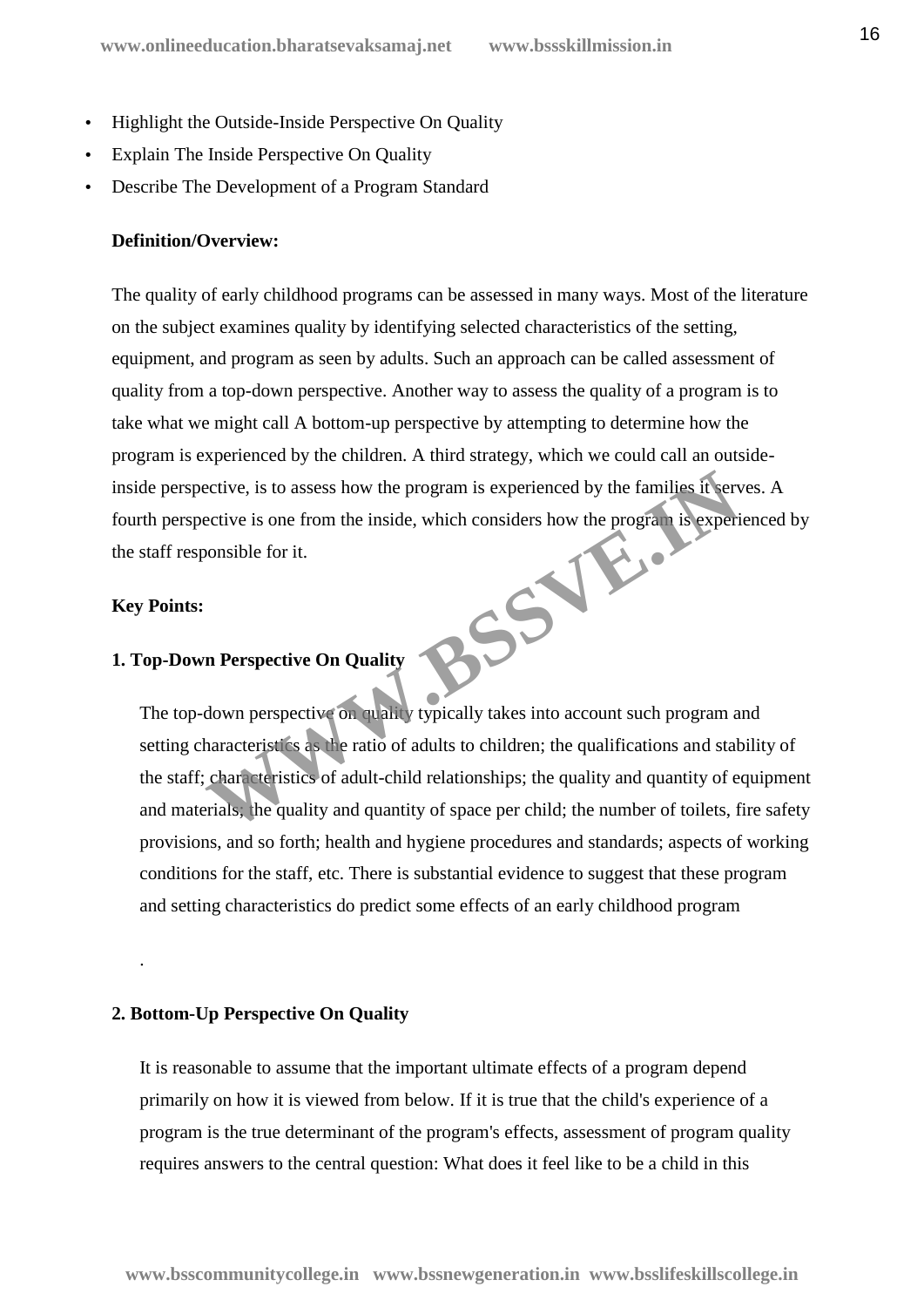- Highlight the Outside-Inside Perspective On Quality
- Explain The Inside Perspective On Quality
- Describe The Development of a Program Standard

**Definition/Overview:**

The quality of early childhood programs can be assessed in many ways. Most of the literature on the subject examines quality by identifying selected characteristics of the setting, equipment, and program as seen by adults. Such an approach can be called assessment of quality from a top-down perspective. Another way to assess the quality of a program is to take what we might call A bottom-up perspective by attempting to determine how the program is experienced by the children. A third strategy, which we could call an outside-inside perspective, is to assess how the program is experienced by the families it serves. A fourth perspective is one from the inside, which considers how the program is experienced by the staff responsible for it.

**Key Points:**

**1. Top-Down Perspective On Quality**

The top-down perspective on quality typically takes into account such program and setting characteristics as the ratio of adults to children; the qualifications and stability of the staff; characteristics of adult-child relationships; the quality and quantity of equipment and materials; the quality and quantity of space per child; the number of toilets, fire safety provisions, and so forth; health and hygiene procedures and standards; aspects of working conditions for the staff, etc. There is substantial evidence to suggest that these program and setting characteristics do predict some effects of an early childhood program

.

**2. Bottom-Up Perspective On Quality**

It is reasonable to assume that the important ultimate effects of a program depend primarily on how it is viewed from below. If it is true that the child's experience of a program is the true determinant of the program's effects, assessment of program quality requires answers to the central question: What does it feel like to be a child in this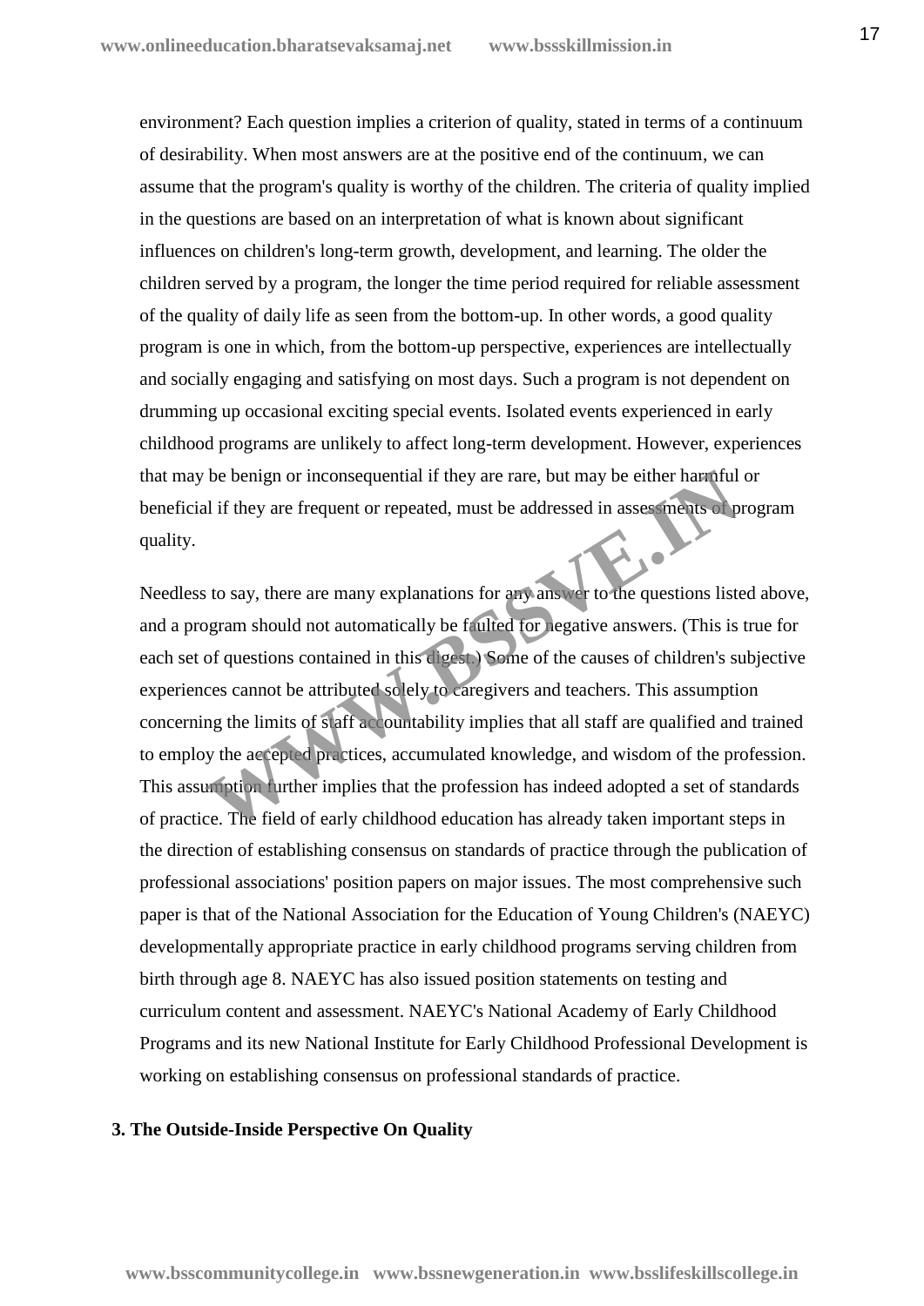environment? Each question implies a criterion of quality, stated in terms of a continuum of desirability. When most answers are at the positive end of the continuum, we can assume that the program's quality is worthy of the children. The criteria of quality implied in the questions are based on an interpretation of what is known about significant influences on children's long-term growth, development, and learning. The older the children served by a program, the longer the time period required for reliable assessment of the quality of daily life as seen from the bottom-up. In other words, a good quality program is one in which, from the bottom-up perspective, experiences are intellectually and socially engaging and satisfying on most days. Such a program is not dependent on drumming up occasional exciting special events. Isolated events experienced in early childhood programs are unlikely to affect long-term development. However, experiences that may be benign or inconsequential if they are rare, but may be either harmful or beneficial if they are frequent or repeated, must be addressed in assessments of program quality.

Needless to say, there are many explanations for any answer to the questions listed above, and a program should not automatically be faulted for negative answers. (This is true for each set of questions contained in this digest.) Some of the causes of children's subjective experiences cannot be attributed solely to caregivers and teachers. This assumption concerning the limits of staff accountability implies that all staff are qualified and trained to employ the accepted practices, accumulated knowledge, and wisdom of the profession. This assumption further implies that the profession has indeed adopted a set of standards of practice. The field of early childhood education has already taken important steps in the direction of establishing consensus on standards of practice through the publication of professional associations' position papers on major issues. The most comprehensive such paper is that of the National Association for the Education of Young Children's (NAEYC) developmentally appropriate practice in early childhood programs serving children from birth through age 8. NAEYC has also issued position statements on testing and curriculum content and assessment. NAEYC's National Academy of Early Childhood Programs and its new National Institute for Early Childhood Professional Development is working on establishing consensus on professional standards of practice.

**3. The Outside-Inside Perspective On Quality**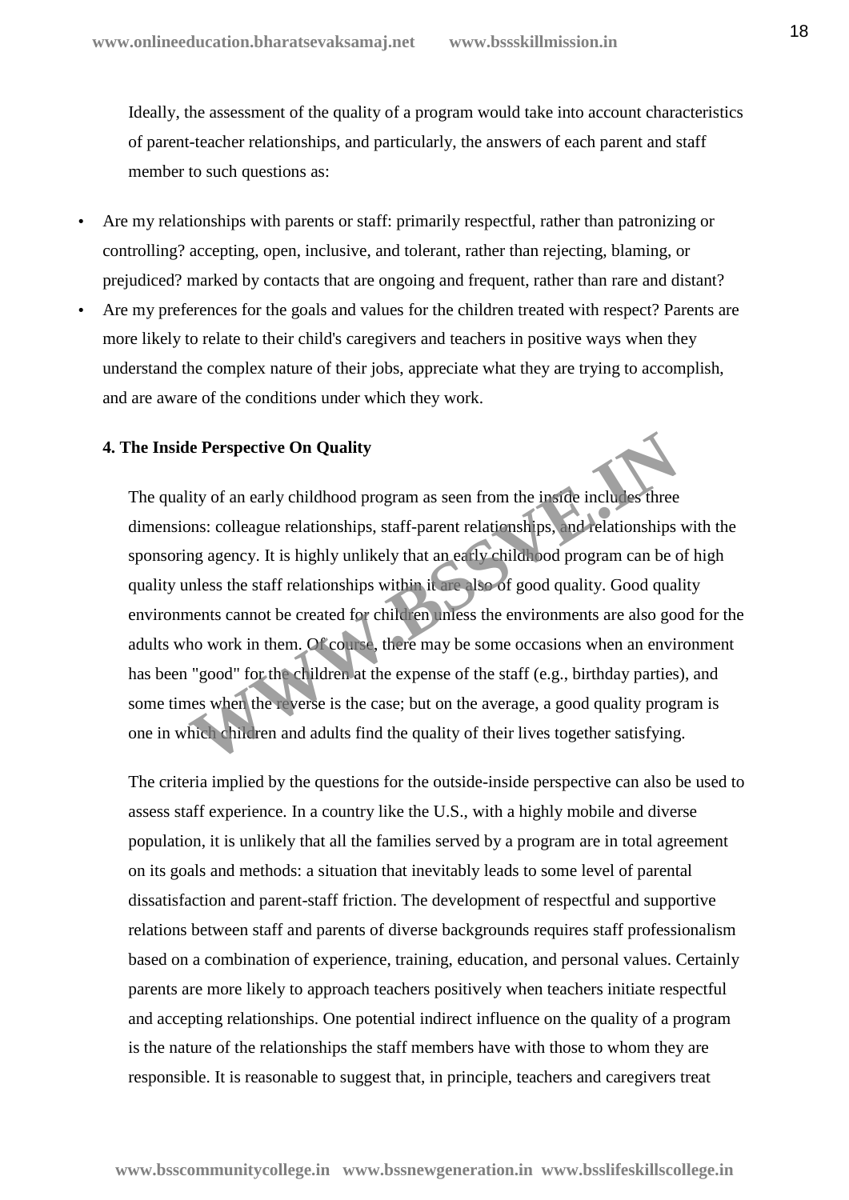Ideally, the assessment of the quality of a program would take into account characteristics of parent-teacher relationships, and particularly, the answers of each parent and staff member to such questions as:

- Are my relationships with parents or staff: primarily respectful, rather than patronizing or controlling? accepting, open, inclusive, and tolerant, rather than rejecting, blaming, or prejudiced? marked by contacts that are ongoing and frequent, rather than rare and distant?
- Are my preferences for the goals and values for the children treated with respect? Parents are more likely to relate to their child's caregivers and teachers in positive ways when they understand the complex nature of their jobs, appreciate what they are trying to accomplish, and are aware of the conditions under which they work.

**4. The Inside Perspective On Quality**

The quality of an early childhood program as seen from the inside includes three dimensions: colleague relationships, staff-parent relationships, and relationships with the sponsoring agency. It is highly unlikely that an early childhood program can be of high quality unless the staff relationships within it are also of good quality. Good quality environments cannot be created for children unless the environments are also good for the adults who work in them. Of course, there may be some occasions when an environment has been "good" for the children at the expense of the staff (e.g., birthday parties), and some times when the reverse is the case; but on the average, a good quality program is one in which children and adults find the quality of their lives together satisfying.

The criteria implied by the questions for the outside-inside perspective can also be used to assess staff experience. In a country like the U.S., with a highly mobile and diverse population, it is unlikely that all the families served by a program are in total agreement on its goals and methods: a situation that inevitably leads to some level of parental dissatisfaction and parent-staff friction. The development of respectful and supportive relations between staff and parents of diverse backgrounds requires staff professionalism based on a combination of experience, training, education, and personal values. Certainly parents are more likely to approach teachers positively when teachers initiate respectful and accepting relationships. One potential indirect influence on the quality of a program is the nature of the relationships the staff members have with those to whom they are responsible. It is reasonable to suggest that, in principle, teachers and caregivers treat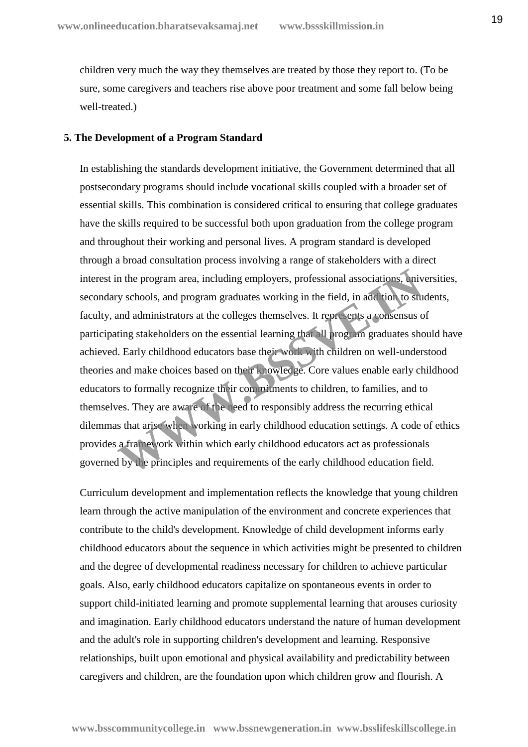children very much the way they themselves are treated by those they report to. (To be sure, some caregivers and teachers rise above poor treatment and some fall below being well-treated.)

**5. The Development of a Program Standard**

In establishing the standards development initiative, the Government determined that all postsecondary programs should include vocational skills coupled with a broader set of essential skills. This combination is considered critical to ensuring that college graduates have the skills required to be successful both upon graduation from the college program and throughout their working and personal lives. A program standard is developed through a broad consultation process involving a range of stakeholders with a direct interest in the program area, including employers, professional associations, universities, secondary schools, and program graduates working in the field, in addition to students, faculty, and administrators at the colleges themselves. It represents a consensus of participating stakeholders on the essential learning that all program graduates should have achieved. Early childhood educators base their work with children on well-understood theories and make choices based on their knowledge. Core values enable early childhood educators to formally recognize their commitments to children, to families, and to themselves. They are aware of the need to responsibly address the recurring ethical dilemmas that arise when working in early childhood education settings. A code of ethics provides a framework within which early childhood educators act as professionals governed by the principles and requirements of the early childhood education field.

Curriculum development and implementation reflects the knowledge that young children learn through the active manipulation of the environment and concrete experiences that contribute to the child's development. Knowledge of child development informs early childhood educators about the sequence in which activities might be presented to children and the degree of developmental readiness necessary for children to achieve particular goals. Also, early childhood educators capitalize on spontaneous events in order to support child-initiated learning and promote supplemental learning that arouses curiosity and imagination. Early childhood educators understand the nature of human development and the adult's role in supporting children's development and learning. Responsive relationships, built upon emotional and physical availability and predictability between caregivers and children, are the foundation upon which children grow and flourish. A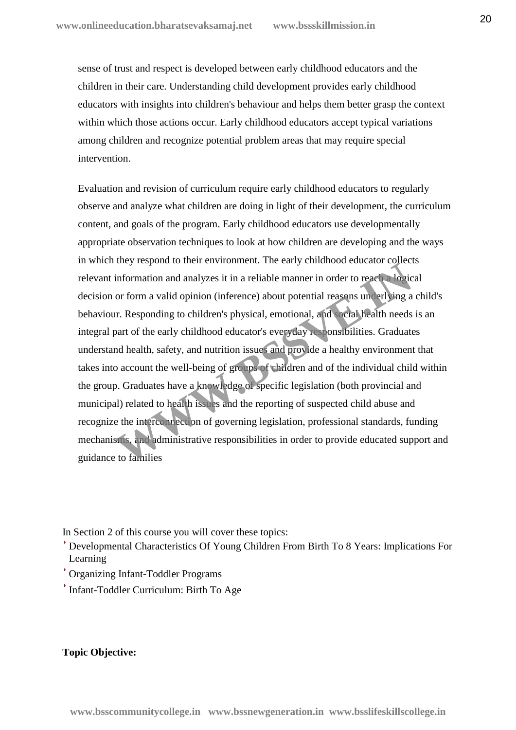sense of trust and respect is developed between early childhood educators and the children in their care. Understanding child development provides early childhood educators with insights into children's behaviour and helps them better grasp the context within which those actions occur. Early childhood educators accept typical variations among children and recognize potential problem areas that may require special intervention.

Evaluation and revision of curriculum require early childhood educators to regularly observe and analyze what children are doing in light of their development, the curriculum content, and goals of the program. Early childhood educators use developmentally appropriate observation techniques to look at how children are developing and the ways in which they respond to their environment. The early childhood educator collects relevant information and analyzes it in a reliable manner in order to reach a logical decision or form a valid opinion (inference) about potential reasons underlying a child's behaviour. Responding to children's physical, emotional, and social health needs is an integral part of the early childhood educator's everyday responsibilities. Graduates understand health, safety, and nutrition issues and provide a healthy environment that takes into account the well-being of groups of children and of the individual child within the group. Graduates have a knowledge of specific legislation (both provincial and municipal) related to health issues and the reporting of suspected child abuse and recognize the interconnection of governing legislation, professional standards, funding mechanisms, and administrative responsibilities in order to provide educated support and guidance to families

In Section 2 of this course you will cover these topics:

- Developmental Characteristics Of Young Children From Birth To 8 Years: Implications For Learning
- Organizing Infant-Toddler Programs
- Infant-Toddler Curriculum: Birth To Age

**Topic Objective:**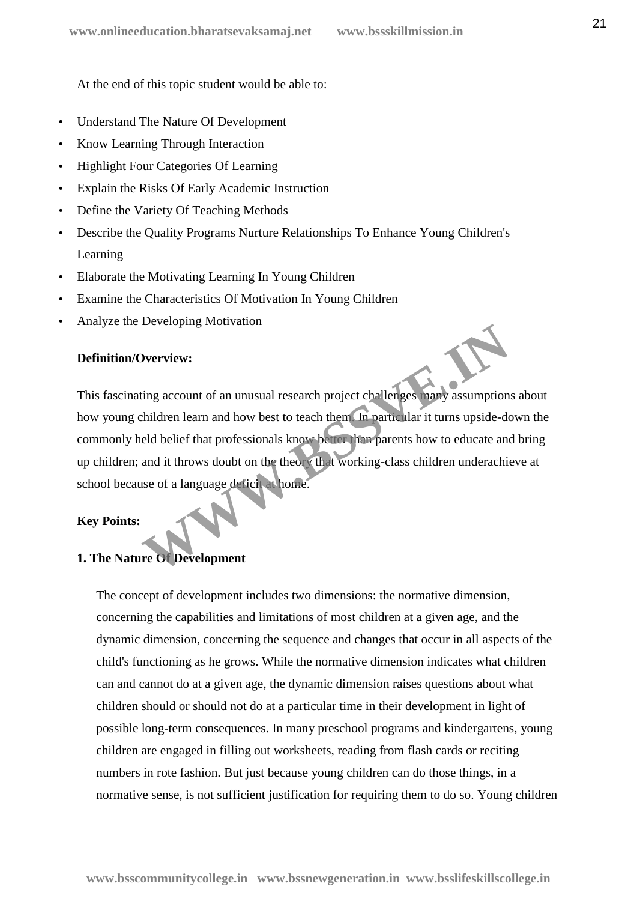At the end of this topic student would be able to:

- Understand The Nature Of Development
- Know Learning Through Interaction
- Highlight Four Categories Of Learning
- Explain the Risks Of Early Academic Instruction
- Define the Variety Of Teaching Methods
- Describe the Quality Programs Nurture Relationships To Enhance Young Children's Learning
- Elaborate the Motivating Learning In Young Children
- Examine the Characteristics Of Motivation In Young Children
- Analyze the Developing Motivation

**Definition/Overview:**

This fascinating account of an unusual research project challenges many assumptions about how young children learn and how best to teach them. In particular it turns upside-down the commonly held belief that professionals know better than parents how to educate and bring up children; and it throws doubt on the theory that working-class children underachieve at school because of a language deficit at home.

**Key Points:**

**1. The Nature Of Development**

The concept of development includes two dimensions: the normative dimension, concerning the capabilities and limitations of most children at a given age, and the dynamic dimension, concerning the sequence and changes that occur in all aspects of the child's functioning as he grows. While the normative dimension indicates what children can and cannot do at a given age, the dynamic dimension raises questions about what children should or should not do at a particular time in their development in light of possible long-term consequences. In many preschool programs and kindergartens, young children are engaged in filling out worksheets, reading from flash cards or reciting numbers in rote fashion. But just because young children can do those things, in a normative sense, is not sufficient justification for requiring them to do so. Young children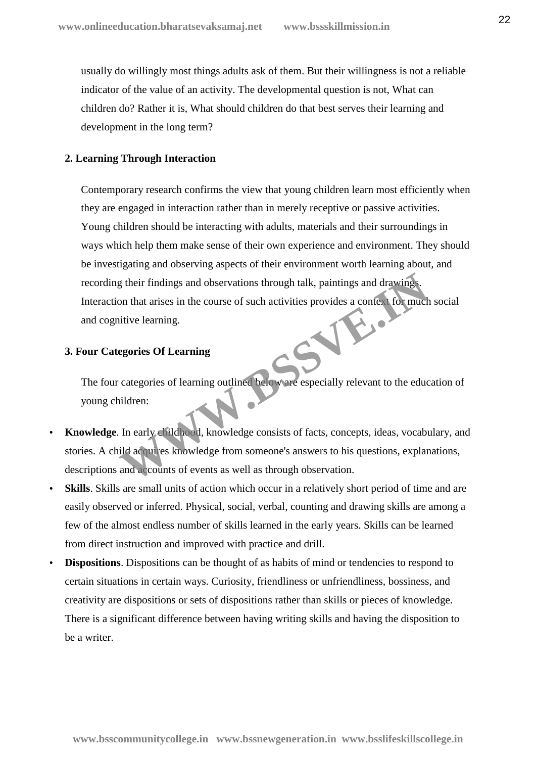usually do willingly most things adults ask of them. But their willingness is not a reliable indicator of the value of an activity. The developmental question is not, What can children do? Rather it is, What should children do that best serves their learning and development in the long term?

**2. Learning Through Interaction**

Contemporary research confirms the view that young children learn most efficiently when they are engaged in interaction rather than in merely receptive or passive activities. Young children should be interacting with adults, materials and their surroundings in ways which help them make sense of their own experience and environment. They should be investigating and observing aspects of their environment worth learning about, and recording their findings and observations through talk, paintings and drawings. Interaction that arises in the course of such activities provides a context for much social and cognitive learning.

**3. Four Categories Of Learning**

The four categories of learning outlined below are especially relevant to the education of young children:

- **Knowledge**. In early childhood, knowledge consists of facts, concepts, ideas, vocabulary, and stories. A child acquires knowledge from someone's answers to his questions, explanations, descriptions and accounts of events as well as through observation.
- **Skills**. Skills are small units of action which occur in a relatively short period of time and are easily observed or inferred. Physical, social, verbal, counting and drawing skills are among a few of the almost endless number of skills learned in the early years. Skills can be learned from direct instruction and improved with practice and drill.
- **Dispositions**. Dispositions can be thought of as habits of mind or tendencies to respond to certain situations in certain ways. Curiosity, friendliness or unfriendliness, bossiness, and creativity are dispositions or sets of dispositions rather than skills or pieces of knowledge. There is a significant difference between having writing skills and having the disposition to be a writer.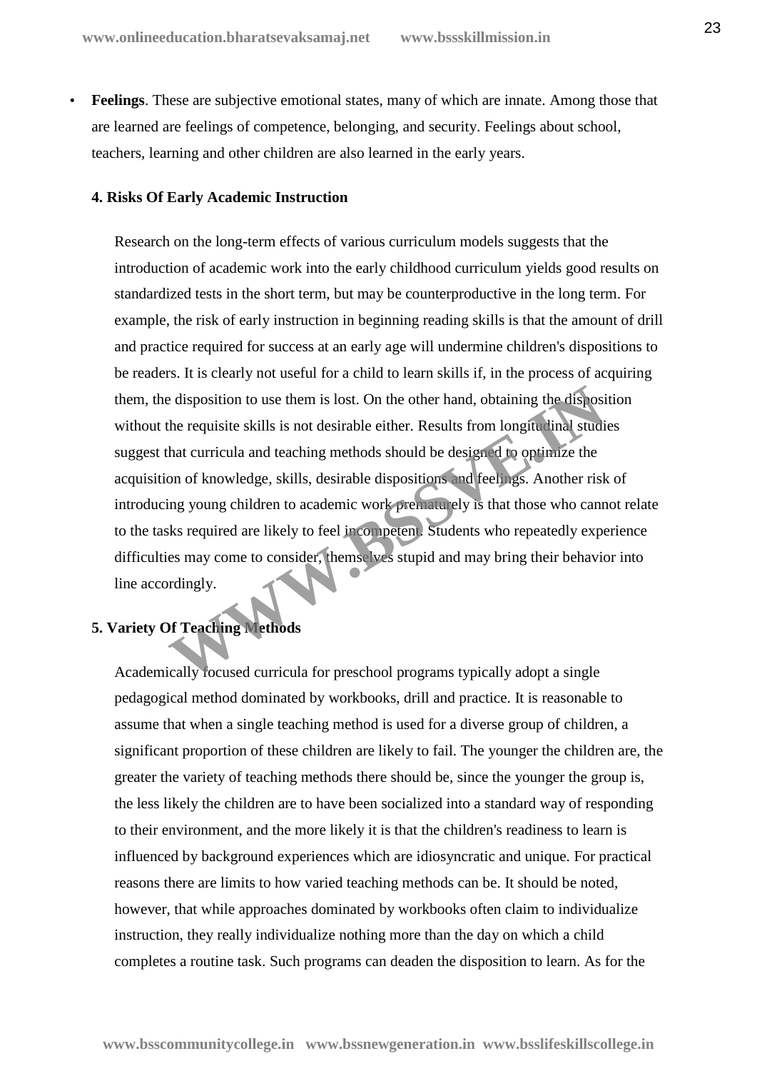- **Feelings**. These are subjective emotional states, many of which are innate. Among those that are learned are feelings of competence, belonging, and security. Feelings about school, teachers, learning and other children are also learned in the early years.

### 4. Risks Of Early Academic Instruction

Research on the long-term effects of various curriculum models suggests that the introduction of academic work into the early childhood curriculum yields good results on standardized tests in the short term, but may be counterproductive in the long term. For example, the risk of early instruction in beginning reading skills is that the amount of drill and practice required for success at an early age will undermine children's dispositions to be readers. It is clearly not useful for a child to learn skills if, in the process of acquiring them, the disposition to use them is lost. On the other hand, obtaining the disposition without the requisite skills is not desirable either. Results from longitudinal studies suggest that curricula and teaching methods should be designed to optimize the acquisition of knowledge, skills, desirable dispositions and feelings. Another risk of introducing young children to academic work prematurely is that those who cannot relate to the tasks required are likely to feel incompetent. Students who repeatedly experience difficulties may come to consider themselves stupid and may bring their behavior into line accordingly.

### 5. Variety Of Teaching Methods

Academically focused curricula for preschool programs typically adopt a single pedagogical method dominated by workbooks, drill and practice. It is reasonable to assume that when a single teaching method is used for a diverse group of children, a significant proportion of these children are likely to fail. The younger the children are, the greater the variety of teaching methods there should be, since the younger the group is, the less likely the children are to have been socialized into a standard way of responding to their environment, and the more likely it is that the children's readiness to learn is influenced by background experiences which are idiosyncratic and unique. For practical reasons there are limits to how varied teaching methods can be. It should be noted, however, that while approaches dominated by workbooks often claim to individualize instruction, they really individualize nothing more than the day on which a child completes a routine task. Such programs can deaden the disposition to learn. As for the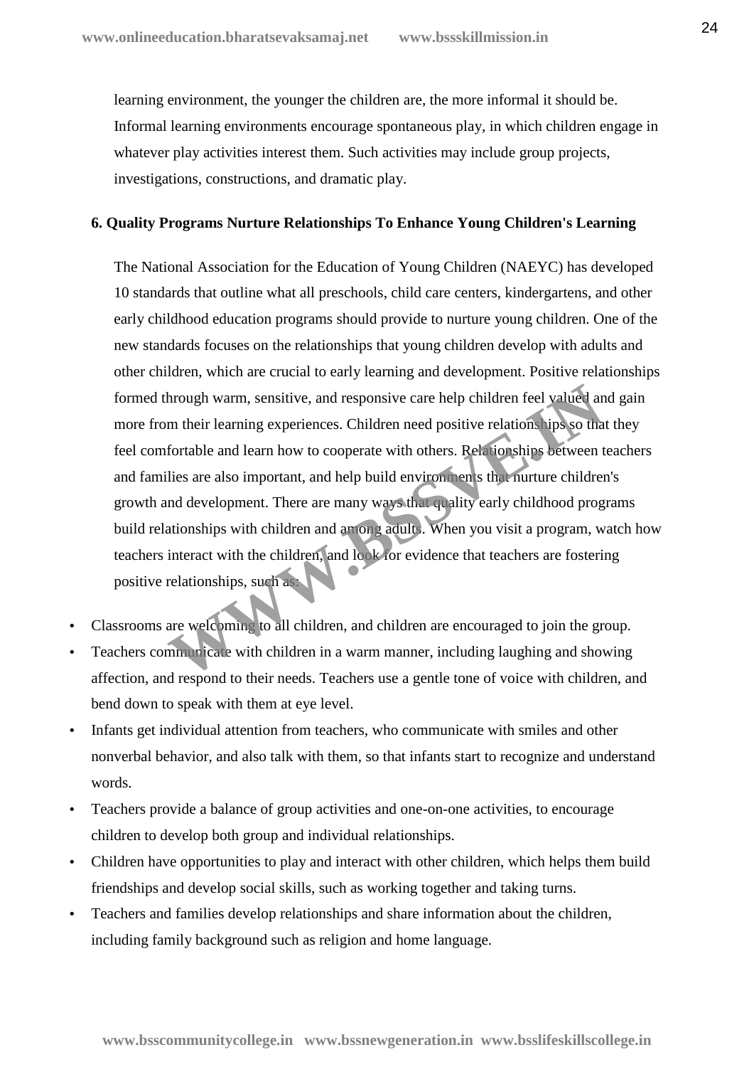learning environment, the younger the children are, the more informal it should be. Informal learning environments encourage spontaneous play, in which children engage in whatever play activities interest them. Such activities may include group projects, investigations, constructions, and dramatic play.

**6. Quality Programs Nurture Relationships To Enhance Young Children's Learning**

The National Association for the Education of Young Children (NAEYC) has developed 10 standards that outline what all preschools, child care centers, kindergartens, and other early childhood education programs should provide to nurture young children. One of the new standards focuses on the relationships that young children develop with adults and other children, which are crucial to early learning and development. Positive relationships formed through warm, sensitive, and responsive care help children feel valued and gain more from their learning experiences. Children need positive relationships so that they feel comfortable and learn how to cooperate with others. Relationships between teachers and families are also important, and help build environments that nurture children's growth and development. There are many ways that quality early childhood programs build relationships with children and among adults. When you visit a program, watch how teachers interact with the children, and look for evidence that teachers are fostering positive relationships, such as:

- Classrooms are welcoming to all children, and children are encouraged to join the group.
- Teachers communicate with children in a warm manner, including laughing and showing affection, and respond to their needs. Teachers use a gentle tone of voice with children, and bend down to speak with them at eye level.
- Infants get individual attention from teachers, who communicate with smiles and other nonverbal behavior, and also talk with them, so that infants start to recognize and understand words.
- Teachers provide a balance of group activities and one-on-one activities, to encourage children to develop both group and individual relationships.
- Children have opportunities to play and interact with other children, which helps them build friendships and develop social skills, such as working together and taking turns.
- Teachers and families develop relationships and share information about the children, including family background such as religion and home language.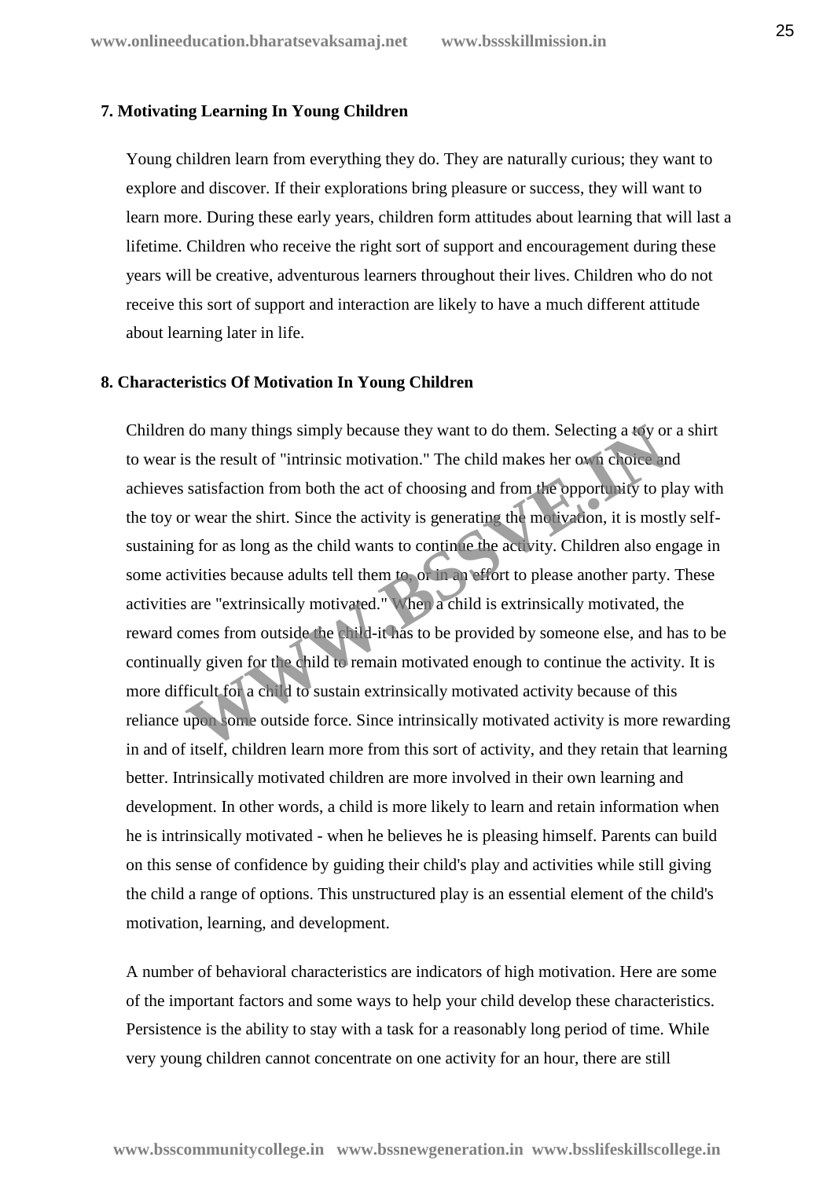**7. Motivating Learning In Young Children**

Young children learn from everything they do. They are naturally curious; they want to explore and discover. If their explorations bring pleasure or success, they will want to learn more. During these early years, children form attitudes about learning that will last a lifetime. Children who receive the right sort of support and encouragement during these years will be creative, adventurous learners throughout their lives. Children who do not receive this sort of support and interaction are likely to have a much different attitude about learning later in life.

**8. Characteristics Of Motivation In Young Children**

Children do many things simply because they want to do them. Selecting a toy or a shirt to wear is the result of "intrinsic motivation." The child makes her own choice and achieves satisfaction from both the act of choosing and from the opportunity to play with the toy or wear the shirt. Since the activity is generating the motivation, it is mostly self-sustaining for as long as the child wants to continue the activity. Children also engage in some activities because adults tell them to, or in an effort to please another party. These activities are "extrinsically motivated." When a child is extrinsically motivated, the reward comes from outside the child-it has to be provided by someone else, and has to be continually given for the child to remain motivated enough to continue the activity. It is more difficult for a child to sustain extrinsically motivated activity because of this reliance upon some outside force. Since intrinsically motivated activity is more rewarding in and of itself, children learn more from this sort of activity, and they retain that learning better. Intrinsically motivated children are more involved in their own learning and development. In other words, a child is more likely to learn and retain information when he is intrinsically motivated - when he believes he is pleasing himself. Parents can build on this sense of confidence by guiding their child's play and activities while still giving the child a range of options. This unstructured play is an essential element of the child's motivation, learning, and development.

A number of behavioral characteristics are indicators of high motivation. Here are some of the important factors and some ways to help your child develop these characteristics. Persistence is the ability to stay with a task for a reasonably long period of time. While very young children cannot concentrate on one activity for an hour, there are still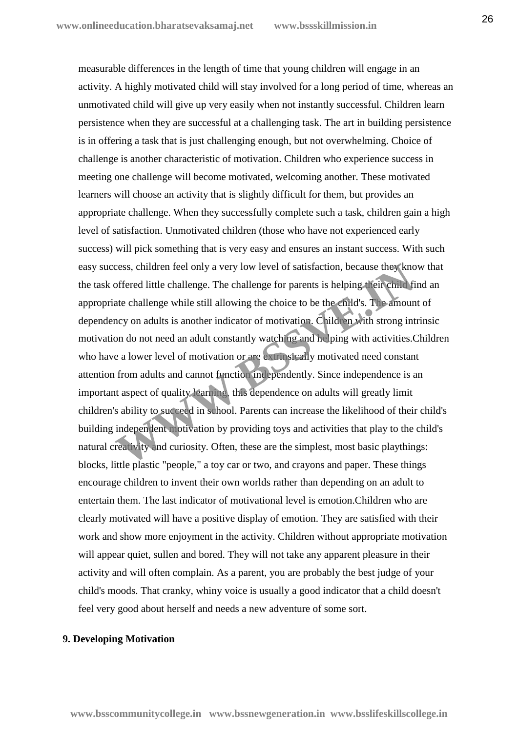measurable differences in the length of time that young children will engage in an activity. A highly motivated child will stay involved for a long period of time, whereas an unmotivated child will give up very easily when not instantly successful. Children learn persistence when they are successful at a challenging task. The art in building persistence is in offering a task that is just challenging enough, but not overwhelming. Choice of challenge is another characteristic of motivation. Children who experience success in meeting one challenge will become motivated, welcoming another. These motivated learners will choose an activity that is slightly difficult for them, but provides an appropriate challenge. When they successfully complete such a task, children gain a high level of satisfaction. Unmotivated children (those who have not experienced early success) will pick something that is very easy and ensures an instant success. With such easy success, children feel only a very low level of satisfaction, because they know that the task offered little challenge. The challenge for parents is helping their child find an appropriate challenge while still allowing the choice to be the child's. The amount of dependency on adults is another indicator of motivation. Children with strong intrinsic motivation do not need an adult constantly watching and helping with activities.Children who have a lower level of motivation or are extrinsically motivated need constant attention from adults and cannot function independently. Since independence is an important aspect of quality learning, this dependence on adults will greatly limit children's ability to succeed in school. Parents can increase the likelihood of their child's building independent motivation by providing toys and activities that play to the child's natural creativity and curiosity. Often, these are the simplest, most basic playthings: blocks, little plastic "people," a toy car or two, and crayons and paper. These things encourage children to invent their own worlds rather than depending on an adult to entertain them. The last indicator of motivational level is emotion.Children who are clearly motivated will have a positive display of emotion. They are satisfied with their work and show more enjoyment in the activity. Children without appropriate motivation will appear quiet, sullen and bored. They will not take any apparent pleasure in their activity and will often complain. As a parent, you are probably the best judge of your child's moods. That cranky, whiny voice is usually a good indicator that a child doesn't feel very good about herself and needs a new adventure of some sort.

**9. Developing Motivation**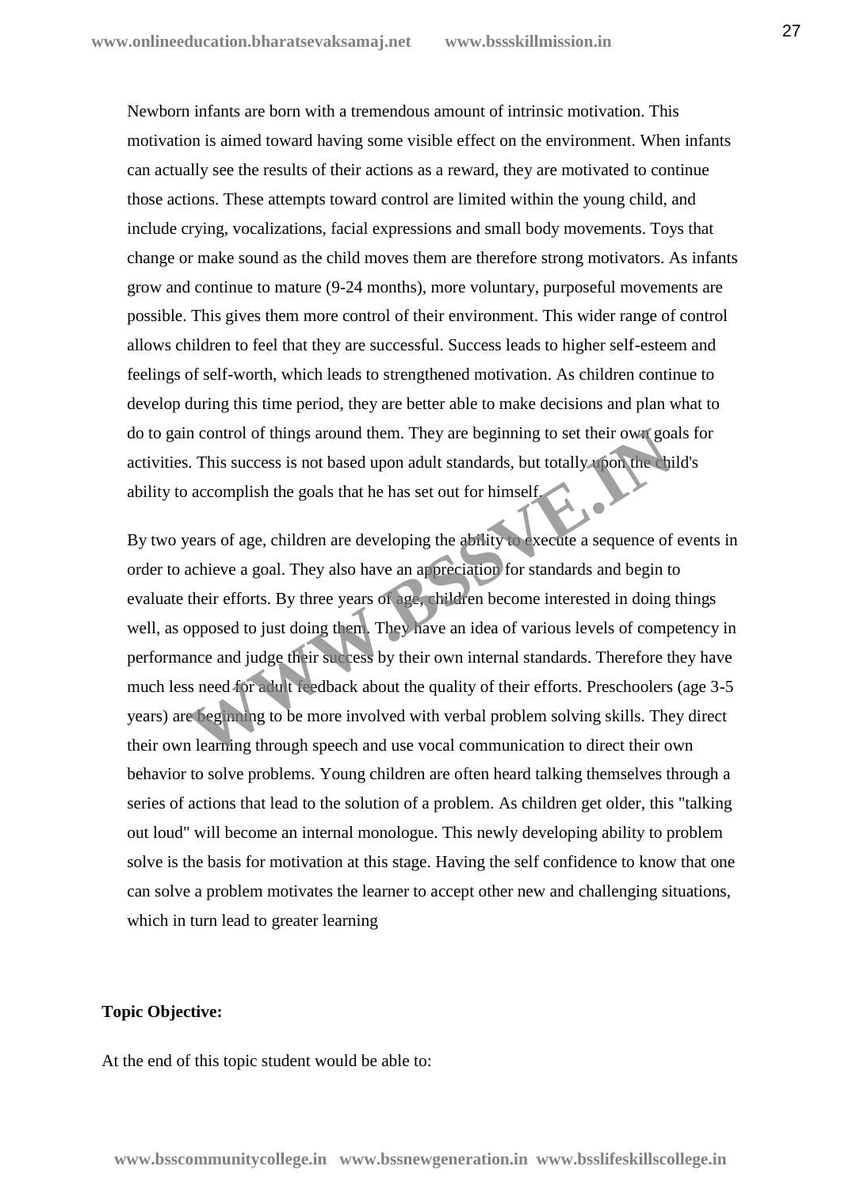Newborn infants are born with a tremendous amount of intrinsic motivation. This motivation is aimed toward having some visible effect on the environment. When infants can actually see the results of their actions as a reward, they are motivated to continue those actions. These attempts toward control are limited within the young child, and include crying, vocalizations, facial expressions and small body movements. Toys that change or make sound as the child moves them are therefore strong motivators. As infants grow and continue to mature (9-24 months), more voluntary, purposeful movements are possible. This gives them more control of their environment. This wider range of control allows children to feel that they are successful. Success leads to higher self-esteem and feelings of self-worth, which leads to strengthened motivation. As children continue to develop during this time period, they are better able to make decisions and plan what to do to gain control of things around them. They are beginning to set their own goals for activities. This success is not based upon adult standards, but totally upon the child's ability to accomplish the goals that he has set out for himself.

By two years of age, children are developing the ability to execute a sequence of events in order to achieve a goal. They also have an appreciation for standards and begin to evaluate their efforts. By three years of age, children become interested in doing things well, as opposed to just doing them. They have an idea of various levels of competency in performance and judge their success by their own internal standards. Therefore they have much less need for adult feedback about the quality of their efforts. Preschoolers (age 3-5 years) are beginning to be more involved with verbal problem solving skills. They direct their own learning through speech and use vocal communication to direct their own behavior to solve problems. Young children are often heard talking themselves through a series of actions that lead to the solution of a problem. As children get older, this "talking out loud" will become an internal monologue. This newly developing ability to problem solve is the basis for motivation at this stage. Having the self confidence to know that one can solve a problem motivates the learner to accept other new and challenging situations, which in turn lead to greater learning

**Topic Objective:**

At the end of this topic student would be able to: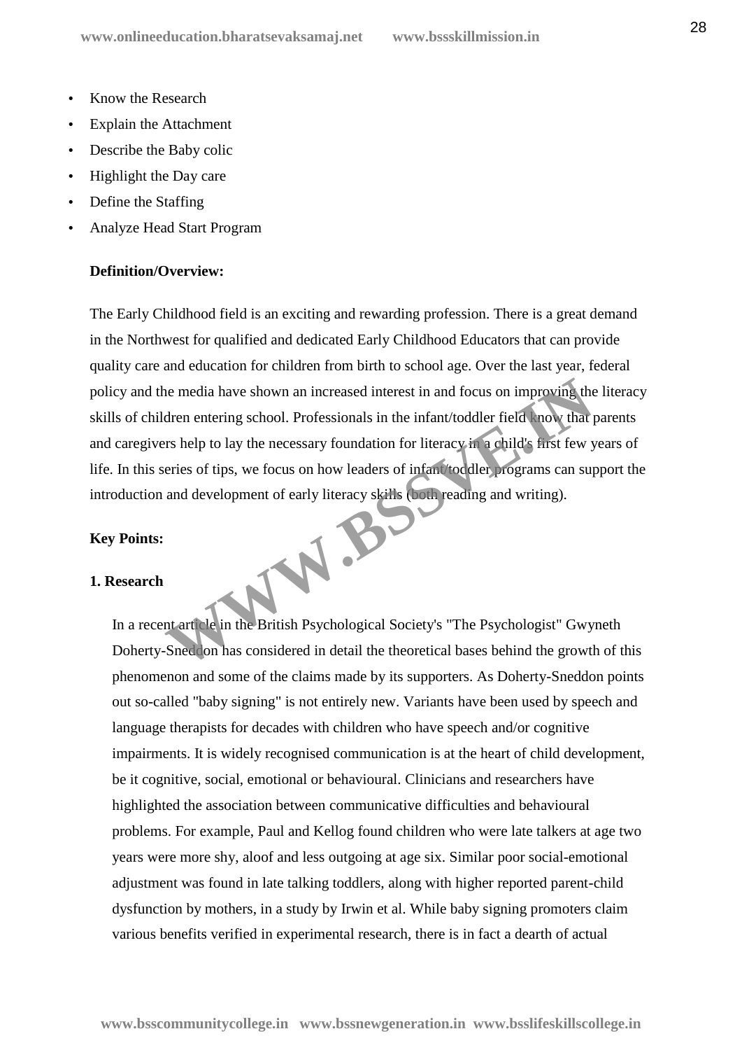- Know the Research
- Explain the Attachment
- Describe the Baby colic
- Highlight the Day care
- Define the Staffing
- Analyze Head Start Program

**Definition/Overview:**

The Early Childhood field is an exciting and rewarding profession. There is a great demand in the Northwest for qualified and dedicated Early Childhood Educators that can provide quality care and education for children from birth to school age. Over the last year, federal policy and the media have shown an increased interest in and focus on improving the literacy skills of children entering school. Professionals in the infant/toddler field know that parents and caregivers help to lay the necessary foundation for literacy in a child's first few years of life. In this series of tips, we focus on how leaders of infant/toddler programs can support the introduction and development of early literacy skills (both reading and writing).

**Key Points:**

**1. Research**

In a recent article in the British Psychological Society's "The Psychologist" Gwyneth Doherty-Sneddon has considered in detail the theoretical bases behind the growth of this phenomenon and some of the claims made by its supporters. As Doherty-Sneddon points out so-called "baby signing" is not entirely new. Variants have been used by speech and language therapists for decades with children who have speech and/or cognitive impairments. It is widely recognised communication is at the heart of child development, be it cognitive, social, emotional or behavioural. Clinicians and researchers have highlighted the association between communicative difficulties and behavioural problems. For example, Paul and Kellog found children who were late talkers at age two years were more shy, aloof and less outgoing at age six. Similar poor social-emotional adjustment was found in late talking toddlers, along with higher reported parent-child dysfunction by mothers, in a study by Irwin et al. While baby signing promoters claim various benefits verified in experimental research, there is in fact a dearth of actual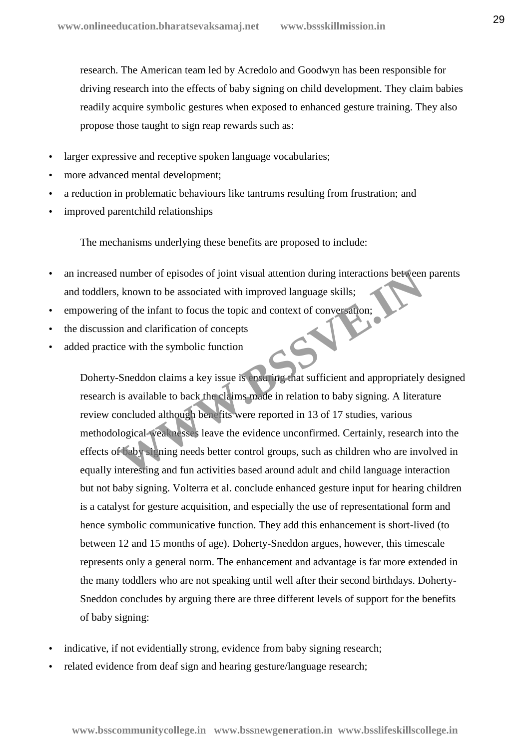research. The American team led by Acredolo and Goodwyn has been responsible for driving research into the effects of baby signing on child development. They claim babies readily acquire symbolic gestures when exposed to enhanced gesture training. They also propose those taught to sign reap rewards such as:

- larger expressive and receptive spoken language vocabularies;
- more advanced mental development;
- a reduction in problematic behaviours like tantrums resulting from frustration; and
- improved parentchild relationships

The mechanisms underlying these benefits are proposed to include:

- an increased number of episodes of joint visual attention during interactions between parents and toddlers, known to be associated with improved language skills;
- empowering of the infant to focus the topic and context of conversation;
- the discussion and clarification of concepts
- added practice with the symbolic function

Doherty-Sneddon claims a key issue is ensuring that sufficient and appropriately designed research is available to back the claims made in relation to baby signing. A literature review concluded although benefits were reported in 13 of 17 studies, various methodological weaknesses leave the evidence unconfirmed. Certainly, research into the effects of baby signing needs better control groups, such as children who are involved in equally interesting and fun activities based around adult and child language interaction but not baby signing. Volterra et al. conclude enhanced gesture input for hearing children is a catalyst for gesture acquisition, and especially the use of representational form and hence symbolic communicative function. They add this enhancement is short-lived (to between 12 and 15 months of age). Doherty-Sneddon argues, however, this timescale represents only a general norm. The enhancement and advantage is far more extended in the many toddlers who are not speaking until well after their second birthdays. Doherty-Sneddon concludes by arguing there are three different levels of support for the benefits of baby signing:

- indicative, if not evidentially strong, evidence from baby signing research;
- related evidence from deaf sign and hearing gesture/language research;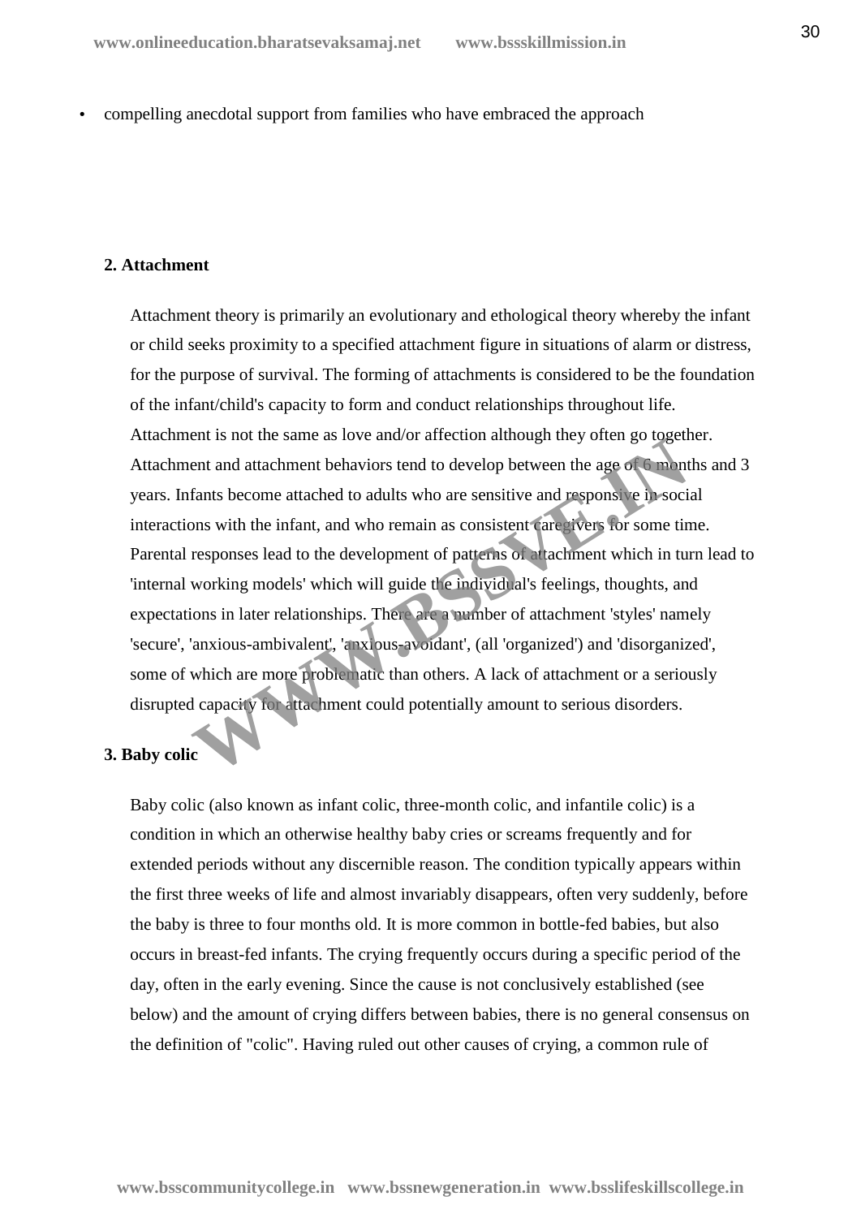- compelling anecdotal support from families who have embraced the approach

**2. Attachment**

Attachment theory is primarily an evolutionary and ethological theory whereby the infant or child seeks proximity to a specified attachment figure in situations of alarm or distress, for the purpose of survival. The forming of attachments is considered to be the foundation of the infant/child's capacity to form and conduct relationships throughout life. Attachment is not the same as love and/or affection although they often go together. Attachment and attachment behaviors tend to develop between the age of 6 months and 3 years. Infants become attached to adults who are sensitive and responsive in social interactions with the infant, and who remain as consistent caregivers for some time. Parental responses lead to the development of patterns of attachment which in turn lead to 'internal working models' which will guide the individual's feelings, thoughts, and expectations in later relationships. There are a number of attachment 'styles' namely 'secure', 'anxious-ambivalent', 'anxious-avoidant', (all 'organized') and 'disorganized', some of which are more problematic than others. A lack of attachment or a seriously disrupted capacity for attachment could potentially amount to serious disorders.

**3. Baby colic**

Baby colic (also known as infant colic, three-month colic, and infantile colic) is a condition in which an otherwise healthy baby cries or screams frequently and for extended periods without any discernible reason. The condition typically appears within the first three weeks of life and almost invariably disappears, often very suddenly, before the baby is three to four months old. It is more common in bottle-fed babies, but also occurs in breast-fed infants. The crying frequently occurs during a specific period of the day, often in the early evening. Since the cause is not conclusively established (see below) and the amount of crying differs between babies, there is no general consensus on the definition of "colic". Having ruled out other causes of crying, a common rule of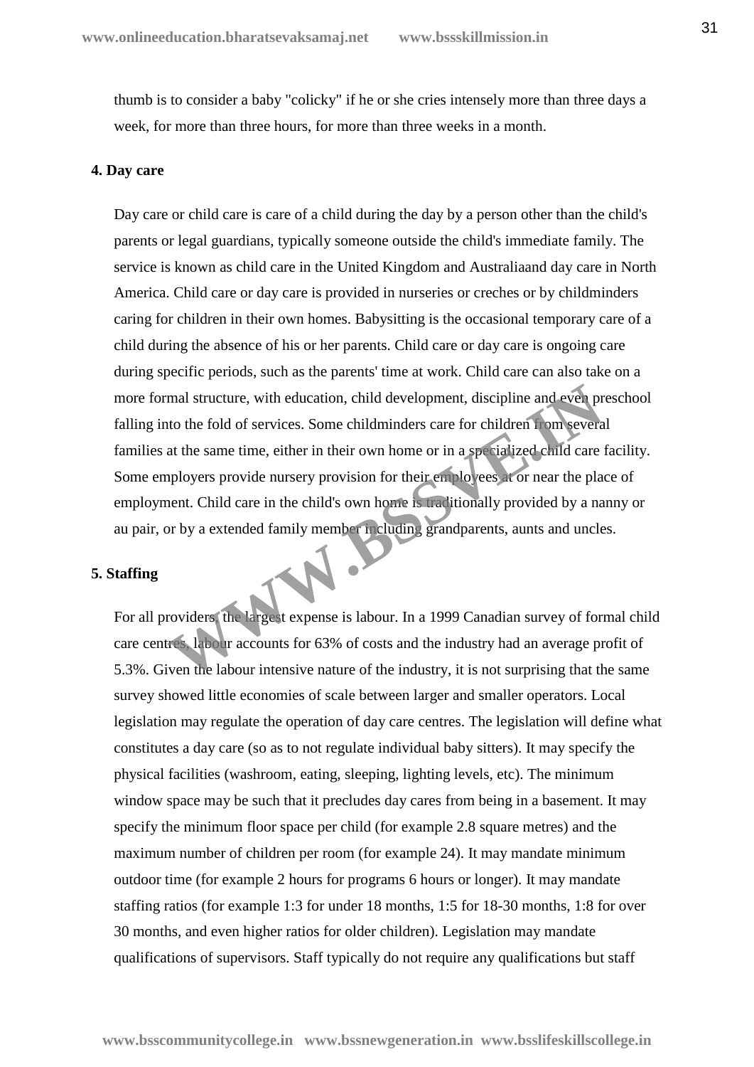thumb is to consider a baby "colicky" if he or she cries intensely more than three days a week, for more than three hours, for more than three weeks in a month.

**4. Day care**

Day care or child care is care of a child during the day by a person other than the child's parents or legal guardians, typically someone outside the child's immediate family. The service is known as child care in the United Kingdom and Australiaand day care in North America. Child care or day care is provided in nurseries or creches or by childminders caring for children in their own homes. Babysitting is the occasional temporary care of a child during the absence of his or her parents. Child care or day care is ongoing care during specific periods, such as the parents' time at work. Child care can also take on a more formal structure, with education, child development, discipline and even preschool falling into the fold of services. Some childminders care for children from several families at the same time, either in their own home or in a specialized child care facility. Some employers provide nursery provision for their employees at or near the place of employment. Child care in the child's own home is traditionally provided by a nanny or au pair, or by a extended family member including grandparents, aunts and uncles.

**5. Staffing**

For all providers, the largest expense is labour. In a 1999 Canadian survey of formal child care centres, labour accounts for 63% of costs and the industry had an average profit of 5.3%. Given the labour intensive nature of the industry, it is not surprising that the same survey showed little economies of scale between larger and smaller operators. Local legislation may regulate the operation of day care centres. The legislation will define what constitutes a day care (so as to not regulate individual baby sitters). It may specify the physical facilities (washroom, eating, sleeping, lighting levels, etc). The minimum window space may be such that it precludes day cares from being in a basement. It may specify the minimum floor space per child (for example 2.8 square metres) and the maximum number of children per room (for example 24). It may mandate minimum outdoor time (for example 2 hours for programs 6 hours or longer). It may mandate staffing ratios (for example 1:3 for under 18 months, 1:5 for 18-30 months, 1:8 for over 30 months, and even higher ratios for older children). Legislation may mandate qualifications of supervisors. Staff typically do not require any qualifications but staff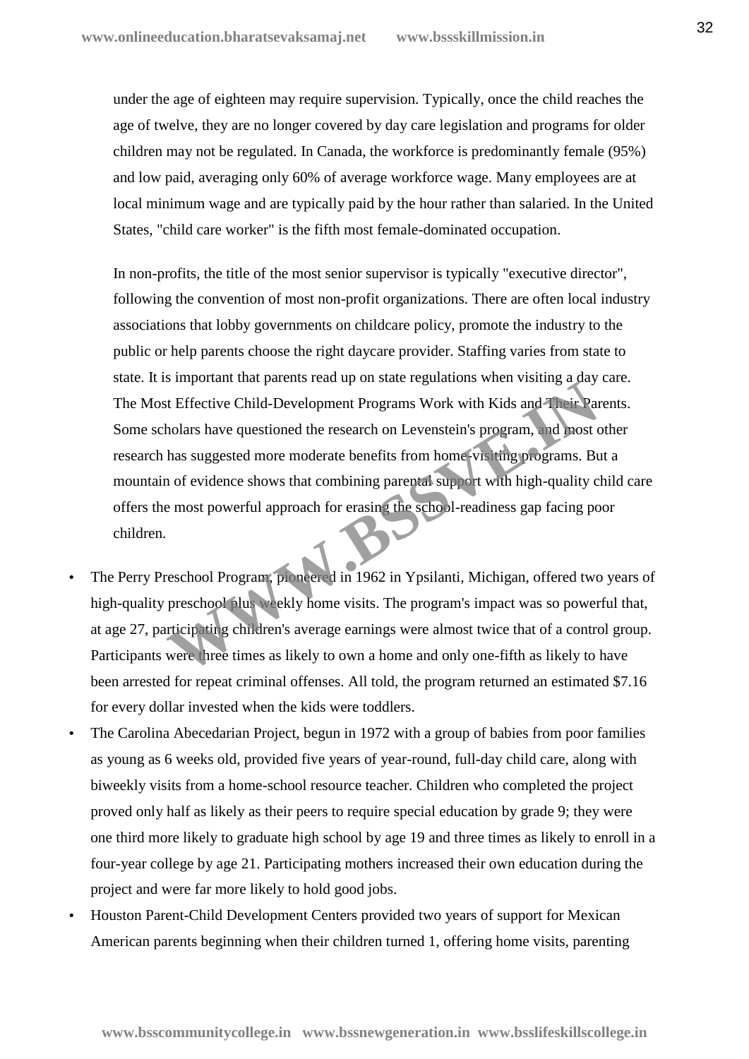under the age of eighteen may require supervision. Typically, once the child reaches the age of twelve, they are no longer covered by day care legislation and programs for older children may not be regulated. In Canada, the workforce is predominantly female (95%) and low paid, averaging only 60% of average workforce wage. Many employees are at local minimum wage and are typically paid by the hour rather than salaried. In the United States, "child care worker" is the fifth most female-dominated occupation.

In non-profits, the title of the most senior supervisor is typically "executive director", following the convention of most non-profit organizations. There are often local industry associations that lobby governments on childcare policy, promote the industry to the public or help parents choose the right daycare provider. Staffing varies from state to state. It is important that parents read up on state regulations when visiting a day care. The Most Effective Child-Development Programs Work with Kids and Their Parents. Some scholars have questioned the research on Levenstein's program, and most other research has suggested more moderate benefits from home-visiting programs. But a mountain of evidence shows that combining parental support with high-quality child care offers the most powerful approach for erasing the school-readiness gap facing poor children.

- The Perry Preschool Program, pioneered in 1962 in Ypsilanti, Michigan, offered two years of high-quality preschool plus weekly home visits. The program's impact was so powerful that, at age 27, participating children's average earnings were almost twice that of a control group. Participants were three times as likely to own a home and only one-fifth as likely to have been arrested for repeat criminal offenses. All told, the program returned an estimated $7.16 for every dollar invested when the kids were toddlers.
- The Carolina Abecedarian Project, begun in 1972 with a group of babies from poor families as young as 6 weeks old, provided five years of year-round, full-day child care, along with biweekly visits from a home-school resource teacher. Children who completed the project proved only half as likely as their peers to require special education by grade 9; they were one third more likely to graduate high school by age 19 and three times as likely to enroll in a four-year college by age 21. Participating mothers increased their own education during the project and were far more likely to hold good jobs.
- Houston Parent-Child Development Centers provided two years of support for Mexican American parents beginning when their children turned 1, offering home visits, parenting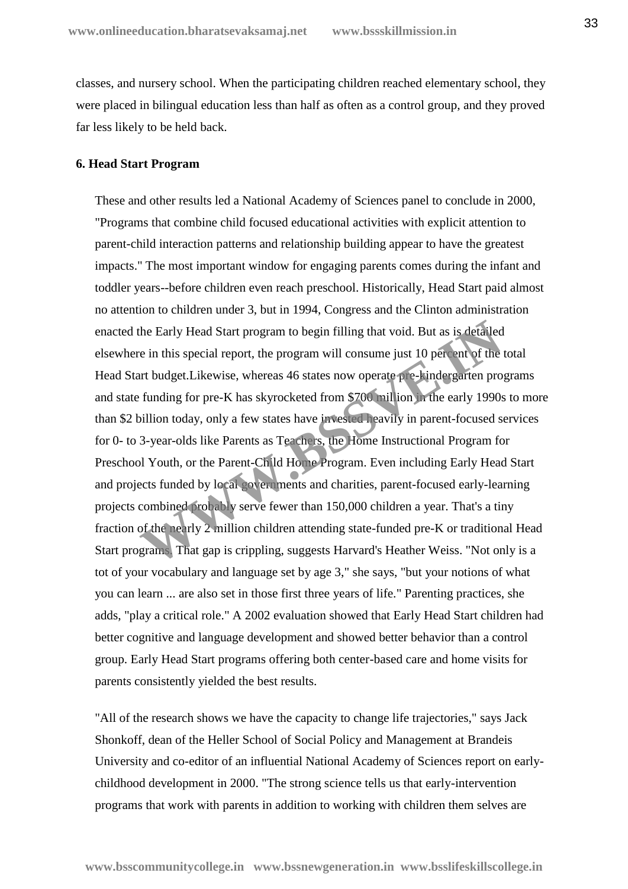classes, and nursery school. When the participating children reached elementary school, they were placed in bilingual education less than half as often as a control group, and they proved far less likely to be held back.

### 6. Head Start Program

These and other results led a National Academy of Sciences panel to conclude in 2000, "Programs that combine child focused educational activities with explicit attention to parent-child interaction patterns and relationship building appear to have the greatest impacts." The most important window for engaging parents comes during the infant and toddler years--before children even reach preschool. Historically, Head Start paid almost no attention to children under 3, but in 1994, Congress and the Clinton administration enacted the Early Head Start program to begin filling that void. But as is detailed elsewhere in this special report, the program will consume just 10 percent of the total Head Start budget.Likewise, whereas 46 states now operate pre-kindergarten programs and state funding for pre-K has skyrocketed from $700 million in the early 1990s to more than $2 billion today, only a few states have invested heavily in parent-focused services for 0- to 3-year-olds like Parents as Teachers, the Home Instructional Program for Preschool Youth, or the Parent-Child Home Program. Even including Early Head Start and projects funded by local governments and charities, parent-focused early-learning projects combined probably serve fewer than 150,000 children a year. That's a tiny fraction of the nearly 2 million children attending state-funded pre-K or traditional Head Start programs. That gap is crippling, suggests Harvard's Heather Weiss. "Not only is a tot of your vocabulary and language set by age 3," she says, "but your notions of what you can learn ... are also set in those first three years of life." Parenting practices, she adds, "play a critical role." A 2002 evaluation showed that Early Head Start children had better cognitive and language development and showed better behavior than a control group. Early Head Start programs offering both center-based care and home visits for parents consistently yielded the best results.

"All of the research shows we have the capacity to change life trajectories," says Jack Shonkoff, dean of the Heller School of Social Policy and Management at Brandeis University and co-editor of an influential National Academy of Sciences report on early-childhood development in 2000. "The strong science tells us that early-intervention programs that work with parents in addition to working with children them selves are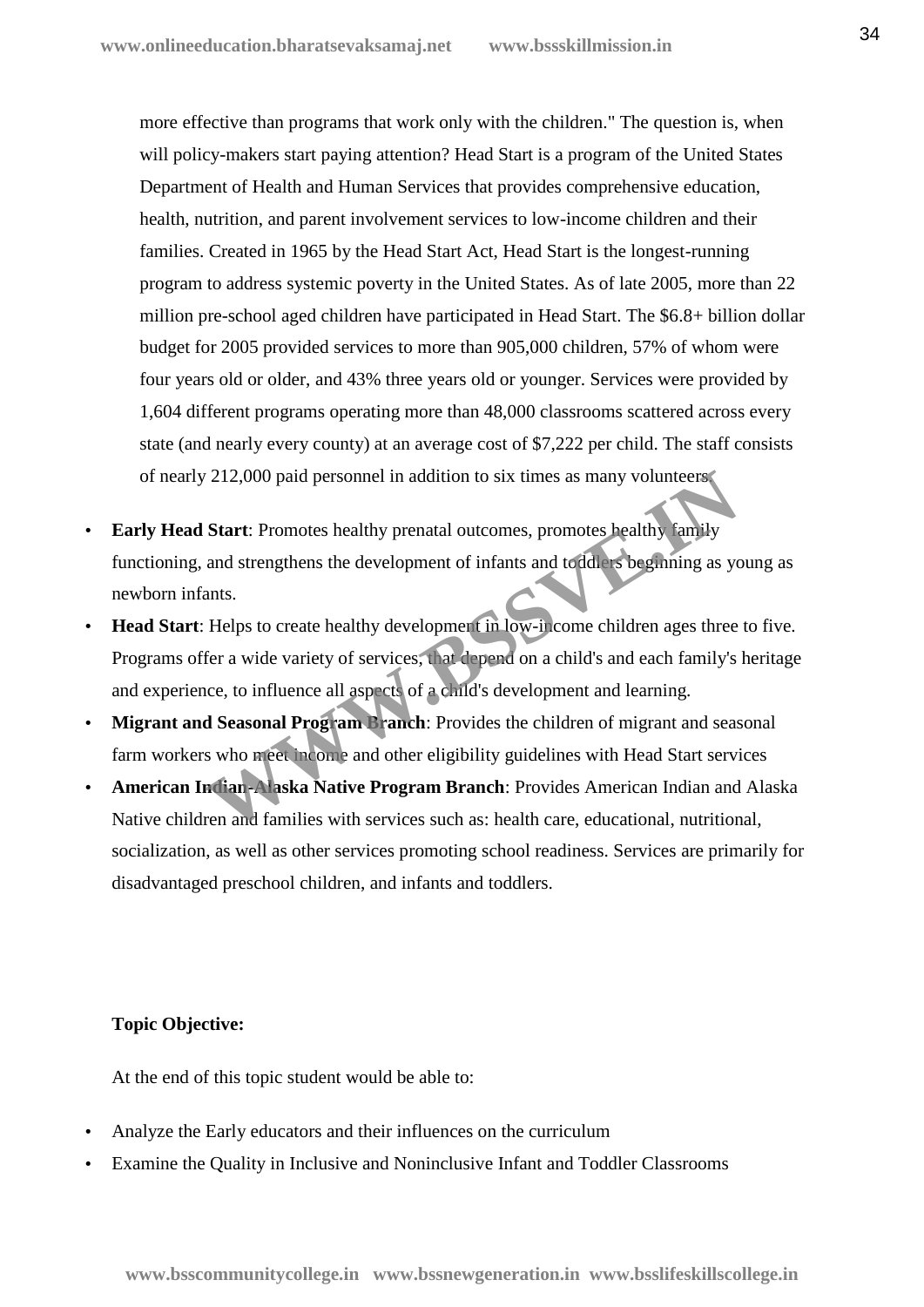more effective than programs that work only with the children." The question is, when will policy-makers start paying attention? Head Start is a program of the United States Department of Health and Human Services that provides comprehensive education, health, nutrition, and parent involvement services to low-income children and their families. Created in 1965 by the Head Start Act, Head Start is the longest-running program to address systemic poverty in the United States. As of late 2005, more than 22 million pre-school aged children have participated in Head Start. The $6.8+ billion dollar budget for 2005 provided services to more than 905,000 children, 57% of whom were four years old or older, and 43% three years old or younger. Services were provided by 1,604 different programs operating more than 48,000 classrooms scattered across every state (and nearly every county) at an average cost of $7,222 per child. The staff consists of nearly 212,000 paid personnel in addition to six times as many volunteers.

- **Early Head Start**: Promotes healthy prenatal outcomes, promotes healthy family functioning, and strengthens the development of infants and toddlers beginning as young as newborn infants.
- **Head Start**: Helps to create healthy development in low-income children ages three to five. Programs offer a wide variety of services, that depend on a child's and each family's heritage and experience, to influence all aspects of a child's development and learning.
- **Migrant and Seasonal Program Branch**: Provides the children of migrant and seasonal farm workers who meet income and other eligibility guidelines with Head Start services
- **American Indian-Alaska Native Program Branch**: Provides American Indian and Alaska Native children and families with services such as: health care, educational, nutritional, socialization, as well as other services promoting school readiness. Services are primarily for disadvantaged preschool children, and infants and toddlers.

**Topic Objective:**

At the end of this topic student would be able to:

- Analyze the Early educators and their influences on the curriculum
- Examine the Quality in Inclusive and Noninclusive Infant and Toddler Classrooms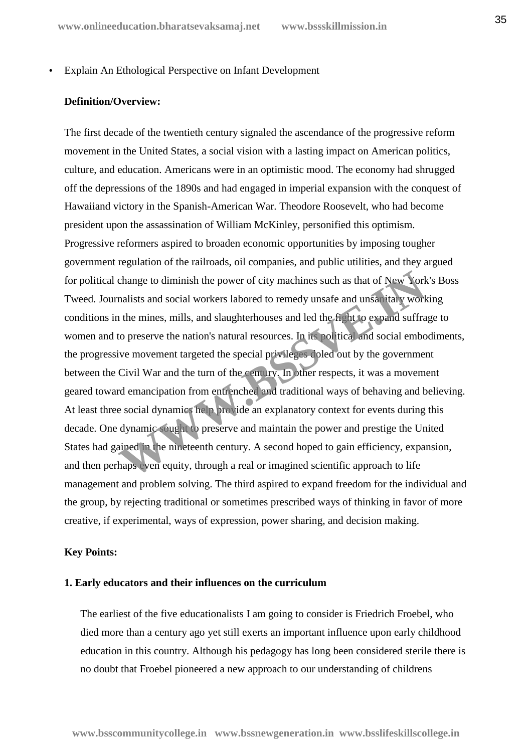- Explain An Ethological Perspective on Infant Development

**Definition/Overview:**

The first decade of the twentieth century signaled the ascendance of the progressive reform movement in the United States, a social vision with a lasting impact on American politics, culture, and education. Americans were in an optimistic mood. The economy had shrugged off the depressions of the 1890s and had engaged in imperial expansion with the conquest of Hawaiiand victory in the Spanish-American War. Theodore Roosevelt, who had become president upon the assassination of William McKinley, personified this optimism. Progressive reformers aspired to broaden economic opportunities by imposing tougher government regulation of the railroads, oil companies, and public utilities, and they argued for political change to diminish the power of city machines such as that of New York's Boss Tweed. Journalists and social workers labored to remedy unsafe and unsanitary working conditions in the mines, mills, and slaughterhouses and led the fight to expand suffrage to women and to preserve the nation's natural resources. In its political and social embodiments, the progressive movement targeted the special privileges doled out by the government between the Civil War and the turn of the century. In other respects, it was a movement geared toward emancipation from entrenched and traditional ways of behaving and believing. At least three social dynamics help provide an explanatory context for events during this decade. One dynamic sought to preserve and maintain the power and prestige the United States had gained in the nineteenth century. A second hoped to gain efficiency, expansion, and then perhaps even equity, through a real or imagined scientific approach to life management and problem solving. The third aspired to expand freedom for the individual and the group, by rejecting traditional or sometimes prescribed ways of thinking in favor of more creative, if experimental, ways of expression, power sharing, and decision making.

**Key Points:**

**1. Early educators and their influences on the curriculum**

The earliest of the five educationalists I am going to consider is Friedrich Froebel, who died more than a century ago yet still exerts an important influence upon early childhood education in this country. Although his pedagogy has long been considered sterile there is no doubt that Froebel pioneered a new approach to our understanding of childrens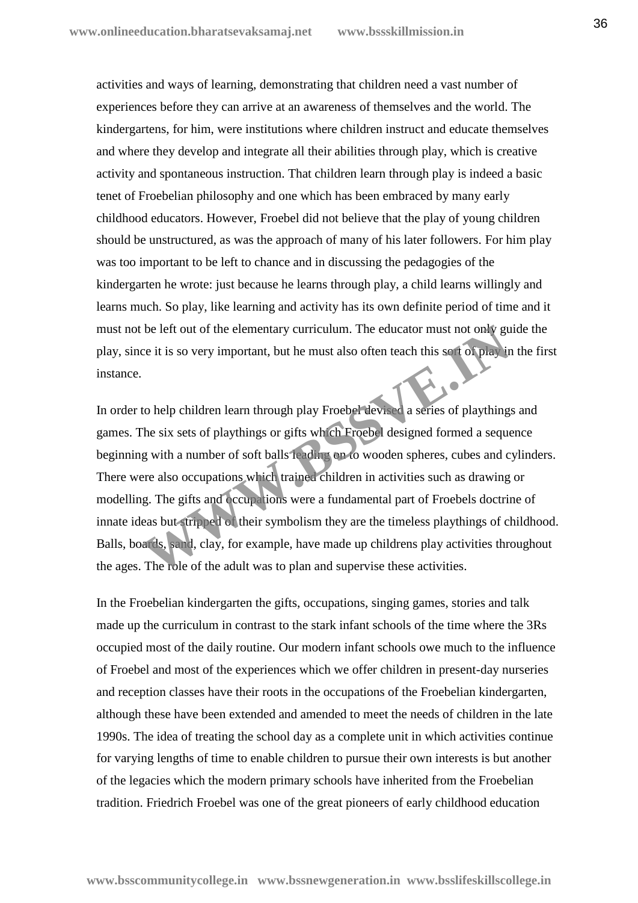activities and ways of learning, demonstrating that children need a vast number of experiences before they can arrive at an awareness of themselves and the world. The kindergartens, for him, were institutions where children instruct and educate themselves and where they develop and integrate all their abilities through play, which is creative activity and spontaneous instruction. That children learn through play is indeed a basic tenet of Froebelian philosophy and one which has been embraced by many early childhood educators. However, Froebel did not believe that the play of young children should be unstructured, as was the approach of many of his later followers. For him play was too important to be left to chance and in discussing the pedagogies of the kindergarten he wrote: just because he learns through play, a child learns willingly and learns much. So play, like learning and activity has its own definite period of time and it must not be left out of the elementary curriculum. The educator must not only guide the play, since it is so very important, but he must also often teach this sort of play in the first instance.

In order to help children learn through play Froebel devised a series of playthings and games. The six sets of playthings or gifts which Froebel designed formed a sequence beginning with a number of soft balls leading on to wooden spheres, cubes and cylinders. There were also occupations which trained children in activities such as drawing or modelling. The gifts and occupations were a fundamental part of Froebels doctrine of innate ideas but stripped of their symbolism they are the timeless playthings of childhood. Balls, boards, sand, clay, for example, have made up childrens play activities throughout the ages. The role of the adult was to plan and supervise these activities.

In the Froebelian kindergarten the gifts, occupations, singing games, stories and talk made up the curriculum in contrast to the stark infant schools of the time where the 3Rs occupied most of the daily routine. Our modern infant schools owe much to the influence of Froebel and most of the experiences which we offer children in present-day nurseries and reception classes have their roots in the occupations of the Froebelian kindergarten, although these have been extended and amended to meet the needs of children in the late 1990s. The idea of treating the school day as a complete unit in which activities continue for varying lengths of time to enable children to pursue their own interests is but another of the legacies which the modern primary schools have inherited from the Froebelian tradition. Friedrich Froebel was one of the great pioneers of early childhood education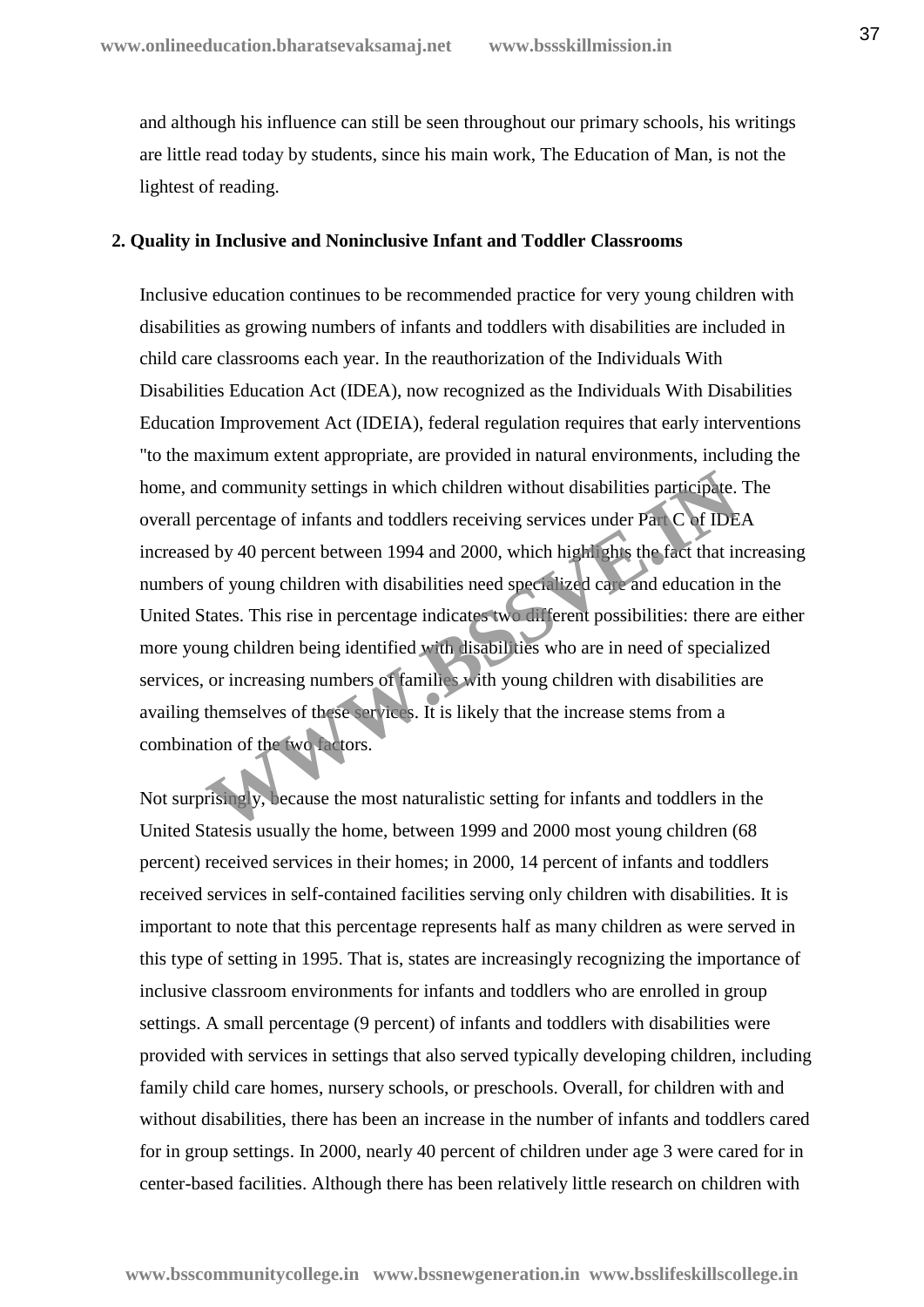and although his influence can still be seen throughout our primary schools, his writings are little read today by students, since his main work, The Education of Man, is not the lightest of reading.

**2. Quality in Inclusive and Noninclusive Infant and Toddler Classrooms**

Inclusive education continues to be recommended practice for very young children with disabilities as growing numbers of infants and toddlers with disabilities are included in child care classrooms each year. In the reauthorization of the Individuals With Disabilities Education Act (IDEA), now recognized as the Individuals With Disabilities Education Improvement Act (IDEIA), federal regulation requires that early interventions "to the maximum extent appropriate, are provided in natural environments, including the home, and community settings in which children without disabilities participate. The overall percentage of infants and toddlers receiving services under Part C of IDEA increased by 40 percent between 1994 and 2000, which highlights the fact that increasing numbers of young children with disabilities need specialized care and education in the United States. This rise in percentage indicates two different possibilities: there are either more young children being identified with disabilities who are in need of specialized services, or increasing numbers of families with young children with disabilities are availing themselves of these services. It is likely that the increase stems from a combination of the two factors.

Not surprisingly, because the most naturalistic setting for infants and toddlers in the United Statesis usually the home, between 1999 and 2000 most young children (68 percent) received services in their homes; in 2000, 14 percent of infants and toddlers received services in self-contained facilities serving only children with disabilities. It is important to note that this percentage represents half as many children as were served in this type of setting in 1995. That is, states are increasingly recognizing the importance of inclusive classroom environments for infants and toddlers who are enrolled in group settings. A small percentage (9 percent) of infants and toddlers with disabilities were provided with services in settings that also served typically developing children, including family child care homes, nursery schools, or preschools. Overall, for children with and without disabilities, there has been an increase in the number of infants and toddlers cared for in group settings. In 2000, nearly 40 percent of children under age 3 were cared for in center-based facilities. Although there has been relatively little research on children with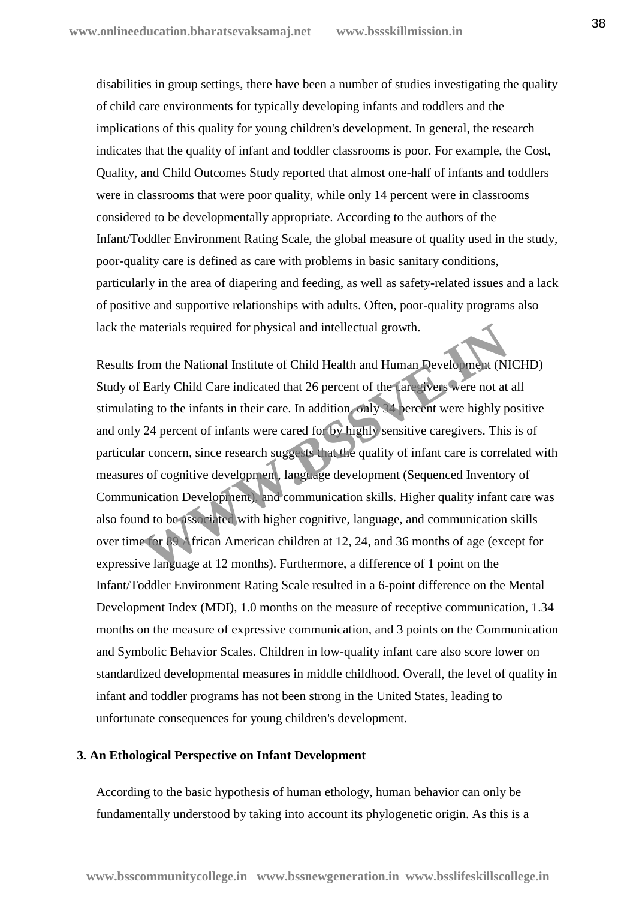disabilities in group settings, there have been a number of studies investigating the quality of child care environments for typically developing infants and toddlers and the implications of this quality for young children's development. In general, the research indicates that the quality of infant and toddler classrooms is poor. For example, the Cost, Quality, and Child Outcomes Study reported that almost one-half of infants and toddlers were in classrooms that were poor quality, while only 14 percent were in classrooms considered to be developmentally appropriate. According to the authors of the Infant/Toddler Environment Rating Scale, the global measure of quality used in the study, poor-quality care is defined as care with problems in basic sanitary conditions, particularly in the area of diapering and feeding, as well as safety-related issues and a lack of positive and supportive relationships with adults. Often, poor-quality programs also lack the materials required for physical and intellectual growth.

Results from the National Institute of Child Health and Human Development (NICHD) Study of Early Child Care indicated that 26 percent of the caregivers were not at all stimulating to the infants in their care. In addition, only 34 percent were highly positive and only 24 percent of infants were cared for by highly sensitive caregivers. This is of particular concern, since research suggests that the quality of infant care is correlated with measures of cognitive development, language development (Sequenced Inventory of Communication Development), and communication skills. Higher quality infant care was also found to be associated with higher cognitive, language, and communication skills over time for 89 African American children at 12, 24, and 36 months of age (except for expressive language at 12 months). Furthermore, a difference of 1 point on the Infant/Toddler Environment Rating Scale resulted in a 6-point difference on the Mental Development Index (MDI), 1.0 months on the measure of receptive communication, 1.34 months on the measure of expressive communication, and 3 points on the Communication and Symbolic Behavior Scales. Children in low-quality infant care also score lower on standardized developmental measures in middle childhood. Overall, the level of quality in infant and toddler programs has not been strong in the United States, leading to unfortunate consequences for young children's development.

### 3. An Ethological Perspective on Infant Development

According to the basic hypothesis of human ethology, human behavior can only be fundamentally understood by taking into account its phylogenetic origin. As this is a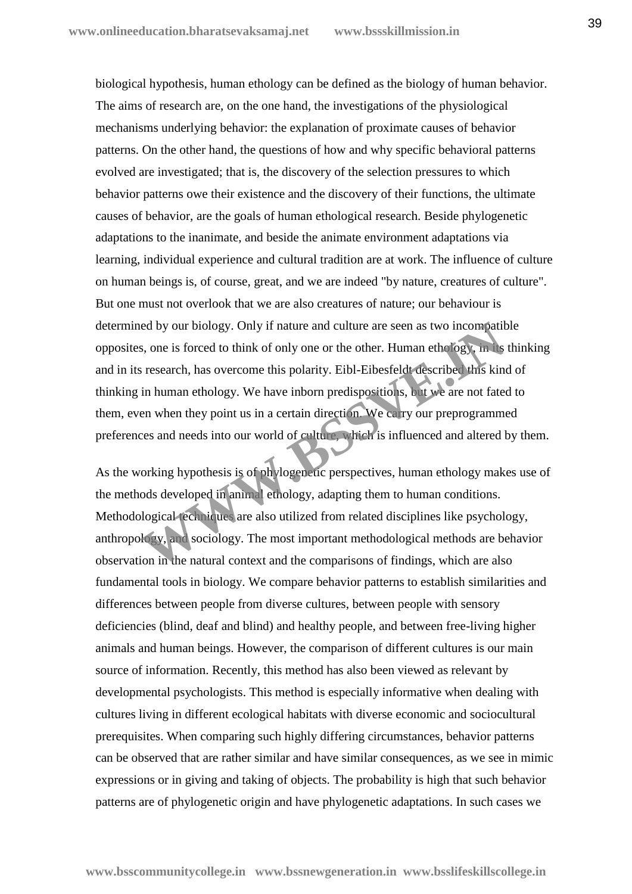biological hypothesis, human ethology can be defined as the biology of human behavior. The aims of research are, on the one hand, the investigations of the physiological mechanisms underlying behavior: the explanation of proximate causes of behavior patterns. On the other hand, the questions of how and why specific behavioral patterns evolved are investigated; that is, the discovery of the selection pressures to which behavior patterns owe their existence and the discovery of their functions, the ultimate causes of behavior, are the goals of human ethological research. Beside phylogenetic adaptations to the inanimate, and beside the animate environment adaptations via learning, individual experience and cultural tradition are at work. The influence of culture on human beings is, of course, great, and we are indeed "by nature, creatures of culture". But one must not overlook that we are also creatures of nature; our behaviour is determined by our biology. Only if nature and culture are seen as two incompatible opposites, one is forced to think of only one or the other. Human ethology, in its thinking and in its research, has overcome this polarity. Eibl-Eibesfeldt described this kind of thinking in human ethology. We have inborn predispositions, but we are not fated to them, even when they point us in a certain direction. We carry our preprogrammed preferences and needs into our world of culture, which is influenced and altered by them.

As the working hypothesis is of phylogenetic perspectives, human ethology makes use of the methods developed in animal ethology, adapting them to human conditions. Methodological techniques are also utilized from related disciplines like psychology, anthropology, and sociology. The most important methodological methods are behavior observation in the natural context and the comparisons of findings, which are also fundamental tools in biology. We compare behavior patterns to establish similarities and differences between people from diverse cultures, between people with sensory deficiencies (blind, deaf and blind) and healthy people, and between free-living higher animals and human beings. However, the comparison of different cultures is our main source of information. Recently, this method has also been viewed as relevant by developmental psychologists. This method is especially informative when dealing with cultures living in different ecological habitats with diverse economic and sociocultural prerequisites. When comparing such highly differing circumstances, behavior patterns can be observed that are rather similar and have similar consequences, as we see in mimic expressions or in giving and taking of objects. The probability is high that such behavior patterns are of phylogenetic origin and have phylogenetic adaptations. In such cases we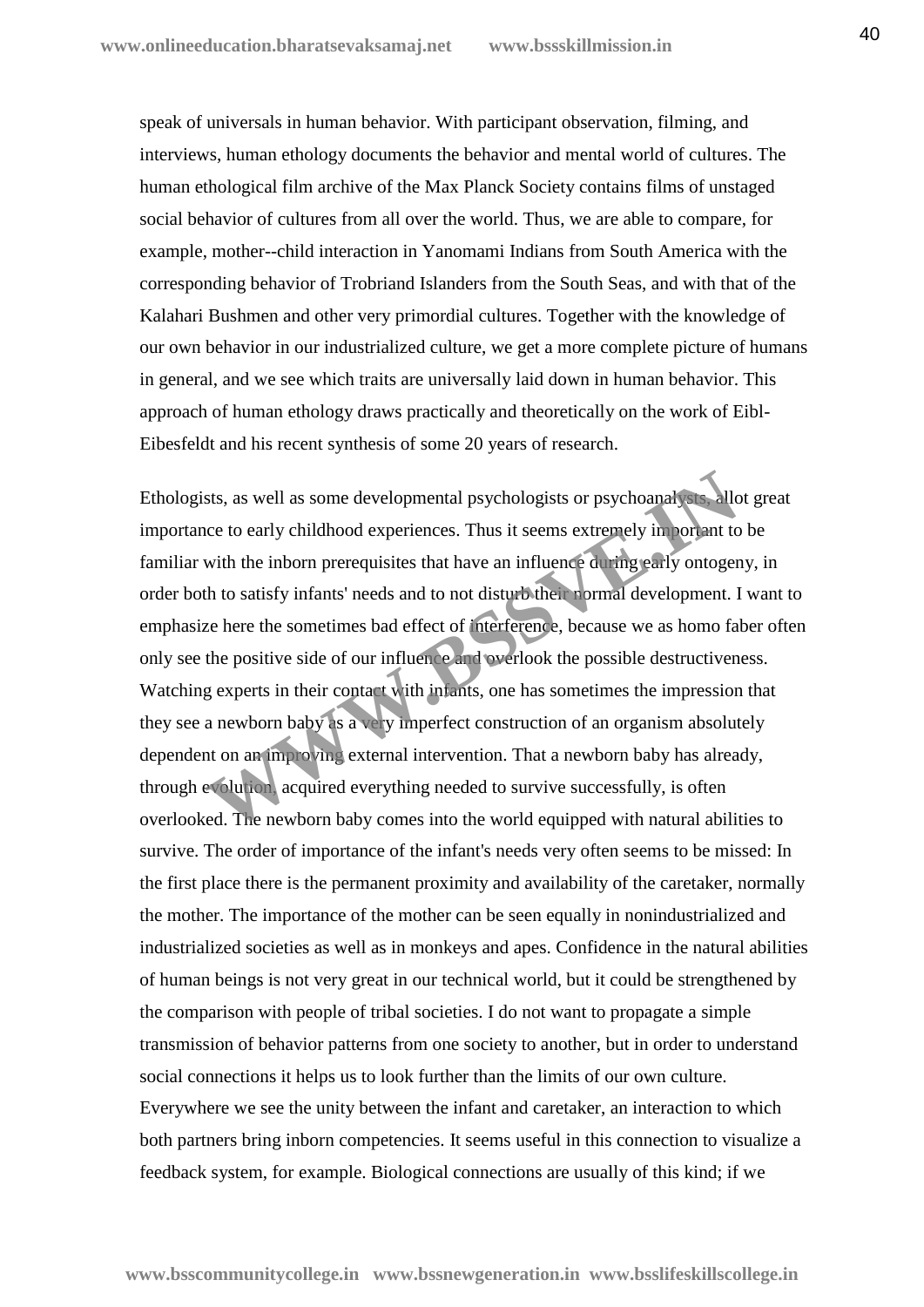speak of universals in human behavior. With participant observation, filming, and interviews, human ethology documents the behavior and mental world of cultures. The human ethological film archive of the Max Planck Society contains films of unstaged social behavior of cultures from all over the world. Thus, we are able to compare, for example, mother--child interaction in Yanomami Indians from South America with the corresponding behavior of Trobriand Islanders from the South Seas, and with that of the Kalahari Bushmen and other very primordial cultures. Together with the knowledge of our own behavior in our industrialized culture, we get a more complete picture of humans in general, and we see which traits are universally laid down in human behavior. This approach of human ethology draws practically and theoretically on the work of Eibl-Eibesfeldt and his recent synthesis of some 20 years of research.

Ethologists, as well as some developmental psychologists or psychoanalysts, allot great importance to early childhood experiences. Thus it seems extremely important to be familiar with the inborn prerequisites that have an influence during early ontogeny, in order both to satisfy infants' needs and to not disturb their normal development. I want to emphasize here the sometimes bad effect of interference, because we as homo faber often only see the positive side of our influence and overlook the possible destructiveness. Watching experts in their contact with infants, one has sometimes the impression that they see a newborn baby as a very imperfect construction of an organism absolutely dependent on an improving external intervention. That a newborn baby has already, through evolution, acquired everything needed to survive successfully, is often overlooked. The newborn baby comes into the world equipped with natural abilities to survive. The order of importance of the infant's needs very often seems to be missed: In the first place there is the permanent proximity and availability of the caretaker, normally the mother. The importance of the mother can be seen equally in nonindustrialized and industrialized societies as well as in monkeys and apes. Confidence in the natural abilities of human beings is not very great in our technical world, but it could be strengthened by the comparison with people of tribal societies. I do not want to propagate a simple transmission of behavior patterns from one society to another, but in order to understand social connections it helps us to look further than the limits of our own culture. Everywhere we see the unity between the infant and caretaker, an interaction to which both partners bring inborn competencies. It seems useful in this connection to visualize a feedback system, for example. Biological connections are usually of this kind; if we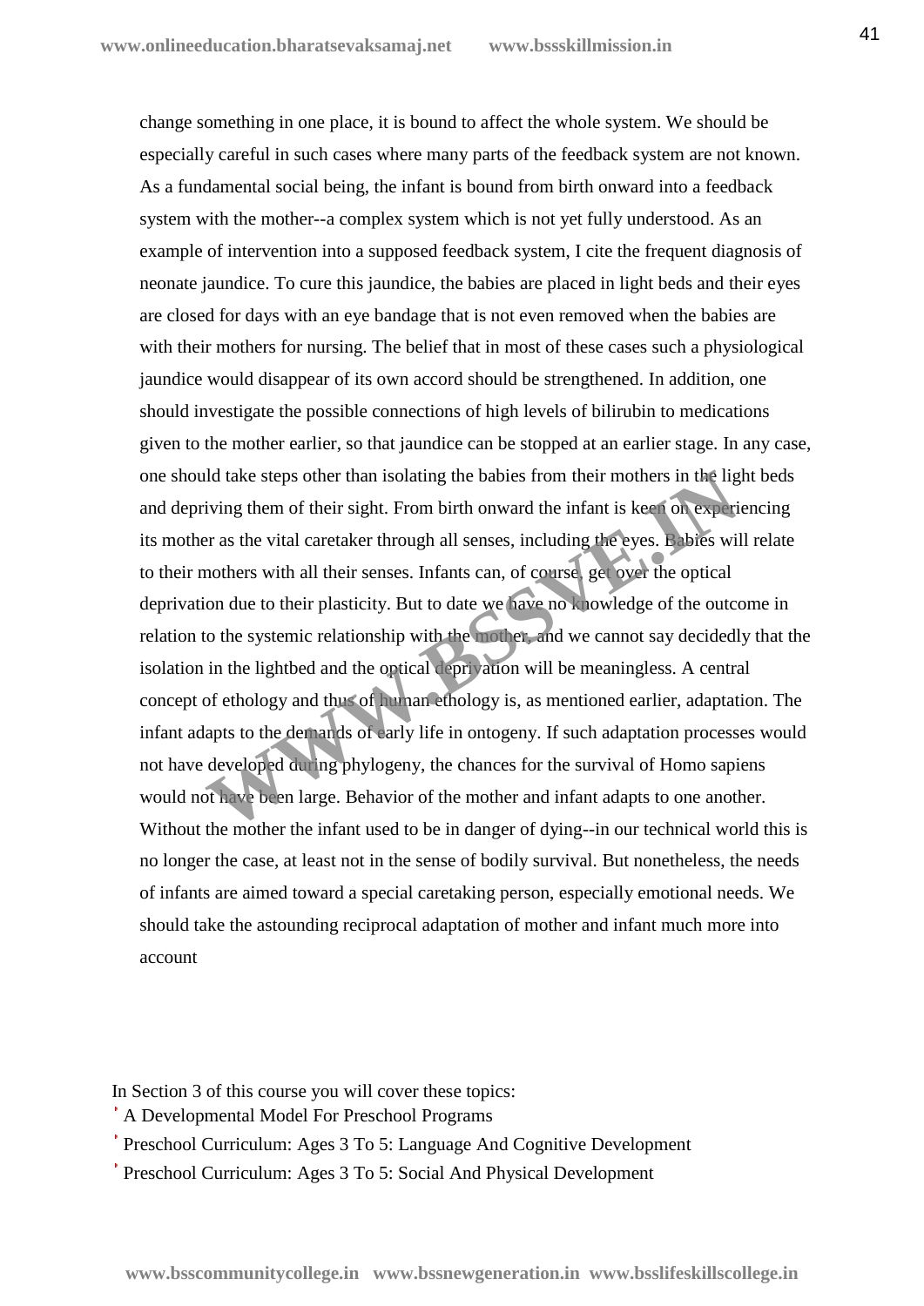change something in one place, it is bound to affect the whole system. We should be especially careful in such cases where many parts of the feedback system are not known. As a fundamental social being, the infant is bound from birth onward into a feedback system with the mother--a complex system which is not yet fully understood. As an example of intervention into a supposed feedback system, I cite the frequent diagnosis of neonate jaundice. To cure this jaundice, the babies are placed in light beds and their eyes are closed for days with an eye bandage that is not even removed when the babies are with their mothers for nursing. The belief that in most of these cases such a physiological jaundice would disappear of its own accord should be strengthened. In addition, one should investigate the possible connections of high levels of bilirubin to medications given to the mother earlier, so that jaundice can be stopped at an earlier stage. In any case, one should take steps other than isolating the babies from their mothers in the light beds and depriving them of their sight. From birth onward the infant is keen on experiencing its mother as the vital caretaker through all senses, including the eyes. Babies will relate to their mothers with all their senses. Infants can, of course, get over the optical deprivation due to their plasticity. But to date we have no knowledge of the outcome in relation to the systemic relationship with the mother, and we cannot say decidedly that the isolation in the lightbed and the optical deprivation will be meaningless. A central concept of ethology and thus of human ethology is, as mentioned earlier, adaptation. The infant adapts to the demands of early life in ontogeny. If such adaptation processes would not have developed during phylogeny, the chances for the survival of Homo sapiens would not have been large. Behavior of the mother and infant adapts to one another. Without the mother the infant used to be in danger of dying--in our technical world this is no longer the case, at least not in the sense of bodily survival. But nonetheless, the needs of infants are aimed toward a special caretaking person, especially emotional needs. We should take the astounding reciprocal adaptation of mother and infant much more into account

In Section 3 of this course you will cover these topics:

- A Developmental Model For Preschool Programs
- Preschool Curriculum: Ages 3 To 5: Language And Cognitive Development
- Preschool Curriculum: Ages 3 To 5: Social And Physical Development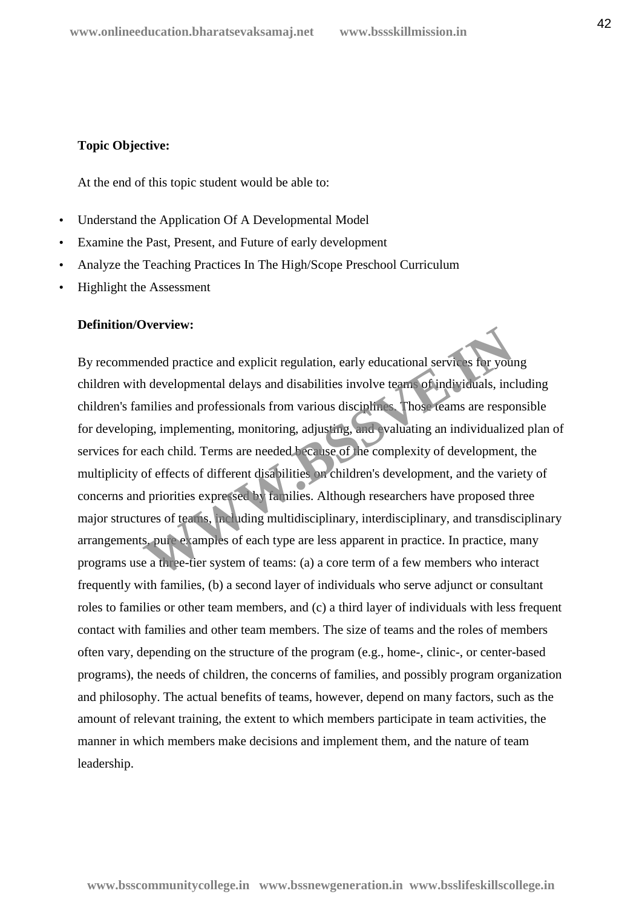**Topic Objective:**

At the end of this topic student would be able to:

- Understand the Application Of A Developmental Model
- Examine the Past, Present, and Future of early development
- Analyze the Teaching Practices In The High/Scope Preschool Curriculum
- Highlight the Assessment

**Definition/Overview:**

By recommended practice and explicit regulation, early educational services for young children with developmental delays and disabilities involve teams of individuals, including children's families and professionals from various disciplines. Those teams are responsible for developing, implementing, monitoring, adjusting, and evaluating an individualized plan of services for each child. Terms are needed because of the complexity of development, the multiplicity of effects of different disabilities on children's development, and the variety of concerns and priorities expressed by families. Although researchers have proposed three major structures of teams, including multidisciplinary, interdisciplinary, and transdisciplinary arrangements, pure examples of each type are less apparent in practice. In practice, many programs use a three-tier system of teams: (a) a core term of a few members who interact frequently with families, (b) a second layer of individuals who serve adjunct or consultant roles to families or other team members, and (c) a third layer of individuals with less frequent contact with families and other team members. The size of teams and the roles of members often vary, depending on the structure of the program (e.g., home-, clinic-, or center-based programs), the needs of children, the concerns of families, and possibly program organization and philosophy. The actual benefits of teams, however, depend on many factors, such as the amount of relevant training, the extent to which members participate in team activities, the manner in which members make decisions and implement them, and the nature of team leadership.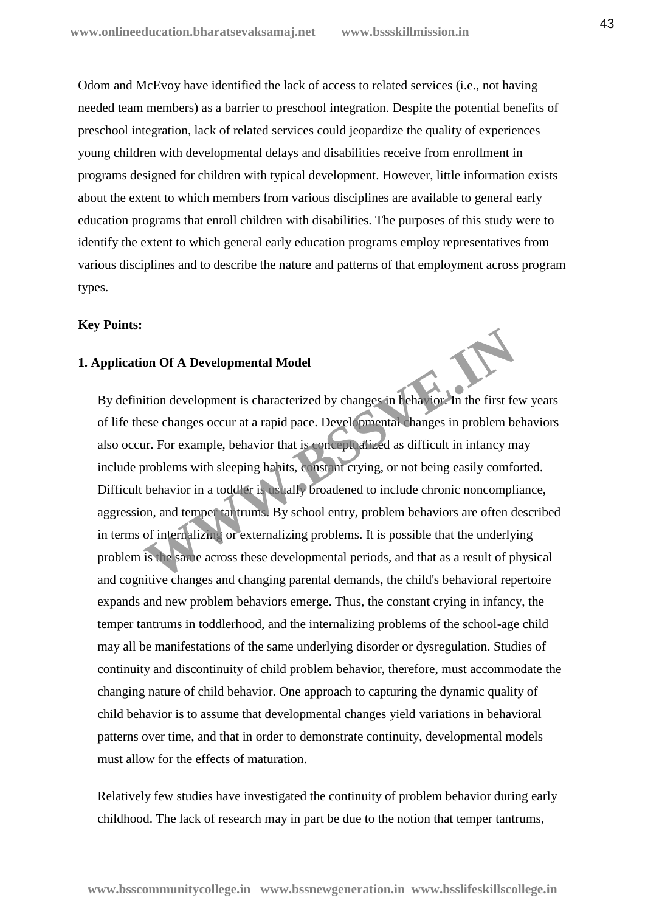Odom and McEvoy have identified the lack of access to related services (i.e., not having needed team members) as a barrier to preschool integration. Despite the potential benefits of preschool integration, lack of related services could jeopardize the quality of experiences young children with developmental delays and disabilities receive from enrollment in programs designed for children with typical development. However, little information exists about the extent to which members from various disciplines are available to general early education programs that enroll children with disabilities. The purposes of this study were to identify the extent to which general early education programs employ representatives from various disciplines and to describe the nature and patterns of that employment across program types.

**Key Points:**

**1. Application Of A Developmental Model**

By definition development is characterized by changes in behavior. In the first few years of life these changes occur at a rapid pace. Developmental changes in problem behaviors also occur. For example, behavior that is conceptualized as difficult in infancy may include problems with sleeping habits, constant crying, or not being easily comforted. Difficult behavior in a toddler is usually broadened to include chronic noncompliance, aggression, and temper tantrums. By school entry, problem behaviors are often described in terms of internalizing or externalizing problems. It is possible that the underlying problem is the same across these developmental periods, and that as a result of physical and cognitive changes and changing parental demands, the child's behavioral repertoire expands and new problem behaviors emerge. Thus, the constant crying in infancy, the temper tantrums in toddlerhood, and the internalizing problems of the school-age child may all be manifestations of the same underlying disorder or dysregulation. Studies of continuity and discontinuity of child problem behavior, therefore, must accommodate the changing nature of child behavior. One approach to capturing the dynamic quality of child behavior is to assume that developmental changes yield variations in behavioral patterns over time, and that in order to demonstrate continuity, developmental models must allow for the effects of maturation.

Relatively few studies have investigated the continuity of problem behavior during early childhood. The lack of research may in part be due to the notion that temper tantrums,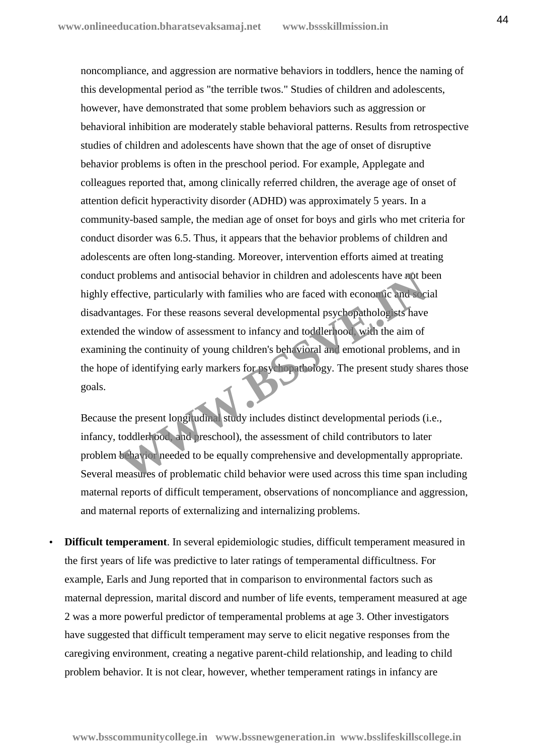noncompliance, and aggression are normative behaviors in toddlers, hence the naming of this developmental period as "the terrible twos." Studies of children and adolescents, however, have demonstrated that some problem behaviors such as aggression or behavioral inhibition are moderately stable behavioral patterns. Results from retrospective studies of children and adolescents have shown that the age of onset of disruptive behavior problems is often in the preschool period. For example, Applegate and colleagues reported that, among clinically referred children, the average age of onset of attention deficit hyperactivity disorder (ADHD) was approximately 5 years. In a community-based sample, the median age of onset for boys and girls who met criteria for conduct disorder was 6.5. Thus, it appears that the behavior problems of children and adolescents are often long-standing. Moreover, intervention efforts aimed at treating conduct problems and antisocial behavior in children and adolescents have not been highly effective, particularly with families who are faced with economic and social disadvantages. For these reasons several developmental psychopathologists have extended the window of assessment to infancy and toddlerhood, with the aim of examining the continuity of young children's behavioral and emotional problems, and in the hope of identifying early markers for psychopathology. The present study shares those goals.

Because the present longitudinal study includes distinct developmental periods (i.e., infancy, toddlerhood, and preschool), the assessment of child contributors to later problem behavior needed to be equally comprehensive and developmentally appropriate. Several measures of problematic child behavior were used across this time span including maternal reports of difficult temperament, observations of noncompliance and aggression, and maternal reports of externalizing and internalizing problems.

- **Difficult temperament**. In several epidemiologic studies, difficult temperament measured in the first years of life was predictive to later ratings of temperamental difficultness. For example, Earls and Jung reported that in comparison to environmental factors such as maternal depression, marital discord and number of life events, temperament measured at age 2 was a more powerful predictor of temperamental problems at age 3. Other investigators have suggested that difficult temperament may serve to elicit negative responses from the caregiving environment, creating a negative parent-child relationship, and leading to child problem behavior. It is not clear, however, whether temperament ratings in infancy are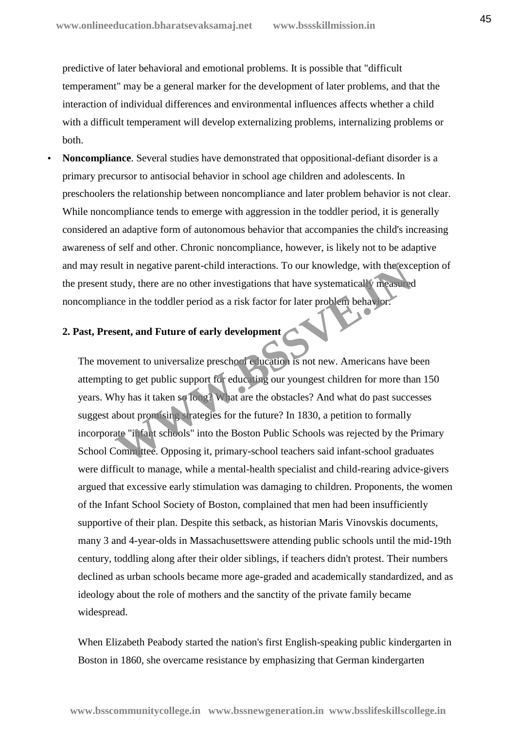predictive of later behavioral and emotional problems. It is possible that "difficult temperament" may be a general marker for the development of later problems, and that the interaction of individual differences and environmental influences affects whether a child with a difficult temperament will develop externalizing problems, internalizing problems or both.

- **Noncompliance**. Several studies have demonstrated that oppositional-defiant disorder is a primary precursor to antisocial behavior in school age children and adolescents. In preschoolers the relationship between noncompliance and later problem behavior is not clear. While noncompliance tends to emerge with aggression in the toddler period, it is generally considered an adaptive form of autonomous behavior that accompanies the child's increasing awareness of self and other. Chronic noncompliance, however, is likely not to be adaptive and may result in negative parent-child interactions. To our knowledge, with the exception of the present study, there are no other investigations that have systematically measured noncompliance in the toddler period as a risk factor for later problem behavior.

**2. Past, Present, and Future of early development**

The movement to universalize preschool education is not new. Americans have been attempting to get public support for educating our youngest children for more than 150 years. Why has it taken so long? What are the obstacles? And what do past successes suggest about promising strategies for the future? In 1830, a petition to formally incorporate "infant schools" into the Boston Public Schools was rejected by the Primary School Committee. Opposing it, primary-school teachers said infant-school graduates were difficult to manage, while a mental-health specialist and child-rearing advice-givers argued that excessive early stimulation was damaging to children. Proponents, the women of the Infant School Society of Boston, complained that men had been insufficiently supportive of their plan. Despite this setback, as historian Maris Vinovskis documents, many 3 and 4-year-olds in Massachusettswere attending public schools until the mid-19th century, toddling along after their older siblings, if teachers didn't protest. Their numbers declined as urban schools became more age-graded and academically standardized, and as ideology about the role of mothers and the sanctity of the private family became widespread.

When Elizabeth Peabody started the nation's first English-speaking public kindergarten in Boston in 1860, she overcame resistance by emphasizing that German kindergarten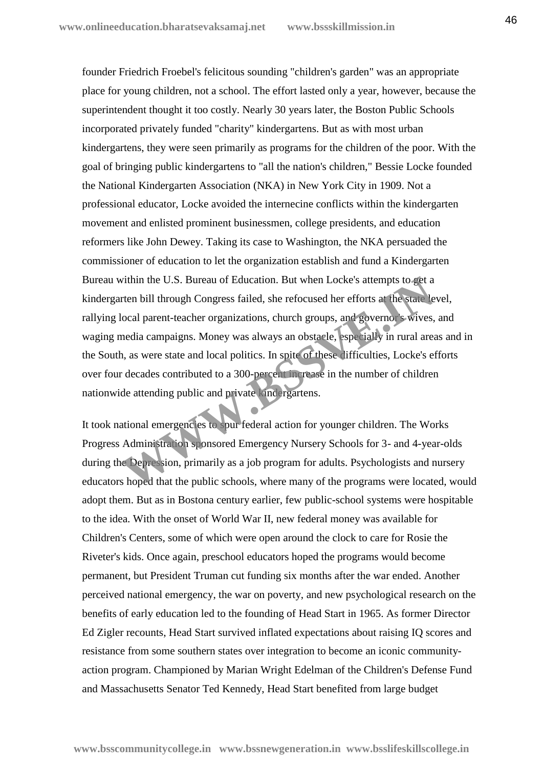founder Friedrich Froebel's felicitous sounding "children's garden" was an appropriate place for young children, not a school. The effort lasted only a year, however, because the superintendent thought it too costly. Nearly 30 years later, the Boston Public Schools incorporated privately funded "charity" kindergartens. But as with most urban kindergartens, they were seen primarily as programs for the children of the poor. With the goal of bringing public kindergartens to "all the nation's children," Bessie Locke founded the National Kindergarten Association (NKA) in New York City in 1909. Not a professional educator, Locke avoided the internecine conflicts within the kindergarten movement and enlisted prominent businessmen, college presidents, and education reformers like John Dewey. Taking its case to Washington, the NKA persuaded the commissioner of education to let the organization establish and fund a Kindergarten Bureau within the U.S. Bureau of Education. But when Locke's attempts to get a kindergarten bill through Congress failed, she refocused her efforts at the state level, rallying local parent-teacher organizations, church groups, and governor's wives, and waging media campaigns. Money was always an obstacle, especially in rural areas and in the South, as were state and local politics. In spite of these difficulties, Locke's efforts over four decades contributed to a 300-percent increase in the number of children nationwide attending public and private kindergartens.

It took national emergencies to spur federal action for younger children. The Works Progress Administration sponsored Emergency Nursery Schools for 3- and 4-year-olds during the Depression, primarily as a job program for adults. Psychologists and nursery educators hoped that the public schools, where many of the programs were located, would adopt them. But as in Bostona century earlier, few public-school systems were hospitable to the idea. With the onset of World War II, new federal money was available for Children's Centers, some of which were open around the clock to care for Rosie the Riveter's kids. Once again, preschool educators hoped the programs would become permanent, but President Truman cut funding six months after the war ended. Another perceived national emergency, the war on poverty, and new psychological research on the benefits of early education led to the founding of Head Start in 1965. As former Director Ed Zigler recounts, Head Start survived inflated expectations about raising IQ scores and resistance from some southern states over integration to become an iconic community-action program. Championed by Marian Wright Edelman of the Children's Defense Fund and Massachusetts Senator Ted Kennedy, Head Start benefited from large budget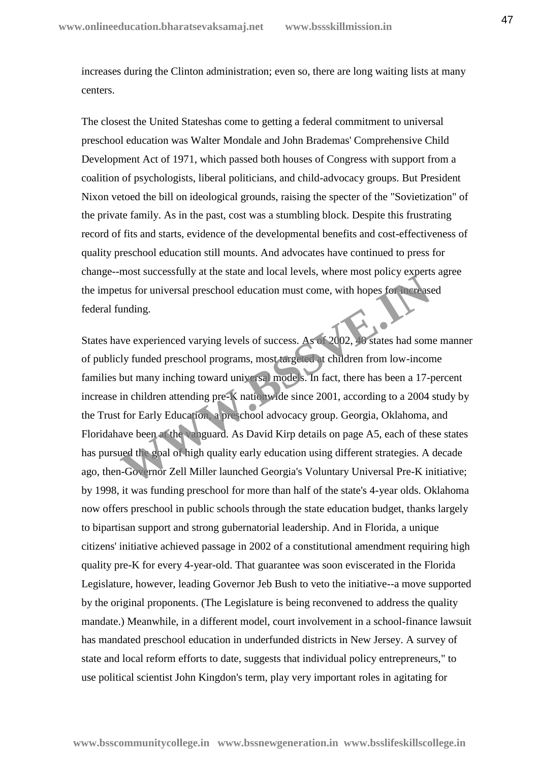increases during the Clinton administration; even so, there are long waiting lists at many centers.

The closest the United Stateshas come to getting a federal commitment to universal preschool education was Walter Mondale and John Brademas' Comprehensive Child Development Act of 1971, which passed both houses of Congress with support from a coalition of psychologists, liberal politicians, and child-advocacy groups. But President Nixon vetoed the bill on ideological grounds, raising the specter of the "Sovietization" of the private family. As in the past, cost was a stumbling block. Despite this frustrating record of fits and starts, evidence of the developmental benefits and cost-effectiveness of quality preschool education still mounts. And advocates have continued to press for change--most successfully at the state and local levels, where most policy experts agree the impetus for universal preschool education must come, with hopes for increased federal funding.

States have experienced varying levels of success. As of 2002, 40 states had some manner of publicly funded preschool programs, most targeted at children from low-income families but many inching toward universal models. In fact, there has been a 17-percent increase in children attending pre-K nationwide since 2001, according to a 2004 study by the Trust for Early Education, a preschool advocacy group. Georgia, Oklahoma, and Floridahave been at the vanguard. As David Kirp details on page A5, each of these states has pursued the goal of high quality early education using different strategies. A decade ago, then-Governor Zell Miller launched Georgia's Voluntary Universal Pre-K initiative; by 1998, it was funding preschool for more than half of the state's 4-year olds. Oklahoma now offers preschool in public schools through the state education budget, thanks largely to bipartisan support and strong gubernatorial leadership. And in Florida, a unique citizens' initiative achieved passage in 2002 of a constitutional amendment requiring high quality pre-K for every 4-year-old. That guarantee was soon eviscerated in the Florida Legislature, however, leading Governor Jeb Bush to veto the initiative--a move supported by the original proponents. (The Legislature is being reconvened to address the quality mandate.) Meanwhile, in a different model, court involvement in a school-finance lawsuit has mandated preschool education in underfunded districts in New Jersey. A survey of state and local reform efforts to date, suggests that individual policy entrepreneurs," to use political scientist John Kingdon's term, play very important roles in agitating for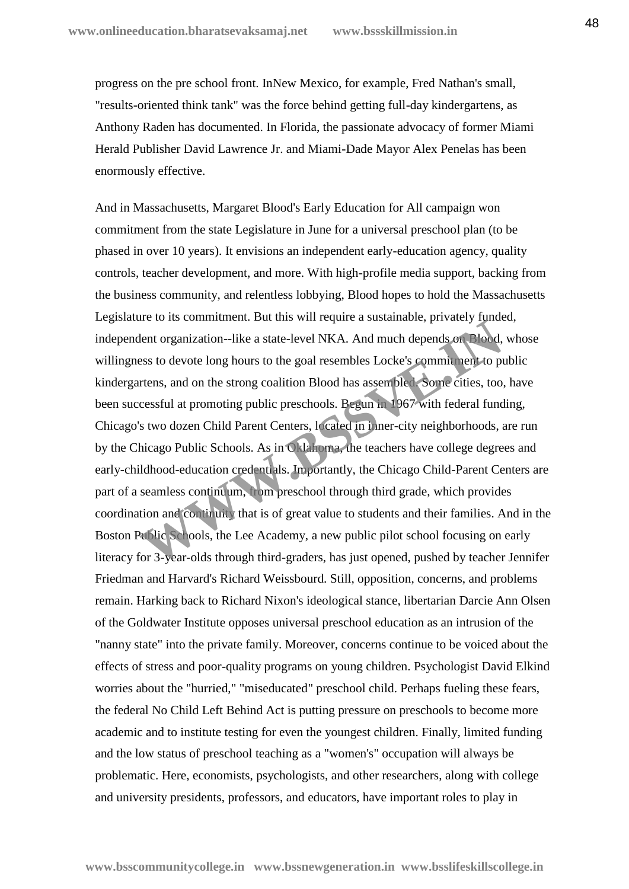progress on the pre school front. InNew Mexico, for example, Fred Nathan's small, "results-oriented think tank" was the force behind getting full-day kindergartens, as Anthony Raden has documented. In Florida, the passionate advocacy of former Miami Herald Publisher David Lawrence Jr. and Miami-Dade Mayor Alex Penelas has been enormously effective.

And in Massachusetts, Margaret Blood's Early Education for All campaign won commitment from the state Legislature in June for a universal preschool plan (to be phased in over 10 years). It envisions an independent early-education agency, quality controls, teacher development, and more. With high-profile media support, backing from the business community, and relentless lobbying, Blood hopes to hold the Massachusetts Legislature to its commitment. But this will require a sustainable, privately funded, independent organization--like a state-level NKA. And much depends on Blood, whose willingness to devote long hours to the goal resembles Locke's commitment to public kindergartens, and on the strong coalition Blood has assembled. Some cities, too, have been successful at promoting public preschools. Begun in 1967 with federal funding, Chicago's two dozen Child Parent Centers, located in inner-city neighborhoods, are run by the Chicago Public Schools. As in Oklahoma, the teachers have college degrees and early-childhood-education credentials. Importantly, the Chicago Child-Parent Centers are part of a seamless continuum, from preschool through third grade, which provides coordination and continuity that is of great value to students and their families. And in the Boston Public Schools, the Lee Academy, a new public pilot school focusing on early literacy for 3-year-olds through third-graders, has just opened, pushed by teacher Jennifer Friedman and Harvard's Richard Weissbourd. Still, opposition, concerns, and problems remain. Harking back to Richard Nixon's ideological stance, libertarian Darcie Ann Olsen of the Goldwater Institute opposes universal preschool education as an intrusion of the "nanny state" into the private family. Moreover, concerns continue to be voiced about the effects of stress and poor-quality programs on young children. Psychologist David Elkind worries about the "hurried," "miseducated" preschool child. Perhaps fueling these fears, the federal No Child Left Behind Act is putting pressure on preschools to become more academic and to institute testing for even the youngest children. Finally, limited funding and the low status of preschool teaching as a "women's" occupation will always be problematic. Here, economists, psychologists, and other researchers, along with college and university presidents, professors, and educators, have important roles to play in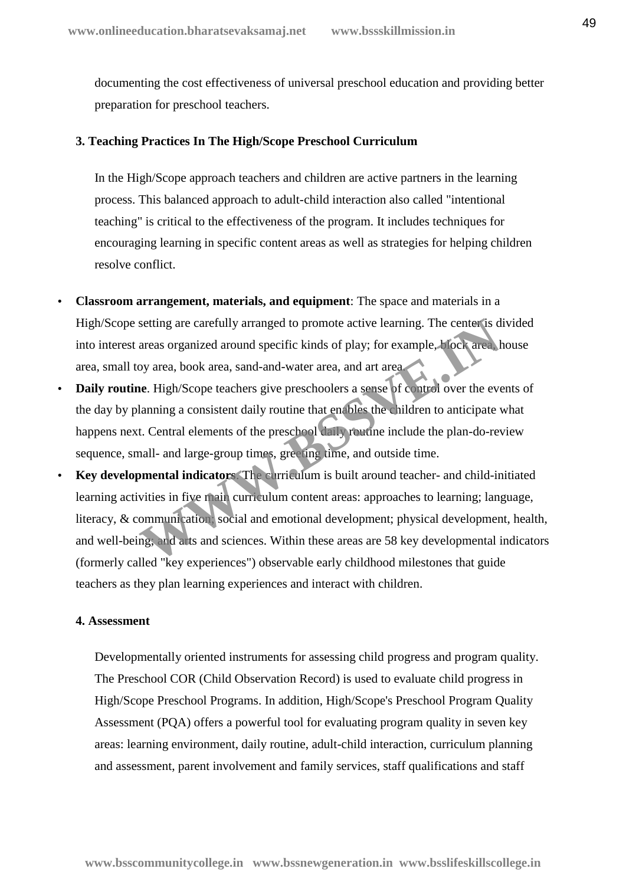documenting the cost effectiveness of universal preschool education and providing better preparation for preschool teachers.

**3. Teaching Practices In The High/Scope Preschool Curriculum**

In the High/Scope approach teachers and children are active partners in the learning process. This balanced approach to adult-child interaction also called "intentional teaching" is critical to the effectiveness of the program. It includes techniques for encouraging learning in specific content areas as well as strategies for helping children resolve conflict.

- **Classroom arrangement, materials, and equipment**: The space and materials in a High/Scope setting are carefully arranged to promote active learning. The center is divided into interest areas organized around specific kinds of play; for example, block area, house area, small toy area, book area, sand-and-water area, and art area.
- **Daily routine**. High/Scope teachers give preschoolers a sense of control over the events of the day by planning a consistent daily routine that enables the children to anticipate what happens next. Central elements of the preschool daily routine include the plan-do-review sequence, small- and large-group times, greeting time, and outside time.
- **Key developmental indicators**. The curriculum is built around teacher- and child-initiated learning activities in five main curriculum content areas: approaches to learning; language, literacy, & communication; social and emotional development; physical development, health, and well-being; and arts and sciences. Within these areas are 58 key developmental indicators (formerly called "key experiences") observable early childhood milestones that guide teachers as they plan learning experiences and interact with children.

**4. Assessment**

Developmentally oriented instruments for assessing child progress and program quality. The Preschool COR (Child Observation Record) is used to evaluate child progress in High/Scope Preschool Programs. In addition, High/Scope's Preschool Program Quality Assessment (PQA) offers a powerful tool for evaluating program quality in seven key areas: learning environment, daily routine, adult-child interaction, curriculum planning and assessment, parent involvement and family services, staff qualifications and staff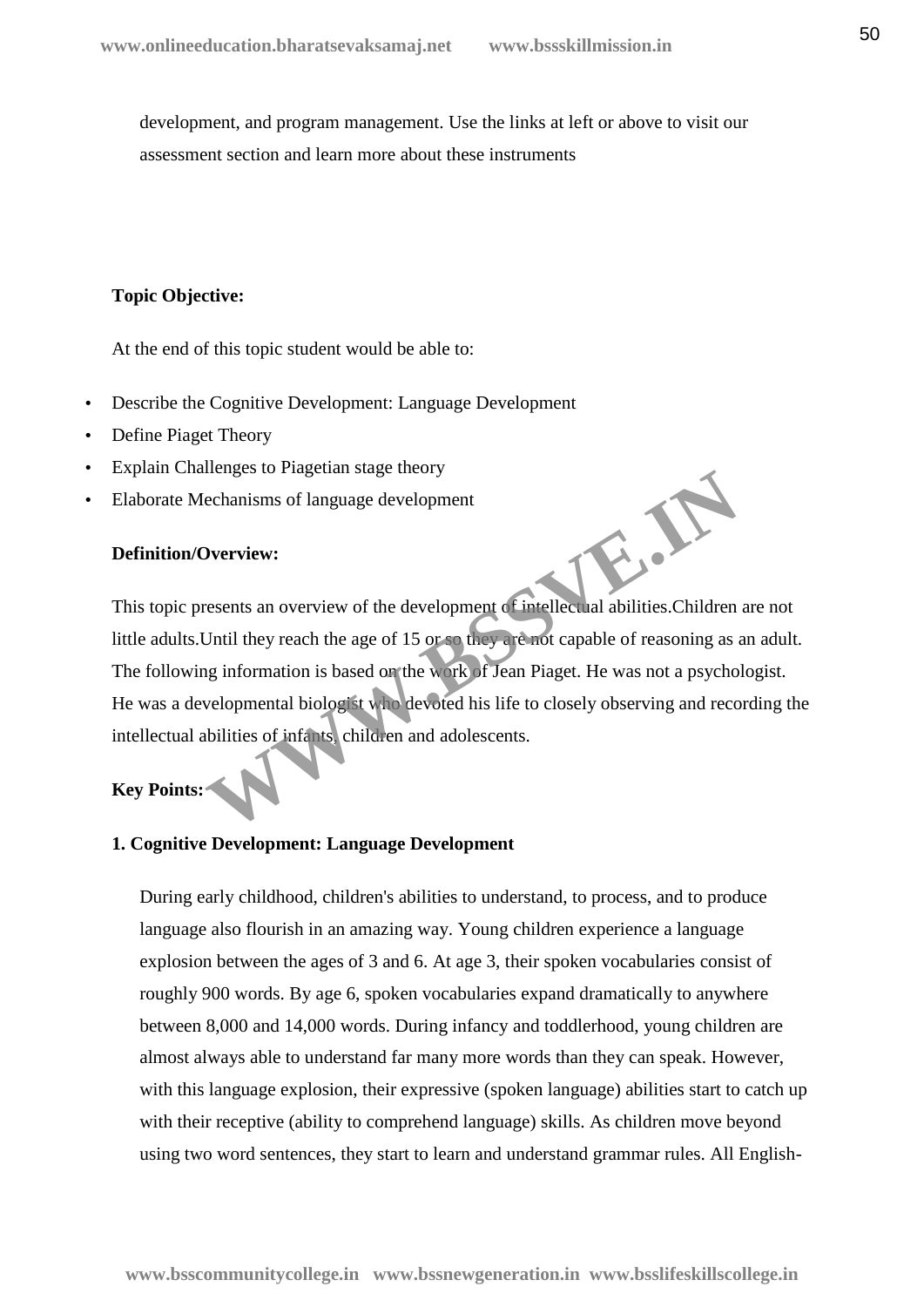development, and program management. Use the links at left or above to visit our assessment section and learn more about these instruments

**Topic Objective:**

At the end of this topic student would be able to:

- Describe the Cognitive Development: Language Development
- Define Piaget Theory
- Explain Challenges to Piagetian stage theory
- Elaborate Mechanisms of language development

**Definition/Overview:**

This topic presents an overview of the development of intellectual abilities.Children are not little adults.Until they reach the age of 15 or so they are not capable of reasoning as an adult. The following information is based on the work of Jean Piaget. He was not a psychologist. He was a developmental biologist who devoted his life to closely observing and recording the intellectual abilities of infants, children and adolescents.

**Key Points:**

**1. Cognitive Development: Language Development**

During early childhood, children's abilities to understand, to process, and to produce language also flourish in an amazing way. Young children experience a language explosion between the ages of 3 and 6. At age 3, their spoken vocabularies consist of roughly 900 words. By age 6, spoken vocabularies expand dramatically to anywhere between 8,000 and 14,000 words. During infancy and toddlerhood, young children are almost always able to understand far many more words than they can speak. However, with this language explosion, their expressive (spoken language) abilities start to catch up with their receptive (ability to comprehend language) skills. As children move beyond using two word sentences, they start to learn and understand grammar rules. All English-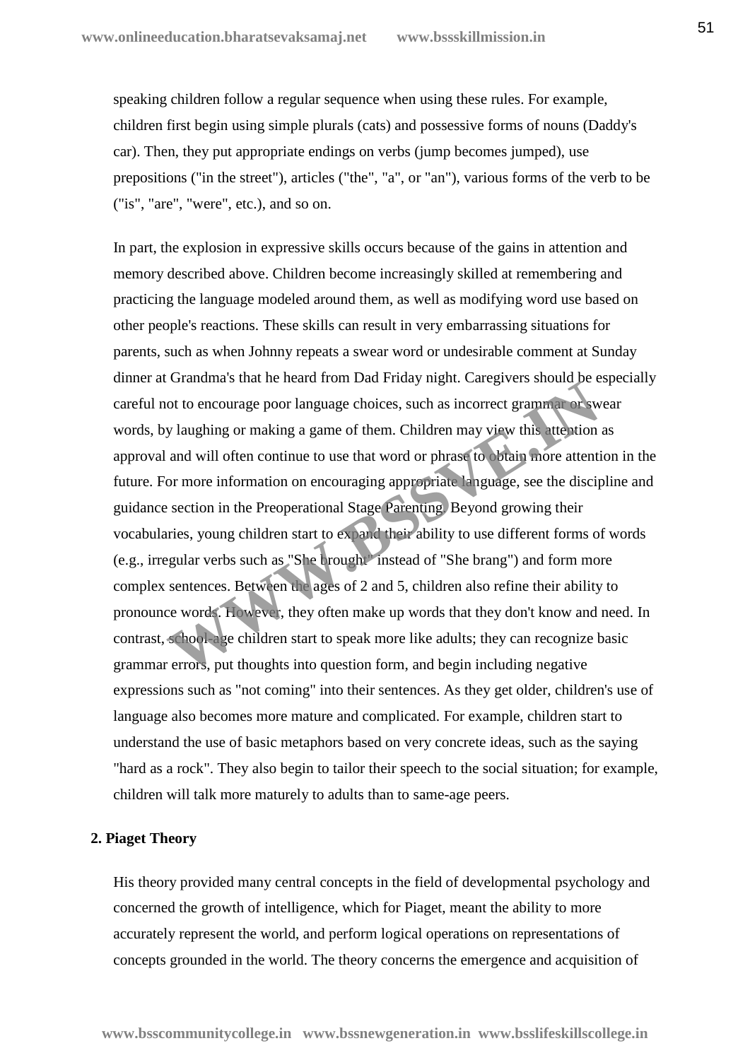speaking children follow a regular sequence when using these rules. For example, children first begin using simple plurals (cats) and possessive forms of nouns (Daddy's car). Then, they put appropriate endings on verbs (jump becomes jumped), use prepositions ("in the street"), articles ("the", "a", or "an"), various forms of the verb to be ("is", "are", "were", etc.), and so on.

In part, the explosion in expressive skills occurs because of the gains in attention and memory described above. Children become increasingly skilled at remembering and practicing the language modeled around them, as well as modifying word use based on other people's reactions. These skills can result in very embarrassing situations for parents, such as when Johnny repeats a swear word or undesirable comment at Sunday dinner at Grandma's that he heard from Dad Friday night. Caregivers should be especially careful not to encourage poor language choices, such as incorrect grammar or swear words, by laughing or making a game of them. Children may view this attention as approval and will often continue to use that word or phrase to obtain more attention in the future. For more information on encouraging appropriate language, see the discipline and guidance section in the Preoperational Stage Parenting. Beyond growing their vocabularies, young children start to expand their ability to use different forms of words (e.g., irregular verbs such as "She brought" instead of "She brang") and form more complex sentences. Between the ages of 2 and 5, children also refine their ability to pronounce words. However, they often make up words that they don't know and need. In contrast, school-age children start to speak more like adults; they can recognize basic grammar errors, put thoughts into question form, and begin including negative expressions such as "not coming" into their sentences. As they get older, children's use of language also becomes more mature and complicated. For example, children start to understand the use of basic metaphors based on very concrete ideas, such as the saying "hard as a rock". They also begin to tailor their speech to the social situation; for example, children will talk more maturely to adults than to same-age peers.

**2. Piaget Theory**

His theory provided many central concepts in the field of developmental psychology and concerned the growth of intelligence, which for Piaget, meant the ability to more accurately represent the world, and perform logical operations on representations of concepts grounded in the world. The theory concerns the emergence and acquisition of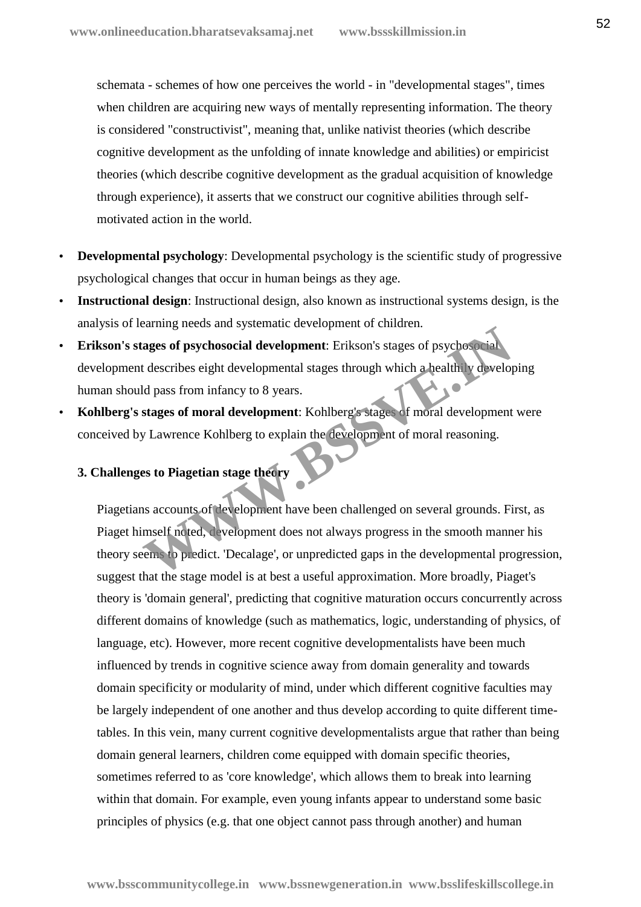schemata - schemes of how one perceives the world - in "developmental stages", times when children are acquiring new ways of mentally representing information. The theory is considered "constructivist", meaning that, unlike nativist theories (which describe cognitive development as the unfolding of innate knowledge and abilities) or empiricist theories (which describe cognitive development as the gradual acquisition of knowledge through experience), it asserts that we construct our cognitive abilities through self-motivated action in the world.

- **Developmental psychology**: Developmental psychology is the scientific study of progressive psychological changes that occur in human beings as they age.
- **Instructional design**: Instructional design, also known as instructional systems design, is the analysis of learning needs and systematic development of children.
- **Erikson's stages of psychosocial development**: Erikson's stages of psychosocial development describes eight developmental stages through which a healthily developing human should pass from infancy to 8 years.
- **Kohlberg's stages of moral development**: Kohlberg's stages of moral development were conceived by Lawrence Kohlberg to explain the development of moral reasoning.

**3. Challenges to Piagetian stage theory**

Piagetians accounts of development have been challenged on several grounds. First, as Piaget himself noted, development does not always progress in the smooth manner his theory seems to predict. 'Decalage', or unpredicted gaps in the developmental progression, suggest that the stage model is at best a useful approximation. More broadly, Piaget's theory is 'domain general', predicting that cognitive maturation occurs concurrently across different domains of knowledge (such as mathematics, logic, understanding of physics, of language, etc). However, more recent cognitive developmentalists have been much influenced by trends in cognitive science away from domain generality and towards domain specificity or modularity of mind, under which different cognitive faculties may be largely independent of one another and thus develop according to quite different time-tables. In this vein, many current cognitive developmentalists argue that rather than being domain general learners, children come equipped with domain specific theories, sometimes referred to as 'core knowledge', which allows them to break into learning within that domain. For example, even young infants appear to understand some basic principles of physics (e.g. that one object cannot pass through another) and human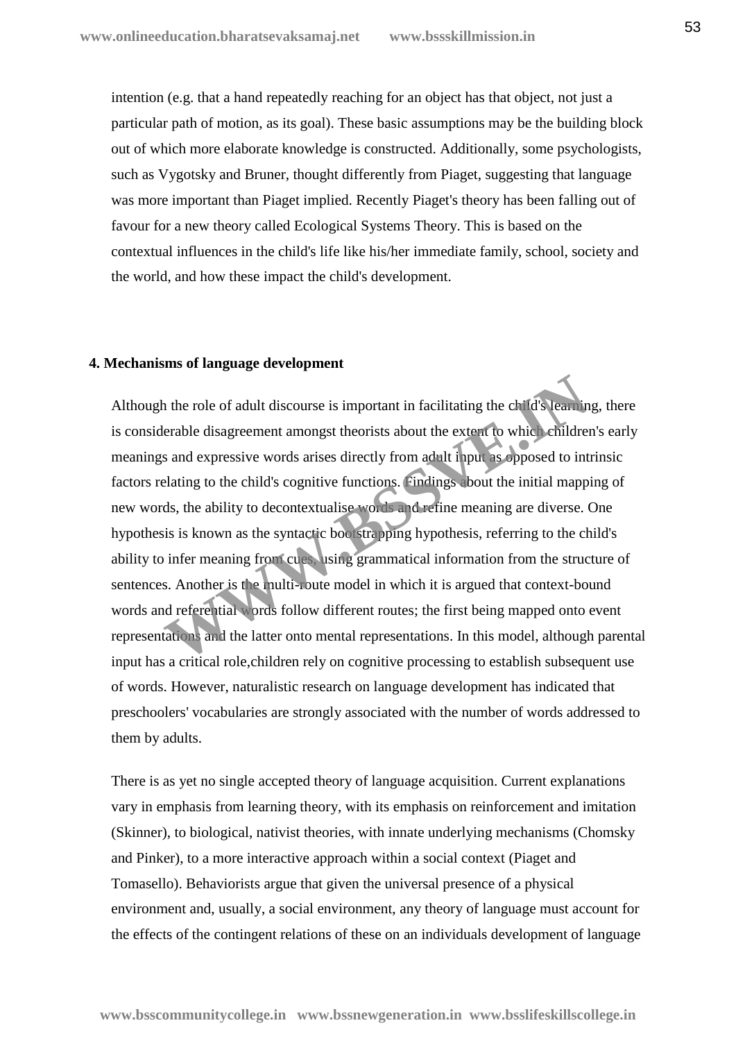intention (e.g. that a hand repeatedly reaching for an object has that object, not just a particular path of motion, as its goal). These basic assumptions may be the building block out of which more elaborate knowledge is constructed. Additionally, some psychologists, such as Vygotsky and Bruner, thought differently from Piaget, suggesting that language was more important than Piaget implied. Recently Piaget's theory has been falling out of favour for a new theory called Ecological Systems Theory. This is based on the contextual influences in the child's life like his/her immediate family, school, society and the world, and how these impact the child's development.

**4. Mechanisms of language development**

Although the role of adult discourse is important in facilitating the child's learning, there is considerable disagreement amongst theorists about the extent to which children's early meanings and expressive words arises directly from adult input as opposed to intrinsic factors relating to the child's cognitive functions. Findings about the initial mapping of new words, the ability to decontextualise words and refine meaning are diverse. One hypothesis is known as the syntactic bootstrapping hypothesis, referring to the child's ability to infer meaning from cues, using grammatical information from the structure of sentences. Another is the multi-route model in which it is argued that context-bound words and referential words follow different routes; the first being mapped onto event representations and the latter onto mental representations. In this model, although parental input has a critical role,children rely on cognitive processing to establish subsequent use of words. However, naturalistic research on language development has indicated that preschoolers' vocabularies are strongly associated with the number of words addressed to them by adults.

There is as yet no single accepted theory of language acquisition. Current explanations vary in emphasis from learning theory, with its emphasis on reinforcement and imitation (Skinner), to biological, nativist theories, with innate underlying mechanisms (Chomsky and Pinker), to a more interactive approach within a social context (Piaget and Tomasello). Behaviorists argue that given the universal presence of a physical environment and, usually, a social environment, any theory of language must account for the effects of the contingent relations of these on an individuals development of language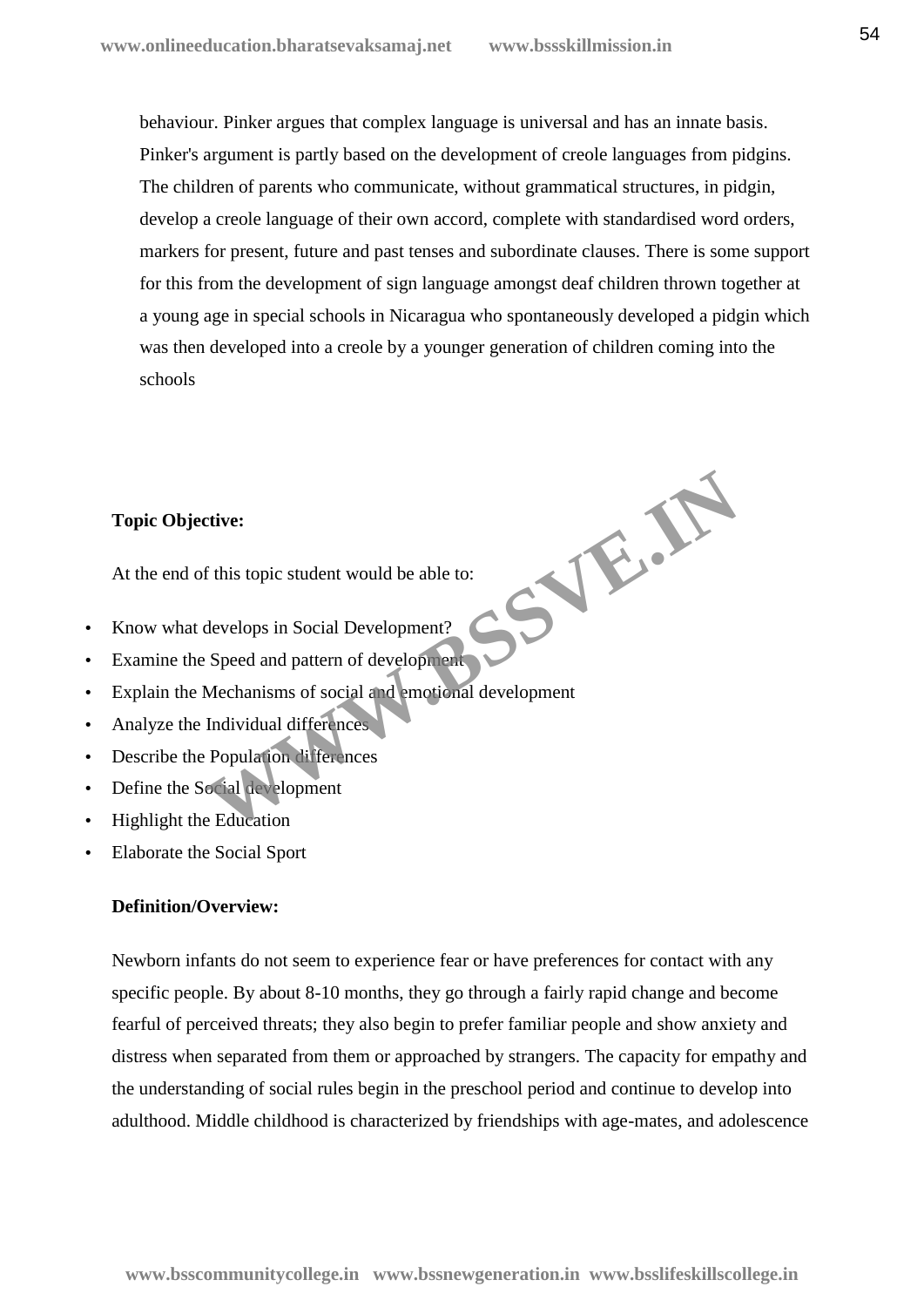behaviour. Pinker argues that complex language is universal and has an innate basis. Pinker's argument is partly based on the development of creole languages from pidgins. The children of parents who communicate, without grammatical structures, in pidgin, develop a creole language of their own accord, complete with standardised word orders, markers for present, future and past tenses and subordinate clauses. There is some support for this from the development of sign language amongst deaf children thrown together at a young age in special schools in Nicaragua who spontaneously developed a pidgin which was then developed into a creole by a younger generation of children coming into the schools

**Topic Objective:**

At the end of this topic student would be able to:

- Know what develops in Social Development?
- Examine the Speed and pattern of development
- Explain the Mechanisms of social and emotional development
- Analyze the Individual differences
- Describe the Population differences
- Define the Social development
- Highlight the Education
- Elaborate the Social Sport

**Definition/Overview:**

Newborn infants do not seem to experience fear or have preferences for contact with any specific people. By about 8-10 months, they go through a fairly rapid change and become fearful of perceived threats; they also begin to prefer familiar people and show anxiety and distress when separated from them or approached by strangers. The capacity for empathy and the understanding of social rules begin in the preschool period and continue to develop into adulthood. Middle childhood is characterized by friendships with age-mates, and adolescence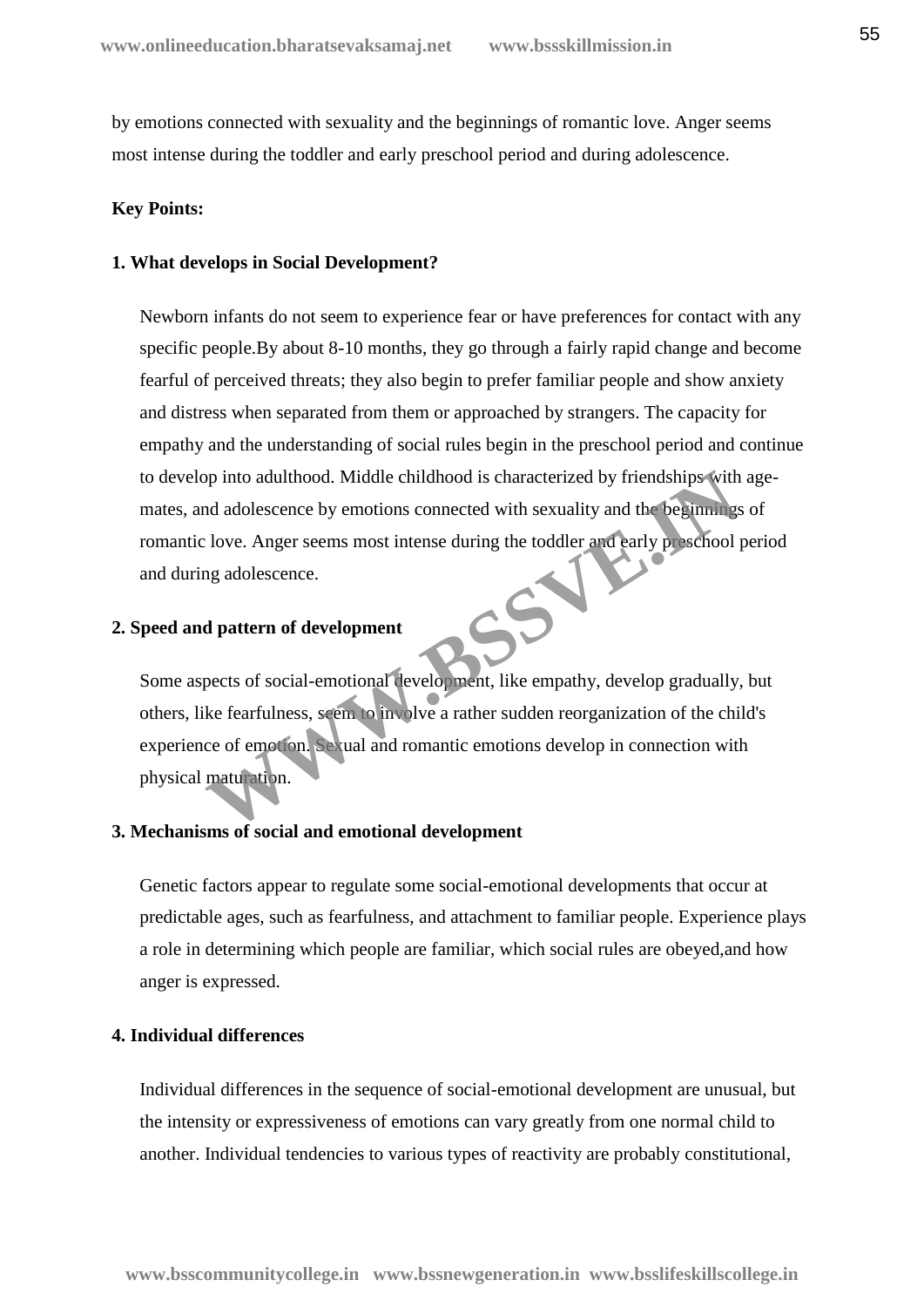by emotions connected with sexuality and the beginnings of romantic love. Anger seems most intense during the toddler and early preschool period and during adolescence.

**Key Points:**

**1. What develops in Social Development?**

Newborn infants do not seem to experience fear or have preferences for contact with any specific people.By about 8-10 months, they go through a fairly rapid change and become fearful of perceived threats; they also begin to prefer familiar people and show anxiety and distress when separated from them or approached by strangers. The capacity for empathy and the understanding of social rules begin in the preschool period and continue to develop into adulthood. Middle childhood is characterized by friendships with age-mates, and adolescence by emotions connected with sexuality and the beginnings of romantic love. Anger seems most intense during the toddler and early preschool period and during adolescence.

**2. Speed and pattern of development**

Some aspects of social-emotional development, like empathy, develop gradually, but others, like fearfulness, seem to involve a rather sudden reorganization of the child's experience of emotion. Sexual and romantic emotions develop in connection with physical maturation.

**3. Mechanisms of social and emotional development**

Genetic factors appear to regulate some social-emotional developments that occur at predictable ages, such as fearfulness, and attachment to familiar people. Experience plays a role in determining which people are familiar, which social rules are obeyed,and how anger is expressed.

**4. Individual differences**

Individual differences in the sequence of social-emotional development are unusual, but the intensity or expressiveness of emotions can vary greatly from one normal child to another. Individual tendencies to various types of reactivity are probably constitutional,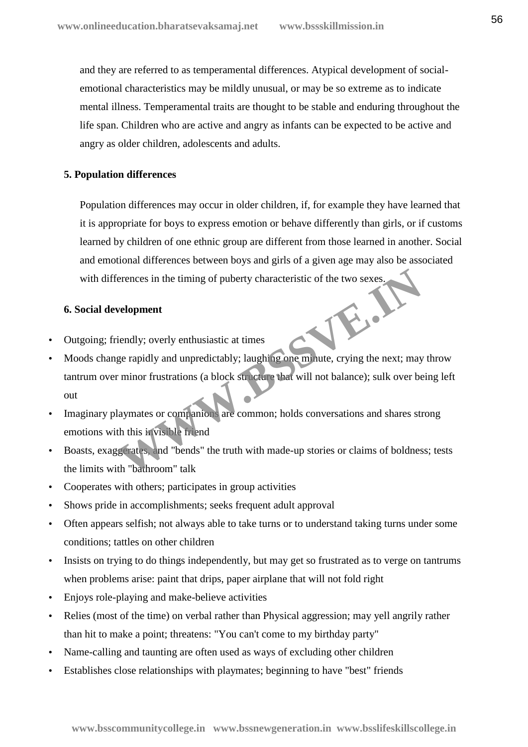and they are referred to as temperamental differences. Atypical development of social-emotional characteristics may be mildly unusual, or may be so extreme as to indicate mental illness. Temperamental traits are thought to be stable and enduring throughout the life span. Children who are active and angry as infants can be expected to be active and angry as older children, adolescents and adults.

**5. Population differences**

Population differences may occur in older children, if, for example they have learned that it is appropriate for boys to express emotion or behave differently than girls, or if customs learned by children of one ethnic group are different from those learned in another. Social and emotional differences between boys and girls of a given age may also be associated with differences in the timing of puberty characteristic of the two sexes.

**6. Social development**

- Outgoing; friendly; overly enthusiastic at times
- Moods change rapidly and unpredictably; laughing one minute, crying the next; may throw tantrum over minor frustrations (a block structure that will not balance); sulk over being left out
- Imaginary playmates or companions are common; holds conversations and shares strong emotions with this invisible friend
- Boasts, exaggerates, and "bends" the truth with made-up stories or claims of boldness; tests the limits with "bathroom" talk
- Cooperates with others; participates in group activities
- Shows pride in accomplishments; seeks frequent adult approval
- Often appears selfish; not always able to take turns or to understand taking turns under some conditions; tattles on other children
- Insists on trying to do things independently, but may get so frustrated as to verge on tantrums when problems arise: paint that drips, paper airplane that will not fold right
- Enjoys role-playing and make-believe activities
- Relies (most of the time) on verbal rather than Physical aggression; may yell angrily rather than hit to make a point; threatens: "You can't come to my birthday party"
- Name-calling and taunting are often used as ways of excluding other children
- Establishes close relationships with playmates; beginning to have "best" friends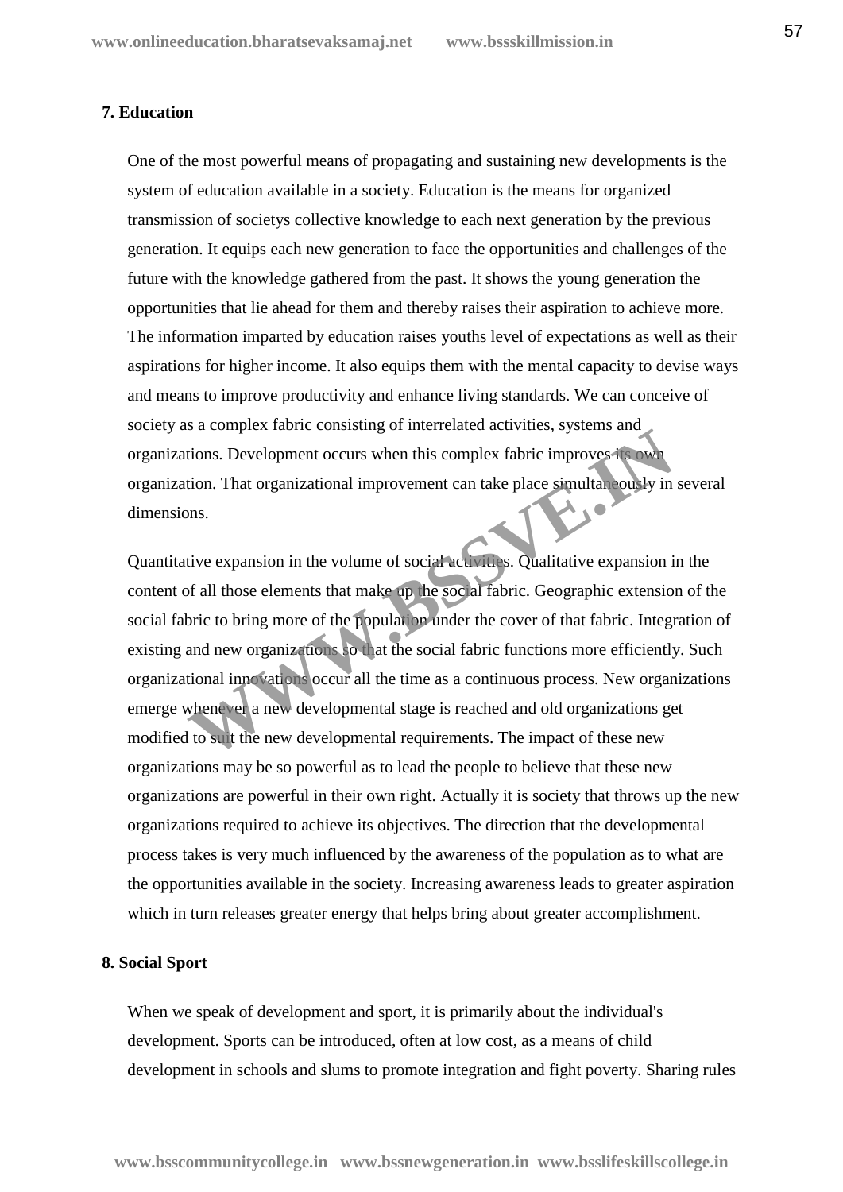## 7. Education

One of the most powerful means of propagating and sustaining new developments is the system of education available in a society. Education is the means for organized transmission of societys collective knowledge to each next generation by the previous generation. It equips each new generation to face the opportunities and challenges of the future with the knowledge gathered from the past. It shows the young generation the opportunities that lie ahead for them and thereby raises their aspiration to achieve more. The information imparted by education raises youths level of expectations as well as their aspirations for higher income. It also equips them with the mental capacity to devise ways and means to improve productivity and enhance living standards. We can conceive of society as a complex fabric consisting of interrelated activities, systems and organizations. Development occurs when this complex fabric improves its own organization. That organizational improvement can take place simultaneously in several dimensions.

Quantitative expansion in the volume of social activities. Qualitative expansion in the content of all those elements that make up the social fabric. Geographic extension of the social fabric to bring more of the population under the cover of that fabric. Integration of existing and new organizations so that the social fabric functions more efficiently. Such organizational innovations occur all the time as a continuous process. New organizations emerge whenever a new developmental stage is reached and old organizations get modified to suit the new developmental requirements. The impact of these new organizations may be so powerful as to lead the people to believe that these new organizations are powerful in their own right. Actually it is society that throws up the new organizations required to achieve its objectives. The direction that the developmental process takes is very much influenced by the awareness of the population as to what are the opportunities available in the society. Increasing awareness leads to greater aspiration which in turn releases greater energy that helps bring about greater accomplishment.

## 8. Social Sport

When we speak of development and sport, it is primarily about the individual's development. Sports can be introduced, often at low cost, as a means of child development in schools and slums to promote integration and fight poverty. Sharing rules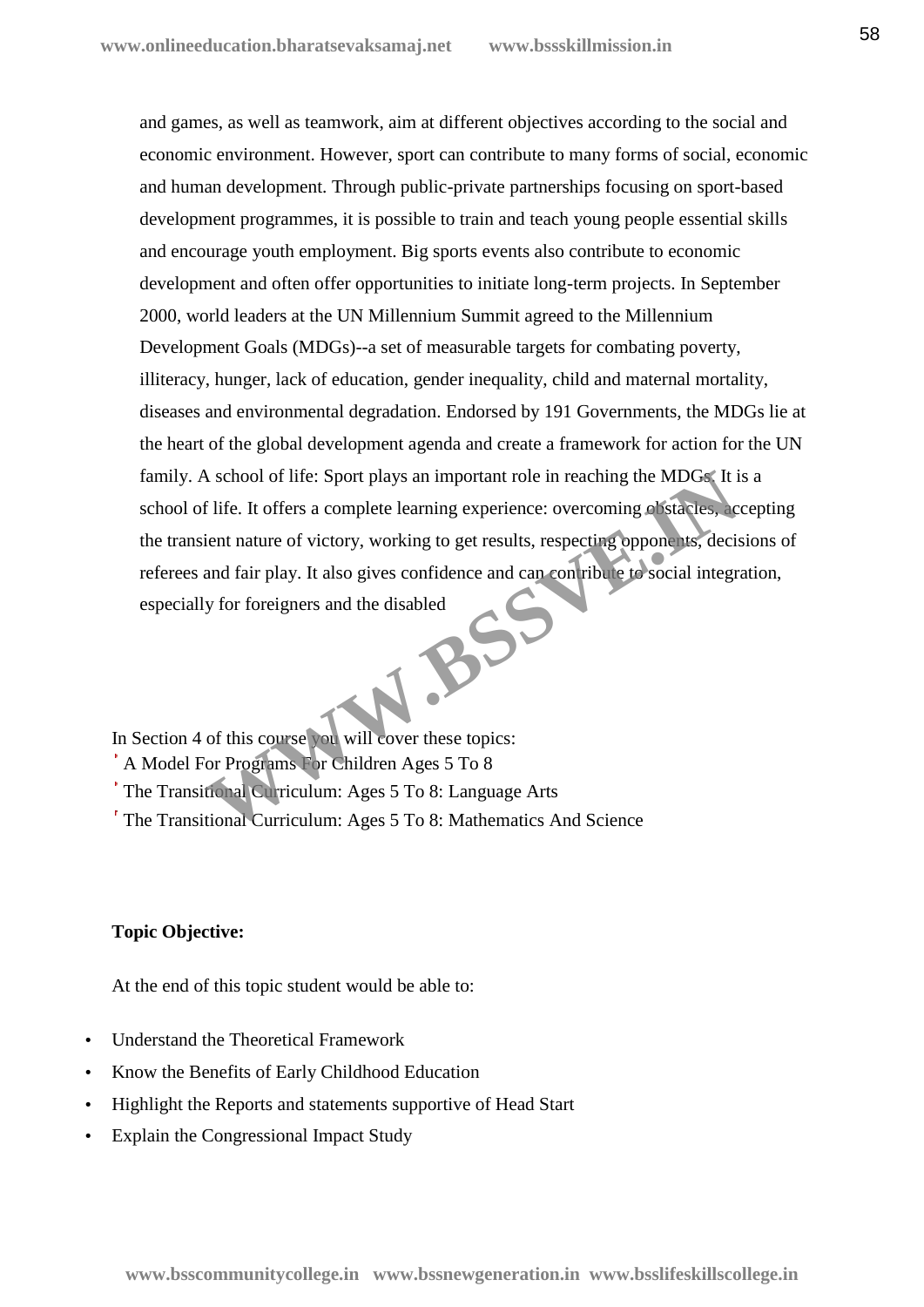and games, as well as teamwork, aim at different objectives according to the social and economic environment. However, sport can contribute to many forms of social, economic and human development. Through public-private partnerships focusing on sport-based development programmes, it is possible to train and teach young people essential skills and encourage youth employment. Big sports events also contribute to economic development and often offer opportunities to initiate long-term projects. In September 2000, world leaders at the UN Millennium Summit agreed to the Millennium Development Goals (MDGs)--a set of measurable targets for combating poverty, illiteracy, hunger, lack of education, gender inequality, child and maternal mortality, diseases and environmental degradation. Endorsed by 191 Governments, the MDGs lie at the heart of the global development agenda and create a framework for action for the UN family. A school of life: Sport plays an important role in reaching the MDGs. It is a school of life. It offers a complete learning experience: overcoming obstacles, accepting the transient nature of victory, working to get results, respecting opponents, decisions of referees and fair play. It also gives confidence and can contribute to social integration, especially for foreigners and the disabled

In Section 4 of this course you will cover these topics:

- A Model For Programs For Children Ages 5 To 8
- The Transitional Curriculum: Ages 5 To 8: Language Arts
- The Transitional Curriculum: Ages 5 To 8: Mathematics And Science

**Topic Objective:**

At the end of this topic student would be able to:

- Understand the Theoretical Framework
- Know the Benefits of Early Childhood Education
- Highlight the Reports and statements supportive of Head Start
- Explain the Congressional Impact Study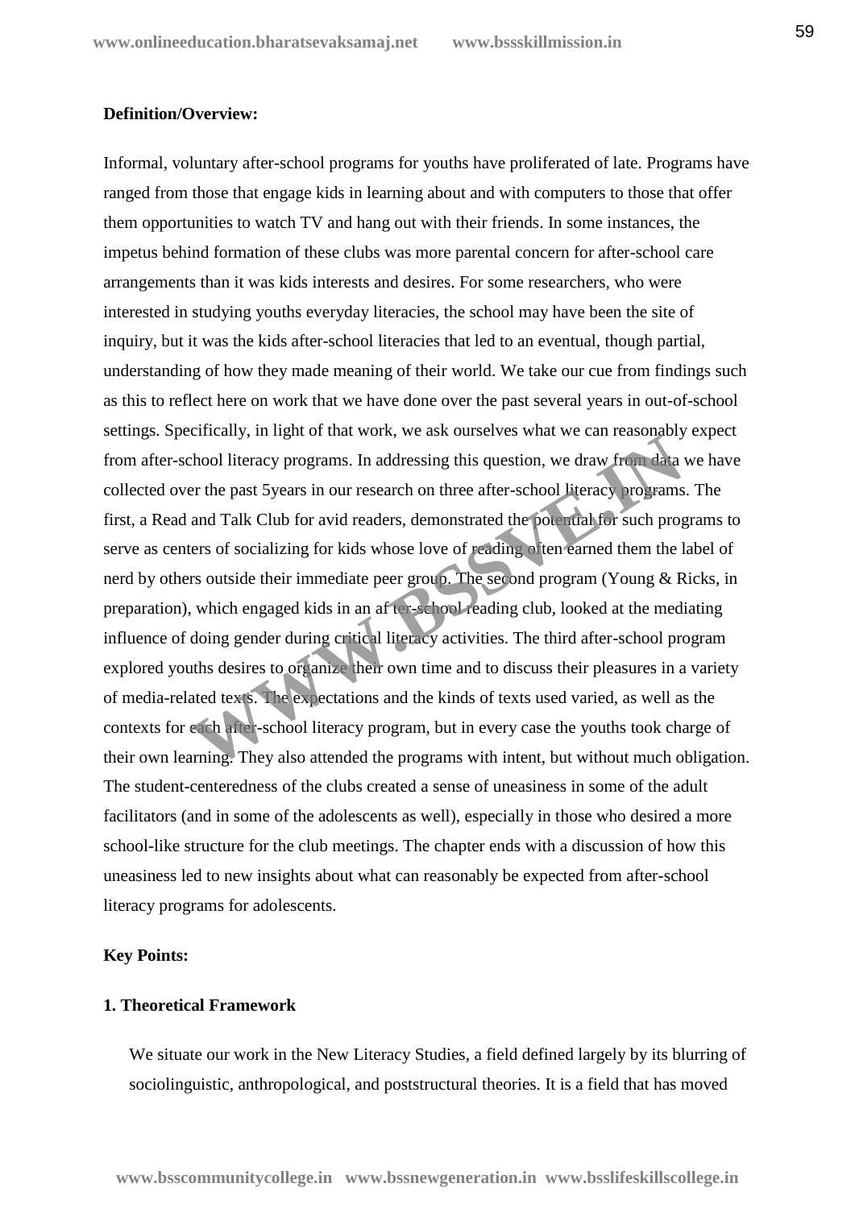**Definition/Overview:**

Informal, voluntary after-school programs for youths have proliferated of late. Programs have ranged from those that engage kids in learning about and with computers to those that offer them opportunities to watch TV and hang out with their friends. In some instances, the impetus behind formation of these clubs was more parental concern for after-school care arrangements than it was kids interests and desires. For some researchers, who were interested in studying youths everyday literacies, the school may have been the site of inquiry, but it was the kids after-school literacies that led to an eventual, though partial, understanding of how they made meaning of their world. We take our cue from findings such as this to reflect here on work that we have done over the past several years in out-of-school settings. Specifically, in light of that work, we ask ourselves what we can reasonably expect from after-school literacy programs. In addressing this question, we draw from data we have collected over the past 5years in our research on three after-school literacy programs. The first, a Read and Talk Club for avid readers, demonstrated the potential for such programs to serve as centers of socializing for kids whose love of reading often earned them the label of nerd by others outside their immediate peer group. The second program (Young & Ricks, in preparation), which engaged kids in an after-school reading club, looked at the mediating influence of doing gender during critical literacy activities. The third after-school program explored youths desires to organize their own time and to discuss their pleasures in a variety of media-related texts. The expectations and the kinds of texts used varied, as well as the contexts for each after-school literacy program, but in every case the youths took charge of their own learning. They also attended the programs with intent, but without much obligation. The student-centeredness of the clubs created a sense of uneasiness in some of the adult facilitators (and in some of the adolescents as well), especially in those who desired a more school-like structure for the club meetings. The chapter ends with a discussion of how this uneasiness led to new insights about what can reasonably be expected from after-school literacy programs for adolescents.

**Key Points:**

**1. Theoretical Framework**

We situate our work in the New Literacy Studies, a field defined largely by its blurring of sociolinguistic, anthropological, and poststructural theories. It is a field that has moved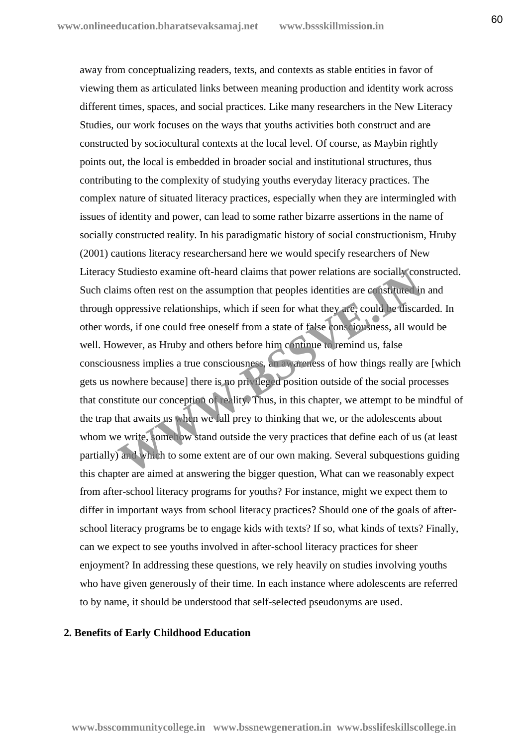away from conceptualizing readers, texts, and contexts as stable entities in favor of viewing them as articulated links between meaning production and identity work across different times, spaces, and social practices. Like many researchers in the New Literacy Studies, our work focuses on the ways that youths activities both construct and are constructed by sociocultural contexts at the local level. Of course, as Maybin rightly points out, the local is embedded in broader social and institutional structures, thus contributing to the complexity of studying youths everyday literacy practices. The complex nature of situated literacy practices, especially when they are intermingled with issues of identity and power, can lead to some rather bizarre assertions in the name of socially constructed reality. In his paradigmatic history of social constructionism, Hruby (2001) cautions literacy researchersand here we would specify researchers of New Literacy Studiesto examine oft-heard claims that power relations are socially constructed. Such claims often rest on the assumption that peoples identities are constituted in and through oppressive relationships, which if seen for what they are, could be discarded. In other words, if one could free oneself from a state of false consciousness, all would be well. However, as Hruby and others before him continue to remind us, false consciousness implies a true consciousness, an awareness of how things really are [which gets us nowhere because] there is no privileged position outside of the social processes that constitute our conception of reality. Thus, in this chapter, we attempt to be mindful of the trap that awaits us when we fall prey to thinking that we, or the adolescents about whom we write, somehow stand outside the very practices that define each of us (at least partially) and which to some extent are of our own making. Several subquestions guiding this chapter are aimed at answering the bigger question, What can we reasonably expect from after-school literacy programs for youths? For instance, might we expect them to differ in important ways from school literacy practices? Should one of the goals of after-school literacy programs be to engage kids with texts? If so, what kinds of texts? Finally, can we expect to see youths involved in after-school literacy practices for sheer enjoyment? In addressing these questions, we rely heavily on studies involving youths who have given generously of their time. In each instance where adolescents are referred to by name, it should be understood that self-selected pseudonyms are used.

**2. Benefits of Early Childhood Education**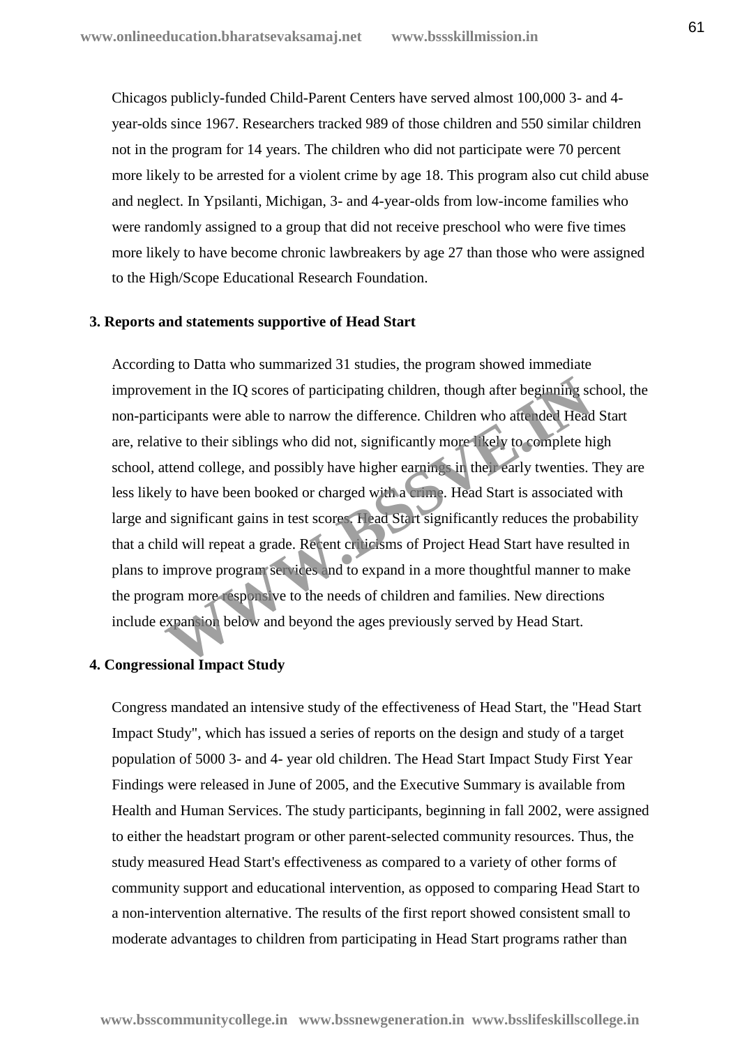Chicagos publicly-funded Child-Parent Centers have served almost 100,000 3- and 4-year-olds since 1967. Researchers tracked 989 of those children and 550 similar children not in the program for 14 years. The children who did not participate were 70 percent more likely to be arrested for a violent crime by age 18. This program also cut child abuse and neglect. In Ypsilanti, Michigan, 3- and 4-year-olds from low-income families who were randomly assigned to a group that did not receive preschool who were five times more likely to have become chronic lawbreakers by age 27 than those who were assigned to the High/Scope Educational Research Foundation.

**3. Reports and statements supportive of Head Start**

According to Datta who summarized 31 studies, the program showed immediate improvement in the IQ scores of participating children, though after beginning school, the non-participants were able to narrow the difference. Children who attended Head Start are, relative to their siblings who did not, significantly more likely to complete high school, attend college, and possibly have higher earnings in their early twenties. They are less likely to have been booked or charged with a crime. Head Start is associated with large and significant gains in test scores. Head Start significantly reduces the probability that a child will repeat a grade. Recent criticisms of Project Head Start have resulted in plans to improve program services and to expand in a more thoughtful manner to make the program more responsive to the needs of children and families. New directions include expansion below and beyond the ages previously served by Head Start.

**4. Congressional Impact Study**

Congress mandated an intensive study of the effectiveness of Head Start, the "Head Start Impact Study", which has issued a series of reports on the design and study of a target population of 5000 3- and 4- year old children. The Head Start Impact Study First Year Findings were released in June of 2005, and the Executive Summary is available from Health and Human Services. The study participants, beginning in fall 2002, were assigned to either the headstart program or other parent-selected community resources. Thus, the study measured Head Start's effectiveness as compared to a variety of other forms of community support and educational intervention, as opposed to comparing Head Start to a non-intervention alternative. The results of the first report showed consistent small to moderate advantages to children from participating in Head Start programs rather than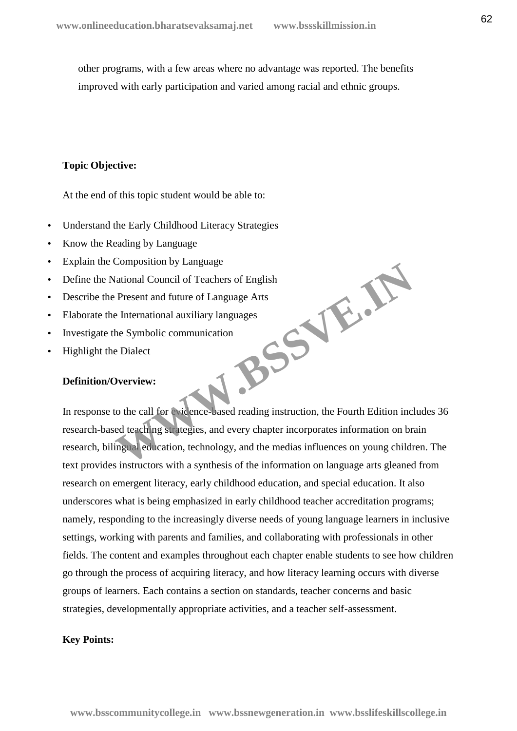other programs, with a few areas where no advantage was reported. The benefits improved with early participation and varied among racial and ethnic groups.

**Topic Objective:**

At the end of this topic student would be able to:

- Understand the Early Childhood Literacy Strategies
- Know the Reading by Language
- Explain the Composition by Language
- Define the National Council of Teachers of English
- Describe the Present and future of Language Arts
- Elaborate the International auxiliary languages
- Investigate the Symbolic communication
- Highlight the Dialect

**Definition/Overview:**

In response to the call for evidence-based reading instruction, the Fourth Edition includes 36 research-based teaching strategies, and every chapter incorporates information on brain research, bilingual education, technology, and the medias influences on young children. The text provides instructors with a synthesis of the information on language arts gleaned from research on emergent literacy, early childhood education, and special education. It also underscores what is being emphasized in early childhood teacher accreditation programs; namely, responding to the increasingly diverse needs of young language learners in inclusive settings, working with parents and families, and collaborating with professionals in other fields. The content and examples throughout each chapter enable students to see how children go through the process of acquiring literacy, and how literacy learning occurs with diverse groups of learners. Each contains a section on standards, teacher concerns and basic strategies, developmentally appropriate activities, and a teacher self-assessment.

**Key Points:**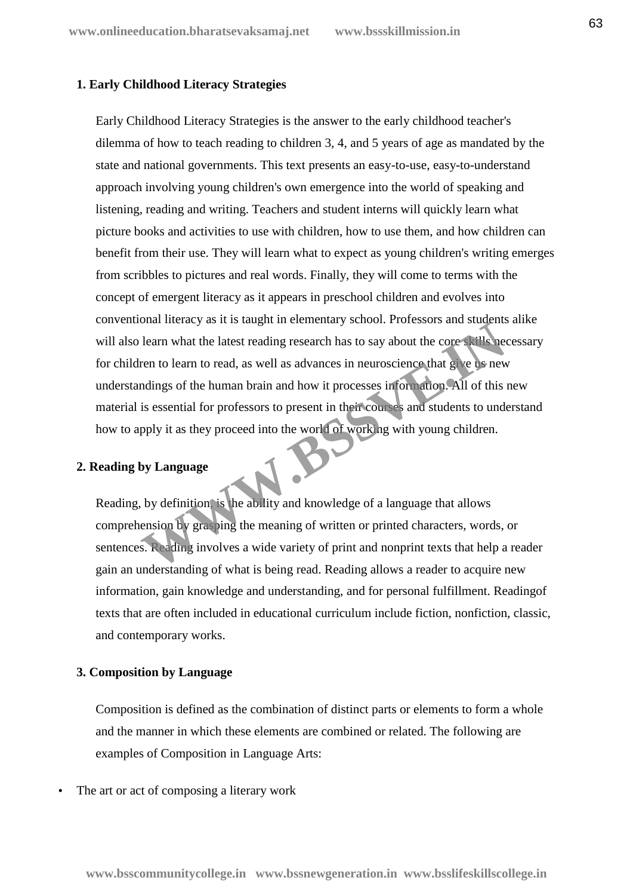**1. Early Childhood Literacy Strategies**

Early Childhood Literacy Strategies is the answer to the early childhood teacher's dilemma of how to teach reading to children 3, 4, and 5 years of age as mandated by the state and national governments. This text presents an easy-to-use, easy-to-understand approach involving young children's own emergence into the world of speaking and listening, reading and writing. Teachers and student interns will quickly learn what picture books and activities to use with children, how to use them, and how children can benefit from their use. They will learn what to expect as young children's writing emerges from scribbles to pictures and real words. Finally, they will come to terms with the concept of emergent literacy as it appears in preschool children and evolves into conventional literacy as it is taught in elementary school. Professors and students alike will also learn what the latest reading research has to say about the core skills necessary for children to learn to read, as well as advances in neuroscience that give us new understandings of the human brain and how it processes information. All of this new material is essential for professors to present in their courses and students to understand how to apply it as they proceed into the world of working with young children.

**2. Reading by Language**

Reading, by definition, is the ability and knowledge of a language that allows comprehension by grasping the meaning of written or printed characters, words, or sentences. Reading involves a wide variety of print and nonprint texts that help a reader gain an understanding of what is being read. Reading allows a reader to acquire new information, gain knowledge and understanding, and for personal fulfillment. Readingof texts that are often included in educational curriculum include fiction, nonfiction, classic, and contemporary works.

**3. Composition by Language**

Composition is defined as the combination of distinct parts or elements to form a whole and the manner in which these elements are combined or related. The following are examples of Composition in Language Arts:

- The art or act of composing a literary work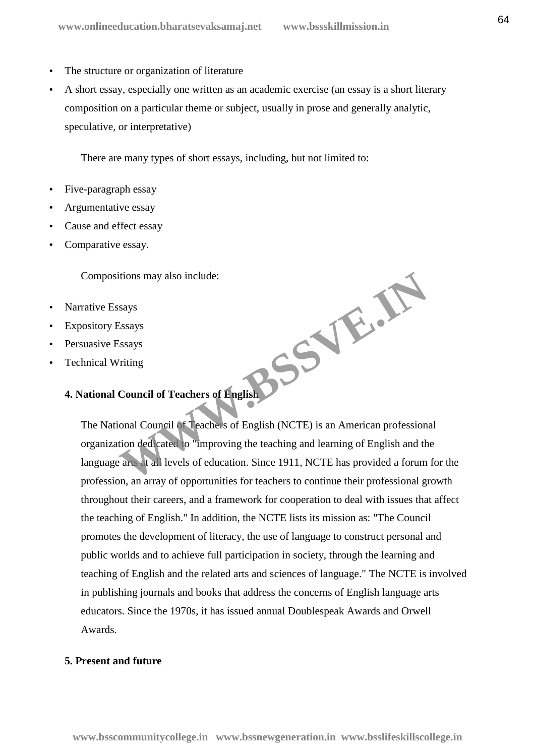- The structure or organization of literature
- A short essay, especially one written as an academic exercise (an essay is a short literary composition on a particular theme or subject, usually in prose and generally analytic, speculative, or interpretative)

There are many types of short essays, including, but not limited to:

- Five-paragraph essay
- Argumentative essay
- Cause and effect essay
- Comparative essay.

Compositions may also include:

- Narrative Essays
- Expository Essays
- Persuasive Essays
- Technical Writing

**4. National Council of Teachers of English**

The National Council of Teachers of English (NCTE) is an American professional organization dedicated to "improving the teaching and learning of English and the language arts at all levels of education. Since 1911, NCTE has provided a forum for the profession, an array of opportunities for teachers to continue their professional growth throughout their careers, and a framework for cooperation to deal with issues that affect the teaching of English." In addition, the NCTE lists its mission as: "The Council promotes the development of literacy, the use of language to construct personal and public worlds and to achieve full participation in society, through the learning and teaching of English and the related arts and sciences of language." The NCTE is involved in publishing journals and books that address the concerns of English language arts educators. Since the 1970s, it has issued annual Doublespeak Awards and Orwell Awards.

**5. Present and future**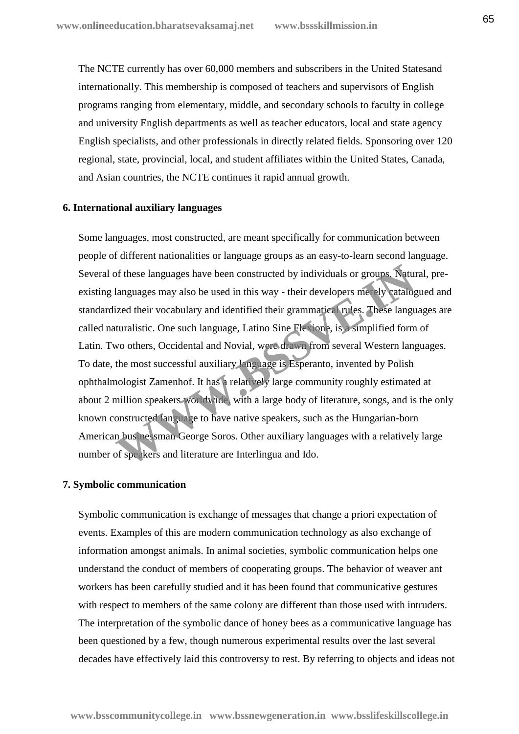The NCTE currently has over 60,000 members and subscribers in the United Statesand internationally. This membership is composed of teachers and supervisors of English programs ranging from elementary, middle, and secondary schools to faculty in college and university English departments as well as teacher educators, local and state agency English specialists, and other professionals in directly related fields. Sponsoring over 120 regional, state, provincial, local, and student affiliates within the United States, Canada, and Asian countries, the NCTE continues it rapid annual growth.

**6. International auxiliary languages**

Some languages, most constructed, are meant specifically for communication between people of different nationalities or language groups as an easy-to-learn second language. Several of these languages have been constructed by individuals or groups. Natural, pre-existing languages may also be used in this way - their developers merely catalogued and standardized their vocabulary and identified their grammatical rules. These languages are called naturalistic. One such language, Latino Sine Flexione, is a simplified form of Latin. Two others, Occidental and Novial, were drawn from several Western languages. To date, the most successful auxiliary language is Esperanto, invented by Polish ophthalmologist Zamenhof. It has a relatively large community roughly estimated at about 2 million speakers worldwide, with a large body of literature, songs, and is the only known constructed language to have native speakers, such as the Hungarian-born American businessman George Soros. Other auxiliary languages with a relatively large number of speakers and literature are Interlingua and Ido.

**7. Symbolic communication**

Symbolic communication is exchange of messages that change a priori expectation of events. Examples of this are modern communication technology as also exchange of information amongst animals. In animal societies, symbolic communication helps one understand the conduct of members of cooperating groups. The behavior of weaver ant workers has been carefully studied and it has been found that communicative gestures with respect to members of the same colony are different than those used with intruders. The interpretation of the symbolic dance of honey bees as a communicative language has been questioned by a few, though numerous experimental results over the last several decades have effectively laid this controversy to rest. By referring to objects and ideas not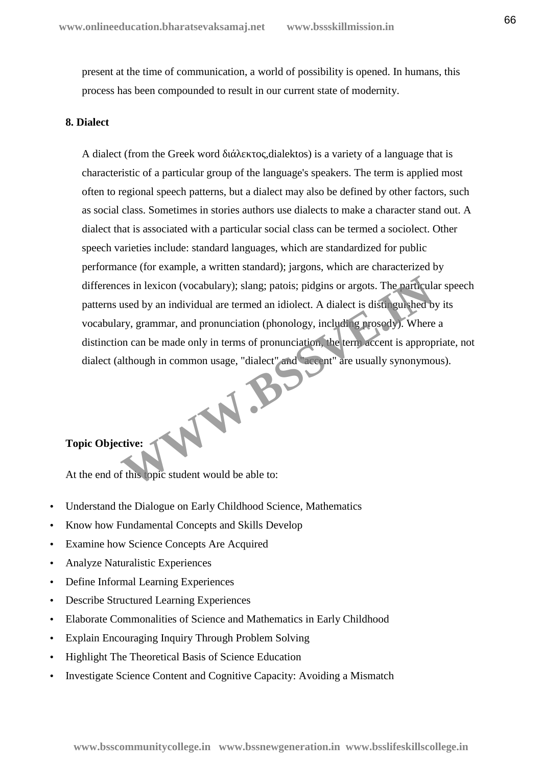present at the time of communication, a world of possibility is opened. In humans, this process has been compounded to result in our current state of modernity.

**8. Dialect**

A dialect (from the Greek word διάλεκτος,dialektos) is a variety of a language that is characteristic of a particular group of the language's speakers. The term is applied most often to regional speech patterns, but a dialect may also be defined by other factors, such as social class. Sometimes in stories authors use dialects to make a character stand out. A dialect that is associated with a particular social class can be termed a sociolect. Other speech varieties include: standard languages, which are standardized for public performance (for example, a written standard); jargons, which are characterized by differences in lexicon (vocabulary); slang; patois; pidgins or argots. The particular speech patterns used by an individual are termed an idiolect. A dialect is distinguished by its vocabulary, grammar, and pronunciation (phonology, including prosody). Where a distinction can be made only in terms of pronunciation, the term accent is appropriate, not dialect (although in common usage, "dialect" and "accent" are usually synonymous).

**Topic Objective:**

At the end of this topic student would be able to:

- Understand the Dialogue on Early Childhood Science, Mathematics
- Know how Fundamental Concepts and Skills Develop
- Examine how Science Concepts Are Acquired
- Analyze Naturalistic Experiences
- Define Informal Learning Experiences
- Describe Structured Learning Experiences
- Elaborate Commonalities of Science and Mathematics in Early Childhood
- Explain Encouraging Inquiry Through Problem Solving
- Highlight The Theoretical Basis of Science Education
- Investigate Science Content and Cognitive Capacity: Avoiding a Mismatch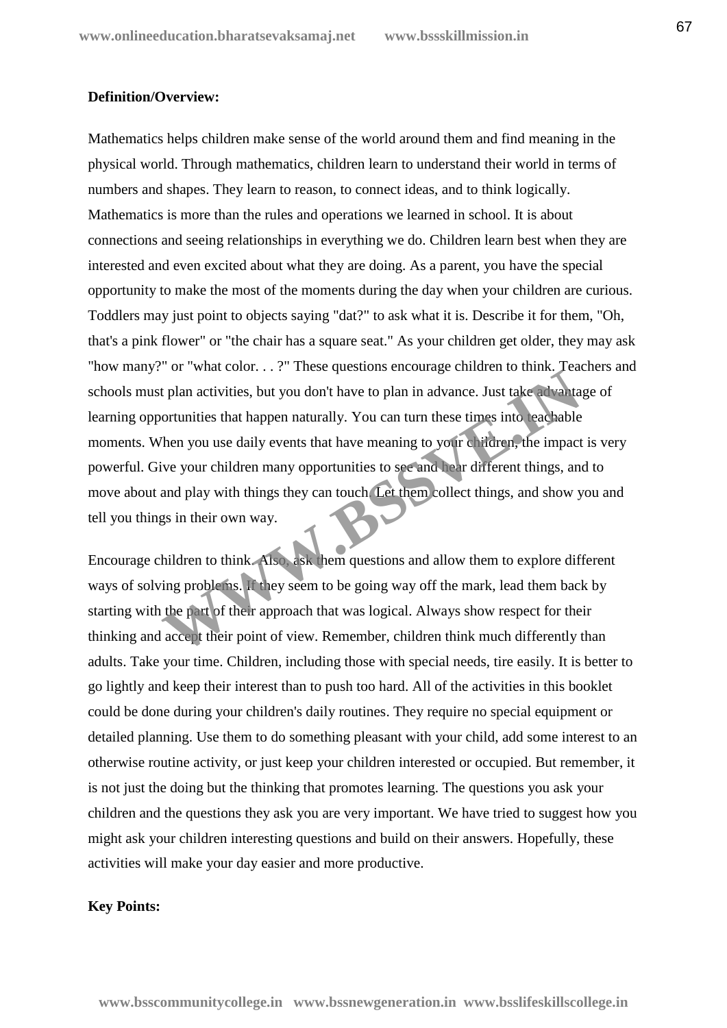**Definition/Overview:**

Mathematics helps children make sense of the world around them and find meaning in the physical world. Through mathematics, children learn to understand their world in terms of numbers and shapes. They learn to reason, to connect ideas, and to think logically. Mathematics is more than the rules and operations we learned in school. It is about connections and seeing relationships in everything we do. Children learn best when they are interested and even excited about what they are doing. As a parent, you have the special opportunity to make the most of the moments during the day when your children are curious. Toddlers may just point to objects saying "dat?" to ask what it is. Describe it for them, "Oh, that's a pink flower" or "the chair has a square seat." As your children get older, they may ask "how many?" or "what color. . . ?" These questions encourage children to think. Teachers and schools must plan activities, but you don't have to plan in advance. Just take advantage of learning opportunities that happen naturally. You can turn these times into teachable moments. When you use daily events that have meaning to your children, the impact is very powerful. Give your children many opportunities to see and hear different things, and to move about and play with things they can touch. Let them collect things, and show you and tell you things in their own way.

Encourage children to think. Also, ask them questions and allow them to explore different ways of solving problems. If they seem to be going way off the mark, lead them back by starting with the part of their approach that was logical. Always show respect for their thinking and accept their point of view. Remember, children think much differently than adults. Take your time. Children, including those with special needs, tire easily. It is better to go lightly and keep their interest than to push too hard. All of the activities in this booklet could be done during your children's daily routines. They require no special equipment or detailed planning. Use them to do something pleasant with your child, add some interest to an otherwise routine activity, or just keep your children interested or occupied. But remember, it is not just the doing but the thinking that promotes learning. The questions you ask your children and the questions they ask you are very important. We have tried to suggest how you might ask your children interesting questions and build on their answers. Hopefully, these activities will make your day easier and more productive.

**Key Points:**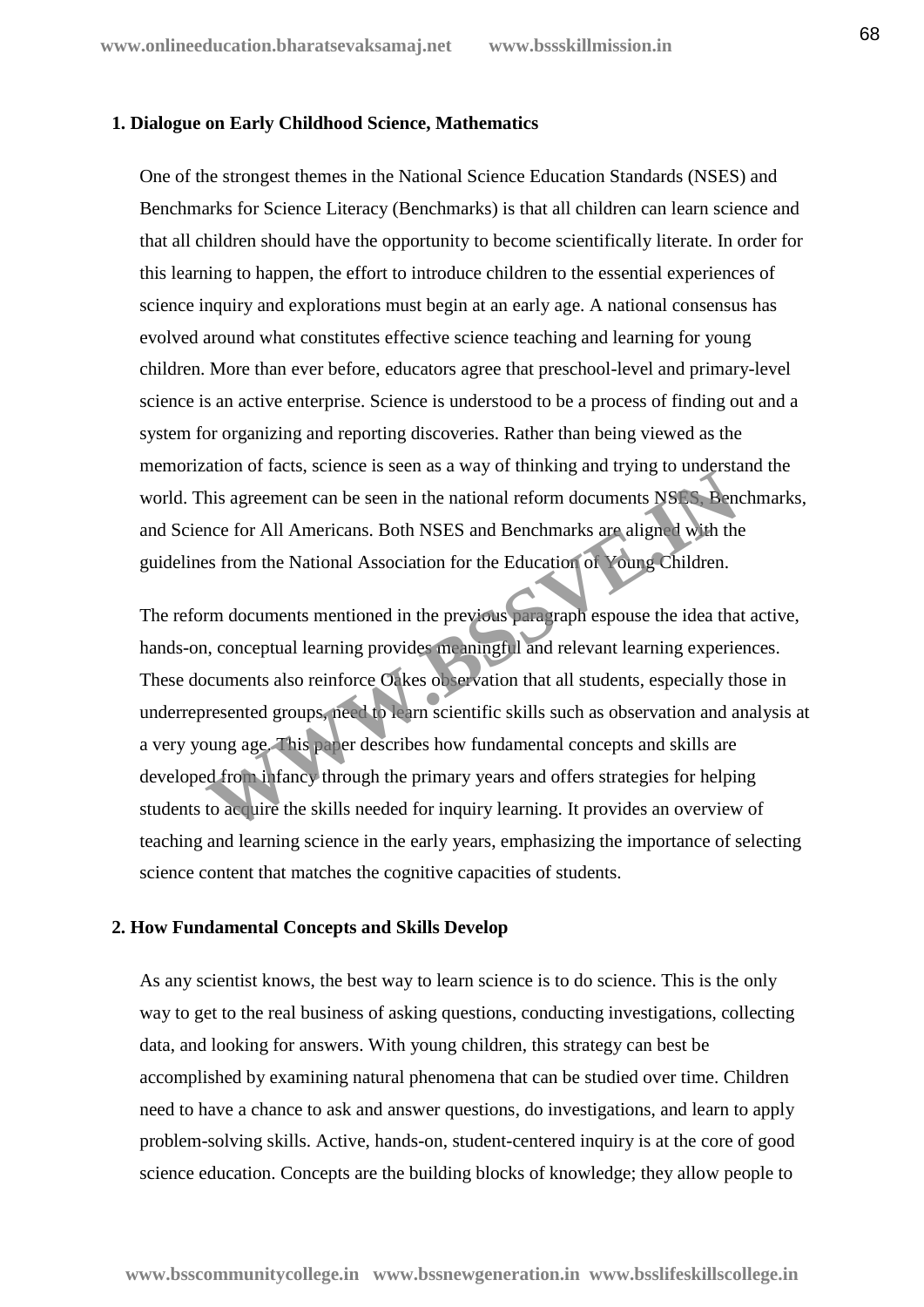**1. Dialogue on Early Childhood Science, Mathematics**

One of the strongest themes in the National Science Education Standards (NSES) and Benchmarks for Science Literacy (Benchmarks) is that all children can learn science and that all children should have the opportunity to become scientifically literate. In order for this learning to happen, the effort to introduce children to the essential experiences of science inquiry and explorations must begin at an early age. A national consensus has evolved around what constitutes effective science teaching and learning for young children. More than ever before, educators agree that preschool-level and primary-level science is an active enterprise. Science is understood to be a process of finding out and a system for organizing and reporting discoveries. Rather than being viewed as the memorization of facts, science is seen as a way of thinking and trying to understand the world. This agreement can be seen in the national reform documents NSES, Benchmarks, and Science for All Americans. Both NSES and Benchmarks are aligned with the guidelines from the National Association for the Education of Young Children.

The reform documents mentioned in the previous paragraph espouse the idea that active, hands-on, conceptual learning provides meaningful and relevant learning experiences. These documents also reinforce Oakes observation that all students, especially those in underrepresented groups, need to learn scientific skills such as observation and analysis at a very young age. This paper describes how fundamental concepts and skills are developed from infancy through the primary years and offers strategies for helping students to acquire the skills needed for inquiry learning. It provides an overview of teaching and learning science in the early years, emphasizing the importance of selecting science content that matches the cognitive capacities of students.

**2. How Fundamental Concepts and Skills Develop**

As any scientist knows, the best way to learn science is to do science. This is the only way to get to the real business of asking questions, conducting investigations, collecting data, and looking for answers. With young children, this strategy can best be accomplished by examining natural phenomena that can be studied over time. Children need to have a chance to ask and answer questions, do investigations, and learn to apply problem-solving skills. Active, hands-on, student-centered inquiry is at the core of good science education. Concepts are the building blocks of knowledge; they allow people to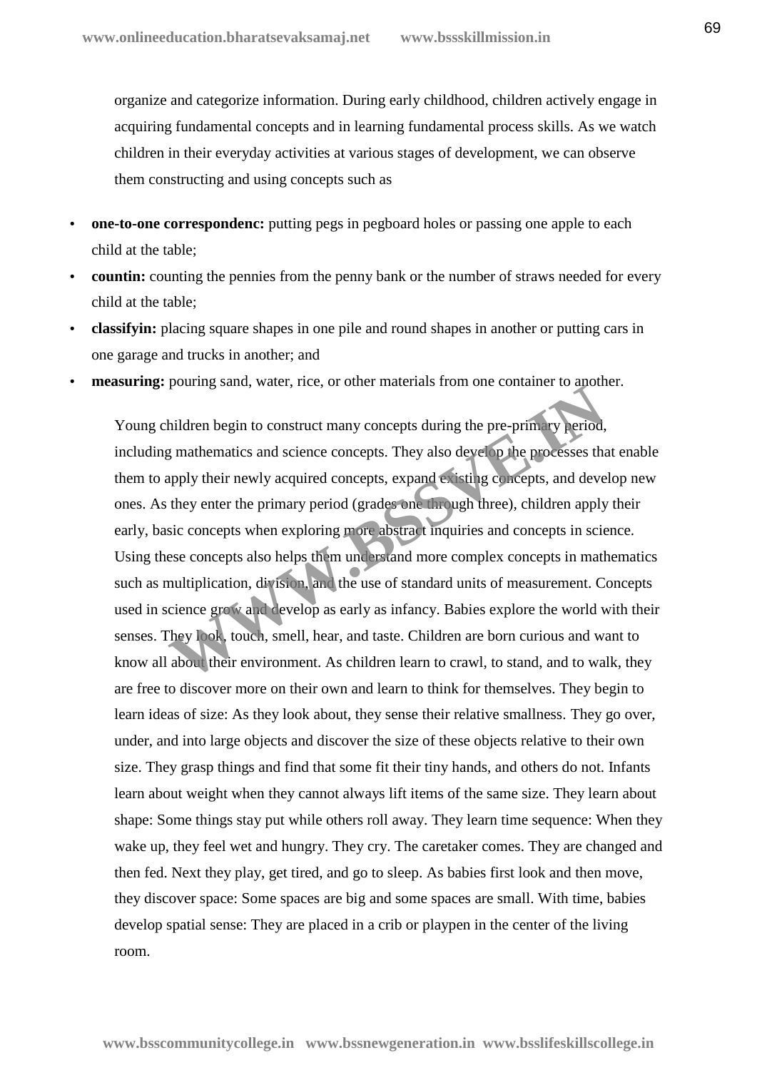organize and categorize information. During early childhood, children actively engage in acquiring fundamental concepts and in learning fundamental process skills. As we watch children in their everyday activities at various stages of development, we can observe them constructing and using concepts such as

- **one-to-one correspondenc:** putting pegs in pegboard holes or passing one apple to each child at the table;
- **countin:** counting the pennies from the penny bank or the number of straws needed for every child at the table;
- **classifyin:** placing square shapes in one pile and round shapes in another or putting cars in one garage and trucks in another; and
- **measuring:** pouring sand, water, rice, or other materials from one container to another.

Young children begin to construct many concepts during the pre-primary period, including mathematics and science concepts. They also develop the processes that enable them to apply their newly acquired concepts, expand existing concepts, and develop new ones. As they enter the primary period (grades one through three), children apply their early, basic concepts when exploring more abstract inquiries and concepts in science. Using these concepts also helps them understand more complex concepts in mathematics such as multiplication, division, and the use of standard units of measurement. Concepts used in science grow and develop as early as infancy. Babies explore the world with their senses. They look, touch, smell, hear, and taste. Children are born curious and want to know all about their environment. As children learn to crawl, to stand, and to walk, they are free to discover more on their own and learn to think for themselves. They begin to learn ideas of size: As they look about, they sense their relative smallness. They go over, under, and into large objects and discover the size of these objects relative to their own size. They grasp things and find that some fit their tiny hands, and others do not. Infants learn about weight when they cannot always lift items of the same size. They learn about shape: Some things stay put while others roll away. They learn time sequence: When they wake up, they feel wet and hungry. They cry. The caretaker comes. They are changed and then fed. Next they play, get tired, and go to sleep. As babies first look and then move, they discover space: Some spaces are big and some spaces are small. With time, babies develop spatial sense: They are placed in a crib or playpen in the center of the living room.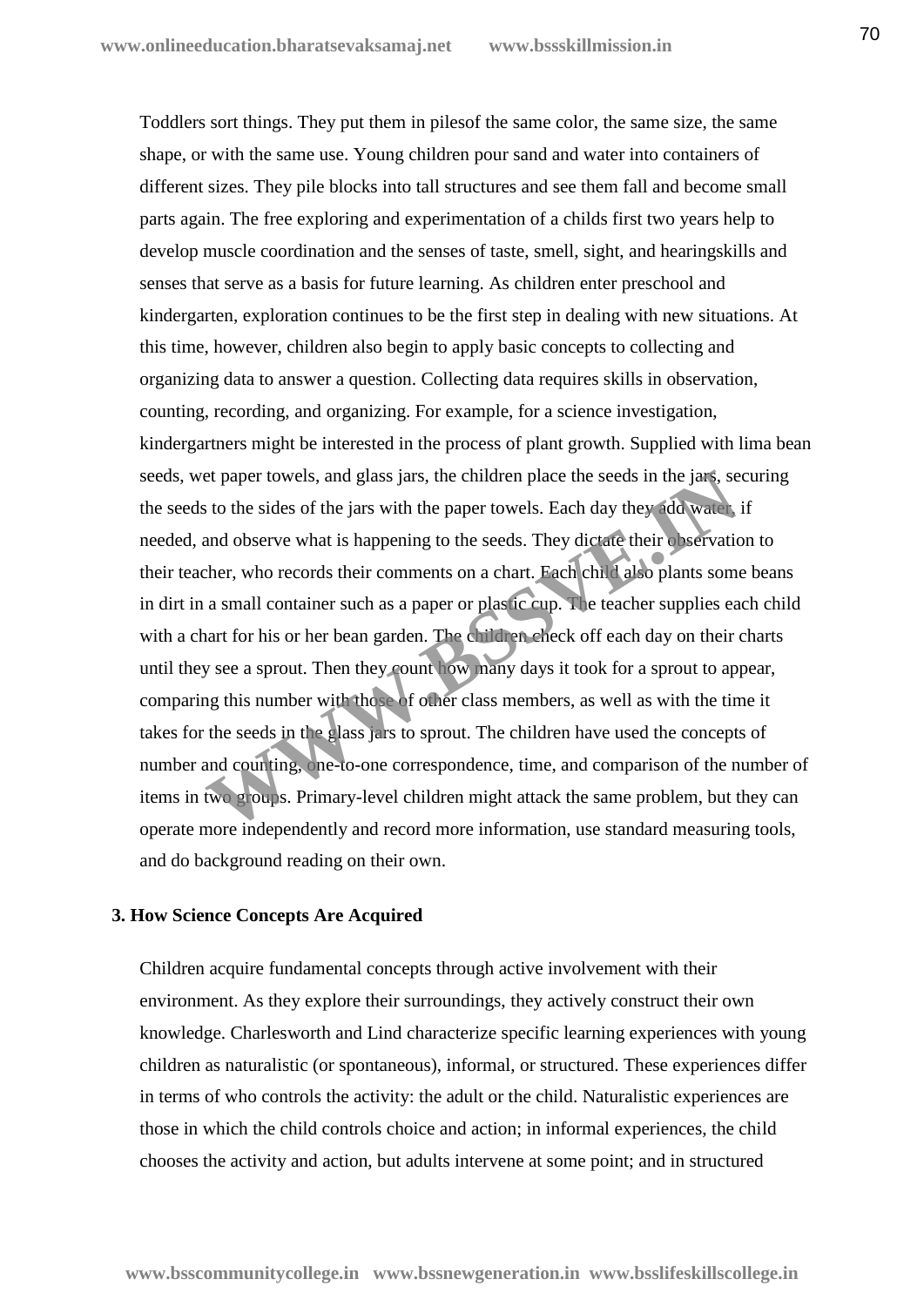Toddlers sort things. They put them in pilesof the same color, the same size, the same shape, or with the same use. Young children pour sand and water into containers of different sizes. They pile blocks into tall structures and see them fall and become small parts again. The free exploring and experimentation of a childs first two years help to develop muscle coordination and the senses of taste, smell, sight, and hearingskills and senses that serve as a basis for future learning. As children enter preschool and kindergarten, exploration continues to be the first step in dealing with new situations. At this time, however, children also begin to apply basic concepts to collecting and organizing data to answer a question. Collecting data requires skills in observation, counting, recording, and organizing. For example, for a science investigation, kindergartners might be interested in the process of plant growth. Supplied with lima bean seeds, wet paper towels, and glass jars, the children place the seeds in the jars, securing the seeds to the sides of the jars with the paper towels. Each day they add water, if needed, and observe what is happening to the seeds. They dictate their observation to their teacher, who records their comments on a chart. Each child also plants some beans in dirt in a small container such as a paper or plastic cup. The teacher supplies each child with a chart for his or her bean garden. The children check off each day on their charts until they see a sprout. Then they count how many days it took for a sprout to appear, comparing this number with those of other class members, as well as with the time it takes for the seeds in the glass jars to sprout. The children have used the concepts of number and counting, one-to-one correspondence, time, and comparison of the number of items in two groups. Primary-level children might attack the same problem, but they can operate more independently and record more information, use standard measuring tools, and do background reading on their own.

**3. How Science Concepts Are Acquired**

Children acquire fundamental concepts through active involvement with their environment. As they explore their surroundings, they actively construct their own knowledge. Charlesworth and Lind characterize specific learning experiences with young children as naturalistic (or spontaneous), informal, or structured. These experiences differ in terms of who controls the activity: the adult or the child. Naturalistic experiences are those in which the child controls choice and action; in informal experiences, the child chooses the activity and action, but adults intervene at some point; and in structured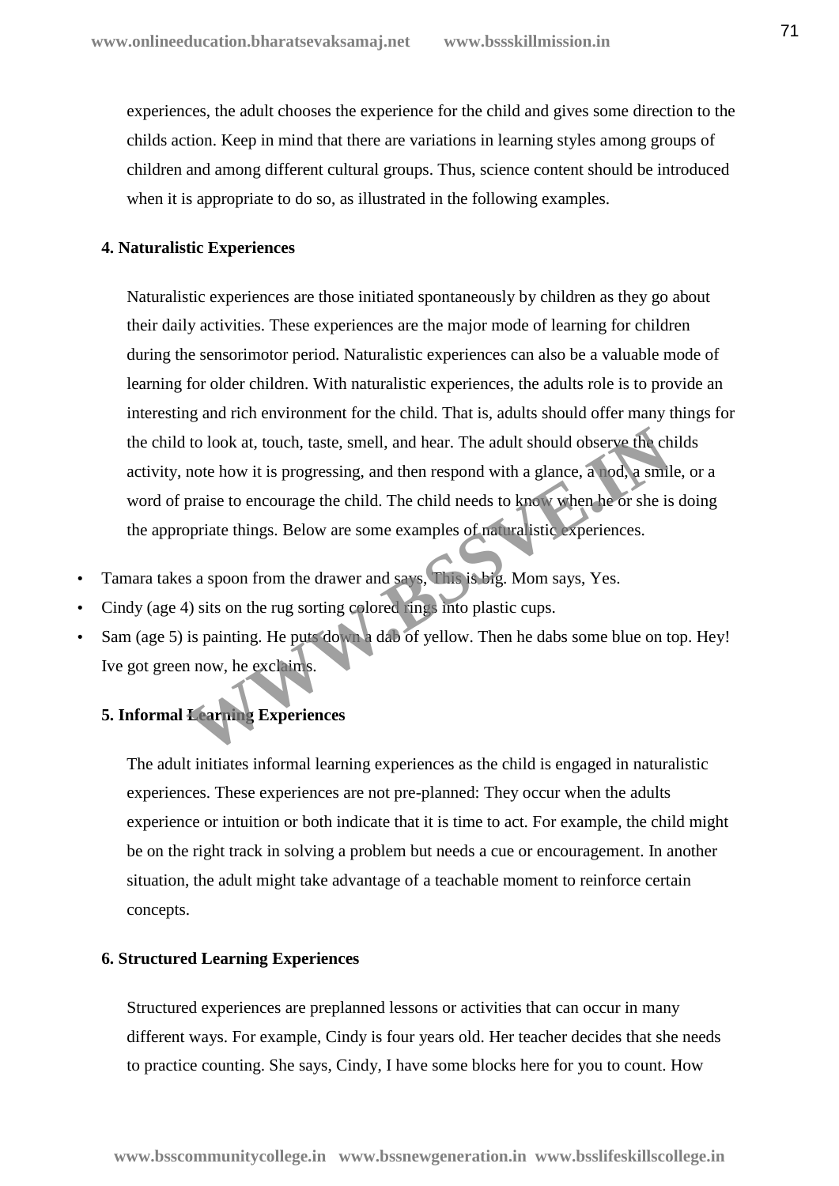experiences, the adult chooses the experience for the child and gives some direction to the childs action. Keep in mind that there are variations in learning styles among groups of children and among different cultural groups. Thus, science content should be introduced when it is appropriate to do so, as illustrated in the following examples.

**4. Naturalistic Experiences**

Naturalistic experiences are those initiated spontaneously by children as they go about their daily activities. These experiences are the major mode of learning for children during the sensorimotor period. Naturalistic experiences can also be a valuable mode of learning for older children. With naturalistic experiences, the adults role is to provide an interesting and rich environment for the child. That is, adults should offer many things for the child to look at, touch, taste, smell, and hear. The adult should observe the childs activity, note how it is progressing, and then respond with a glance, a nod, a smile, or a word of praise to encourage the child. The child needs to know when he or she is doing the appropriate things. Below are some examples of naturalistic experiences.

- Tamara takes a spoon from the drawer and says, This is big. Mom says, Yes.
- Cindy (age 4) sits on the rug sorting colored rings into plastic cups.
- Sam (age 5) is painting. He puts down a dab of yellow. Then he dabs some blue on top. Hey! Ive got green now, he exclaims.

**5. Informal Learning Experiences**

The adult initiates informal learning experiences as the child is engaged in naturalistic experiences. These experiences are not pre-planned: They occur when the adults experience or intuition or both indicate that it is time to act. For example, the child might be on the right track in solving a problem but needs a cue or encouragement. In another situation, the adult might take advantage of a teachable moment to reinforce certain concepts.

**6. Structured Learning Experiences**

Structured experiences are preplanned lessons or activities that can occur in many different ways. For example, Cindy is four years old. Her teacher decides that she needs to practice counting. She says, Cindy, I have some blocks here for you to count. How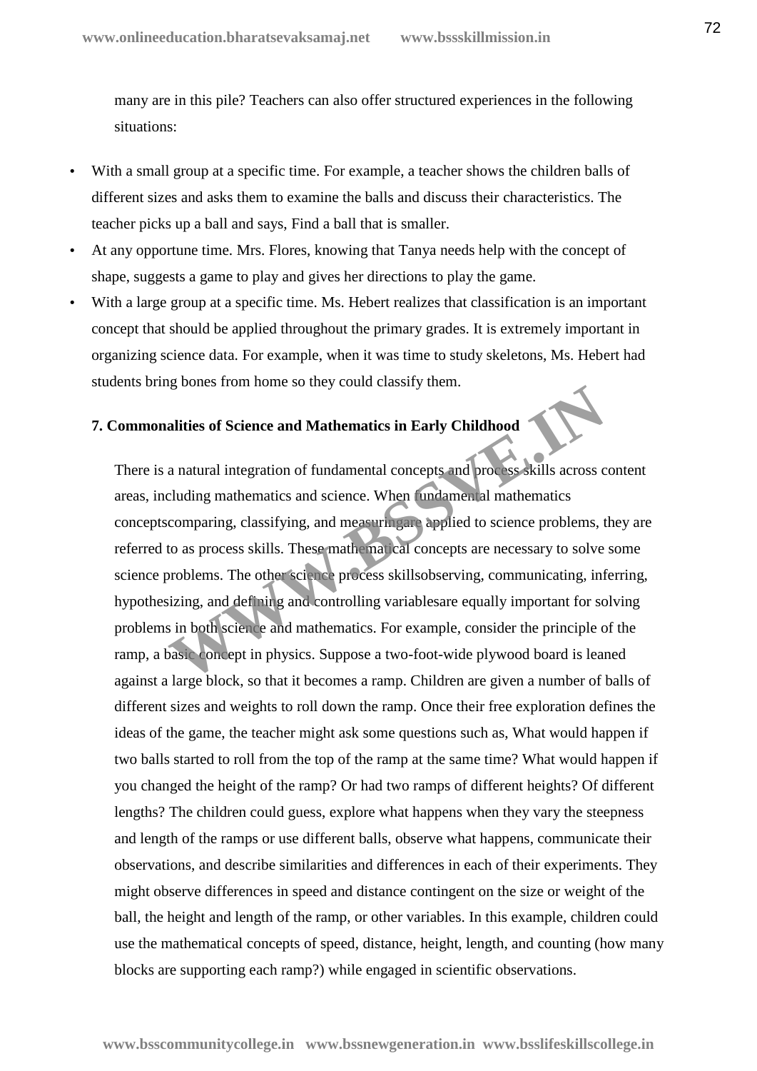many are in this pile? Teachers can also offer structured experiences in the following situations:

- With a small group at a specific time. For example, a teacher shows the children balls of different sizes and asks them to examine the balls and discuss their characteristics. The teacher picks up a ball and says, Find a ball that is smaller.
- At any opportune time. Mrs. Flores, knowing that Tanya needs help with the concept of shape, suggests a game to play and gives her directions to play the game.
- With a large group at a specific time. Ms. Hebert realizes that classification is an important concept that should be applied throughout the primary grades. It is extremely important in organizing science data. For example, when it was time to study skeletons, Ms. Hebert had students bring bones from home so they could classify them.

**7. Commonalities of Science and Mathematics in Early Childhood**

There is a natural integration of fundamental concepts and process skills across content areas, including mathematics and science. When fundamental mathematics conceptscomparing, classifying, and measuringare applied to science problems, they are referred to as process skills. These mathematical concepts are necessary to solve some science problems. The other science process skillsobserving, communicating, inferring, hypothesizing, and defining and controlling variablesare equally important for solving problems in both science and mathematics. For example, consider the principle of the ramp, a basic concept in physics. Suppose a two-foot-wide plywood board is leaned against a large block, so that it becomes a ramp. Children are given a number of balls of different sizes and weights to roll down the ramp. Once their free exploration defines the ideas of the game, the teacher might ask some questions such as, What would happen if two balls started to roll from the top of the ramp at the same time? What would happen if you changed the height of the ramp? Or had two ramps of different heights? Of different lengths? The children could guess, explore what happens when they vary the steepness and length of the ramps or use different balls, observe what happens, communicate their observations, and describe similarities and differences in each of their experiments. They might observe differences in speed and distance contingent on the size or weight of the ball, the height and length of the ramp, or other variables. In this example, children could use the mathematical concepts of speed, distance, height, length, and counting (how many blocks are supporting each ramp?) while engaged in scientific observations.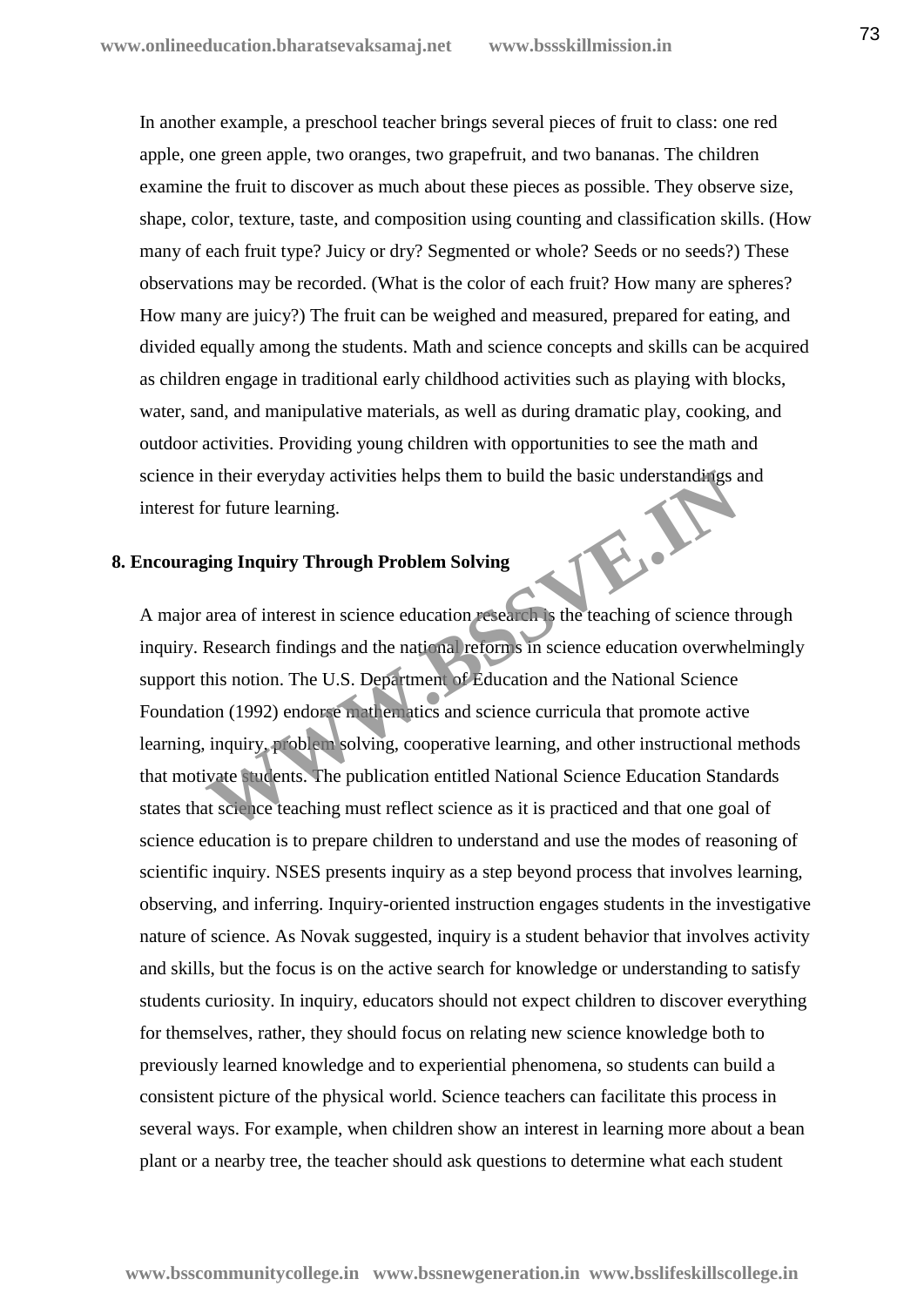In another example, a preschool teacher brings several pieces of fruit to class: one red apple, one green apple, two oranges, two grapefruit, and two bananas. The children examine the fruit to discover as much about these pieces as possible. They observe size, shape, color, texture, taste, and composition using counting and classification skills. (How many of each fruit type? Juicy or dry? Segmented or whole? Seeds or no seeds?) These observations may be recorded. (What is the color of each fruit? How many are spheres? How many are juicy?) The fruit can be weighed and measured, prepared for eating, and divided equally among the students. Math and science concepts and skills can be acquired as children engage in traditional early childhood activities such as playing with blocks, water, sand, and manipulative materials, as well as during dramatic play, cooking, and outdoor activities. Providing young children with opportunities to see the math and science in their everyday activities helps them to build the basic understandings and interest for future learning.

**8. Encouraging Inquiry Through Problem Solving**

A major area of interest in science education research is the teaching of science through inquiry. Research findings and the national reforms in science education overwhelmingly support this notion. The U.S. Department of Education and the National Science Foundation (1992) endorse mathematics and science curricula that promote active learning, inquiry, problem solving, cooperative learning, and other instructional methods that motivate students. The publication entitled National Science Education Standards states that science teaching must reflect science as it is practiced and that one goal of science education is to prepare children to understand and use the modes of reasoning of scientific inquiry. NSES presents inquiry as a step beyond process that involves learning, observing, and inferring. Inquiry-oriented instruction engages students in the investigative nature of science. As Novak suggested, inquiry is a student behavior that involves activity and skills, but the focus is on the active search for knowledge or understanding to satisfy students curiosity. In inquiry, educators should not expect children to discover everything for themselves, rather, they should focus on relating new science knowledge both to previously learned knowledge and to experiential phenomena, so students can build a consistent picture of the physical world. Science teachers can facilitate this process in several ways. For example, when children show an interest in learning more about a bean plant or a nearby tree, the teacher should ask questions to determine what each student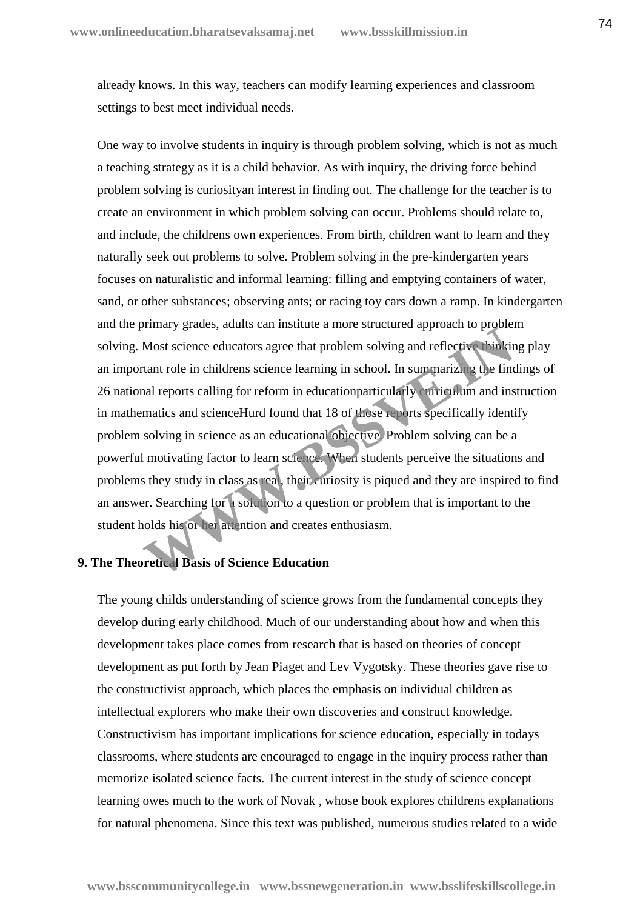already knows. In this way, teachers can modify learning experiences and classroom settings to best meet individual needs.

One way to involve students in inquiry is through problem solving, which is not as much a teaching strategy as it is a child behavior. As with inquiry, the driving force behind problem solving is curiosityan interest in finding out. The challenge for the teacher is to create an environment in which problem solving can occur. Problems should relate to, and include, the childrens own experiences. From birth, children want to learn and they naturally seek out problems to solve. Problem solving in the pre-kindergarten years focuses on naturalistic and informal learning: filling and emptying containers of water, sand, or other substances; observing ants; or racing toy cars down a ramp. In kindergarten and the primary grades, adults can institute a more structured approach to problem solving. Most science educators agree that problem solving and reflective thinking play an important role in childrens science learning in school. In summarizing the findings of 26 national reports calling for reform in educationparticularly curriculum and instruction in mathematics and scienceHurd found that 18 of those reports specifically identify problem solving in science as an educational objective. Problem solving can be a powerful motivating factor to learn science. When students perceive the situations and problems they study in class as real, their curiosity is piqued and they are inspired to find an answer. Searching for a solution to a question or problem that is important to the student holds his or her attention and creates enthusiasm.

**9. The Theoretical Basis of Science Education**

The young childs understanding of science grows from the fundamental concepts they develop during early childhood. Much of our understanding about how and when this development takes place comes from research that is based on theories of concept development as put forth by Jean Piaget and Lev Vygotsky. These theories gave rise to the constructivist approach, which places the emphasis on individual children as intellectual explorers who make their own discoveries and construct knowledge. Constructivism has important implications for science education, especially in todays classrooms, where students are encouraged to engage in the inquiry process rather than memorize isolated science facts. The current interest in the study of science concept learning owes much to the work of Novak , whose book explores childrens explanations for natural phenomena. Since this text was published, numerous studies related to a wide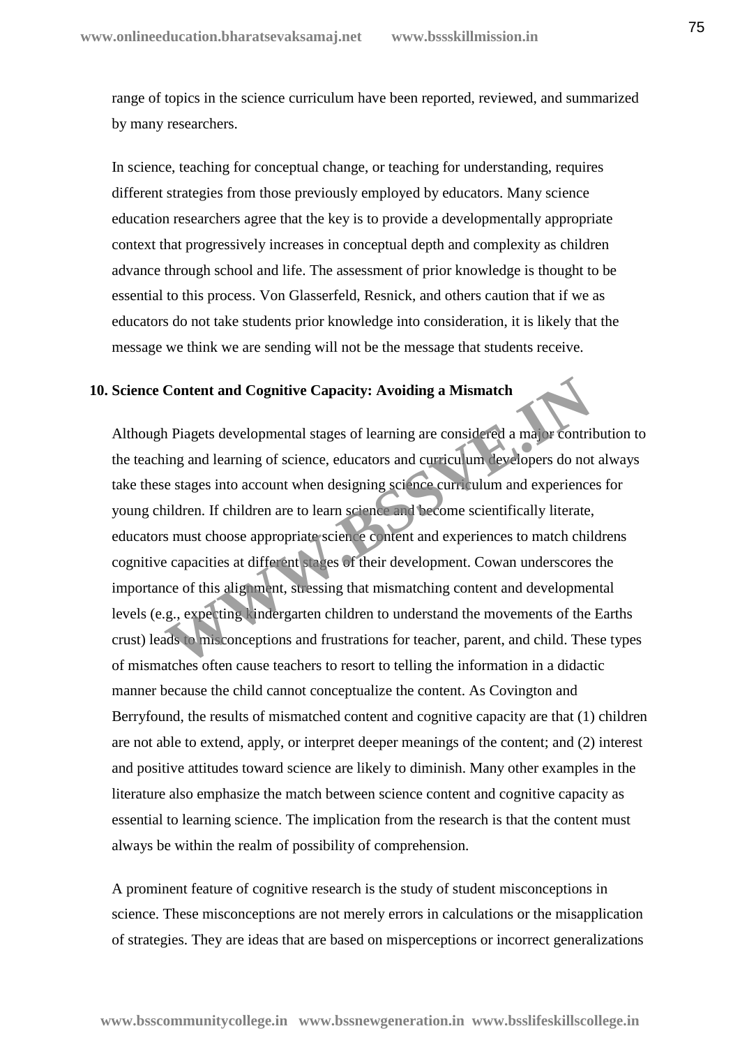range of topics in the science curriculum have been reported, reviewed, and summarized by many researchers.

In science, teaching for conceptual change, or teaching for understanding, requires different strategies from those previously employed by educators. Many science education researchers agree that the key is to provide a developmentally appropriate context that progressively increases in conceptual depth and complexity as children advance through school and life. The assessment of prior knowledge is thought to be essential to this process. Von Glasserfeld, Resnick, and others caution that if we as educators do not take students prior knowledge into consideration, it is likely that the message we think we are sending will not be the message that students receive.

## 10. Science Content and Cognitive Capacity: Avoiding a Mismatch

Although Piagets developmental stages of learning are considered a major contribution to the teaching and learning of science, educators and curriculum developers do not always take these stages into account when designing science curriculum and experiences for young children. If children are to learn science and become scientifically literate, educators must choose appropriate science content and experiences to match childrens cognitive capacities at different stages of their development. Cowan underscores the importance of this alignment, stressing that mismatching content and developmental levels (e.g., expecting kindergarten children to understand the movements of the Earths crust) leads to misconceptions and frustrations for teacher, parent, and child. These types of mismatches often cause teachers to resort to telling the information in a didactic manner because the child cannot conceptualize the content. As Covington and Berryfound, the results of mismatched content and cognitive capacity are that (1) children are not able to extend, apply, or interpret deeper meanings of the content; and (2) interest and positive attitudes toward science are likely to diminish. Many other examples in the literature also emphasize the match between science content and cognitive capacity as essential to learning science. The implication from the research is that the content must always be within the realm of possibility of comprehension.

A prominent feature of cognitive research is the study of student misconceptions in science. These misconceptions are not merely errors in calculations or the misapplication of strategies. They are ideas that are based on misperceptions or incorrect generalizations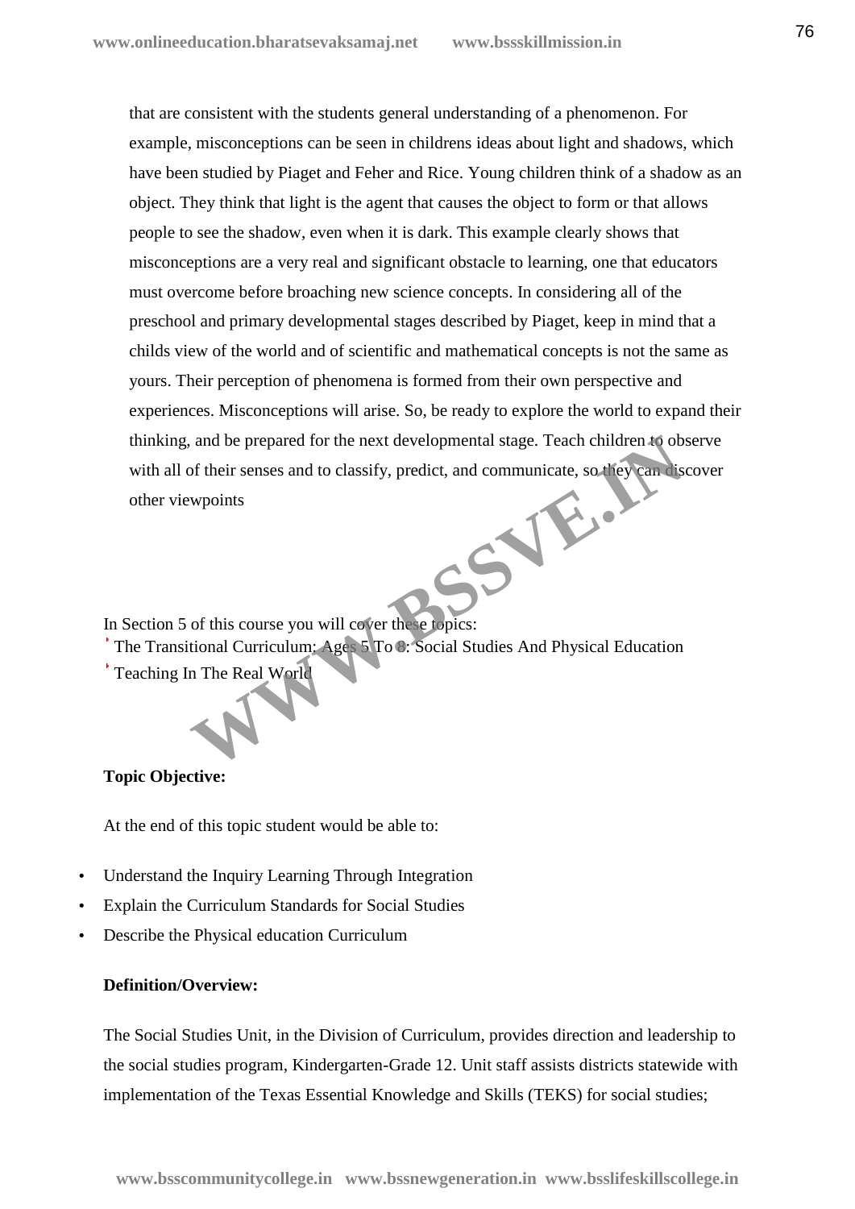that are consistent with the students general understanding of a phenomenon. For example, misconceptions can be seen in childrens ideas about light and shadows, which have been studied by Piaget and Feher and Rice. Young children think of a shadow as an object. They think that light is the agent that causes the object to form or that allows people to see the shadow, even when it is dark. This example clearly shows that misconceptions are a very real and significant obstacle to learning, one that educators must overcome before broaching new science concepts. In considering all of the preschool and primary developmental stages described by Piaget, keep in mind that a childs view of the world and of scientific and mathematical concepts is not the same as yours. Their perception of phenomena is formed from their own perspective and experiences. Misconceptions will arise. So, be ready to explore the world to expand their thinking, and be prepared for the next developmental stage. Teach children to observe with all of their senses and to classify, predict, and communicate, so they can discover other viewpoints

In Section 5 of this course you will cover these topics:

- The Transitional Curriculum: Ages 5 To 8: Social Studies And Physical Education
- Teaching In The Real World

**Topic Objective:**

At the end of this topic student would be able to:

- Understand the Inquiry Learning Through Integration
- Explain the Curriculum Standards for Social Studies
- Describe the Physical education Curriculum

**Definition/Overview:**

The Social Studies Unit, in the Division of Curriculum, provides direction and leadership to the social studies program, Kindergarten-Grade 12. Unit staff assists districts statewide with implementation of the Texas Essential Knowledge and Skills (TEKS) for social studies;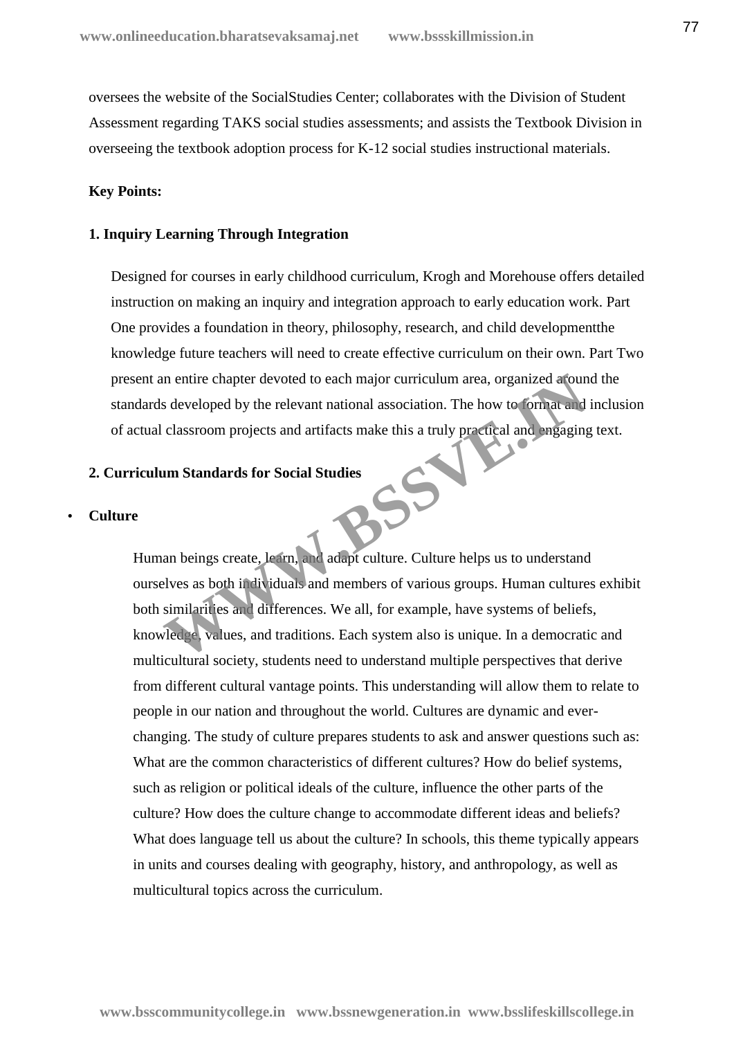oversees the website of the SocialStudies Center; collaborates with the Division of Student Assessment regarding TAKS social studies assessments; and assists the Textbook Division in overseeing the textbook adoption process for K-12 social studies instructional materials.

**Key Points:**

**1. Inquiry Learning Through Integration**

Designed for courses in early childhood curriculum, Krogh and Morehouse offers detailed instruction on making an inquiry and integration approach to early education work. Part One provides a foundation in theory, philosophy, research, and child developmentthe knowledge future teachers will need to create effective curriculum on their own. Part Two present an entire chapter devoted to each major curriculum area, organized around the standards developed by the relevant national association. The how to format and inclusion of actual classroom projects and artifacts make this a truly practical and engaging text.

**2. Curriculum Standards for Social Studies**

- **Culture**

Human beings create, learn, and adapt culture. Culture helps us to understand ourselves as both individuals and members of various groups. Human cultures exhibit both similarities and differences. We all, for example, have systems of beliefs, knowledge, values, and traditions. Each system also is unique. In a democratic and multicultural society, students need to understand multiple perspectives that derive from different cultural vantage points. This understanding will allow them to relate to people in our nation and throughout the world. Cultures are dynamic and ever-changing. The study of culture prepares students to ask and answer questions such as: What are the common characteristics of different cultures? How do belief systems, such as religion or political ideals of the culture, influence the other parts of the culture? How does the culture change to accommodate different ideas and beliefs? What does language tell us about the culture? In schools, this theme typically appears in units and courses dealing with geography, history, and anthropology, as well as multicultural topics across the curriculum.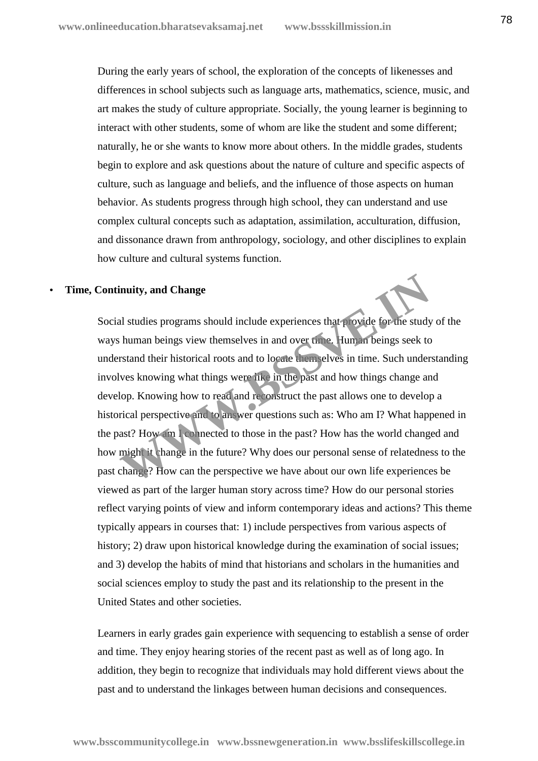During the early years of school, the exploration of the concepts of likenesses and differences in school subjects such as language arts, mathematics, science, music, and art makes the study of culture appropriate. Socially, the young learner is beginning to interact with other students, some of whom are like the student and some different; naturally, he or she wants to know more about others. In the middle grades, students begin to explore and ask questions about the nature of culture and specific aspects of culture, such as language and beliefs, and the influence of those aspects on human behavior. As students progress through high school, they can understand and use complex cultural concepts such as adaptation, assimilation, acculturation, diffusion, and dissonance drawn from anthropology, sociology, and other disciplines to explain how culture and cultural systems function.

- **Time, Continuity, and Change**

  Social studies programs should include experiences that provide for the study of the ways human beings view themselves in and over time. Human beings seek to understand their historical roots and to locate themselves in time. Such understanding involves knowing what things were like in the past and how things change and develop. Knowing how to read and reconstruct the past allows one to develop a historical perspective and to answer questions such as: Who am I? What happened in the past? How am I connected to those in the past? How has the world changed and how might it change in the future? Why does our personal sense of relatedness to the past change? How can the perspective we have about our own life experiences be viewed as part of the larger human story across time? How do our personal stories reflect varying points of view and inform contemporary ideas and actions? This theme typically appears in courses that: 1) include perspectives from various aspects of history; 2) draw upon historical knowledge during the examination of social issues; and 3) develop the habits of mind that historians and scholars in the humanities and social sciences employ to study the past and its relationship to the present in the United States and other societies.

  Learners in early grades gain experience with sequencing to establish a sense of order and time. They enjoy hearing stories of the recent past as well as of long ago. In addition, they begin to recognize that individuals may hold different views about the past and to understand the linkages between human decisions and consequences.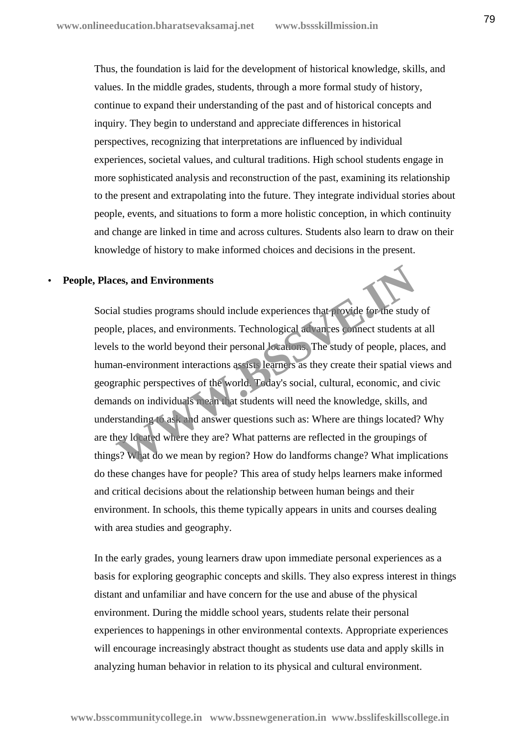Thus, the foundation is laid for the development of historical knowledge, skills, and values. In the middle grades, students, through a more formal study of history, continue to expand their understanding of the past and of historical concepts and inquiry. They begin to understand and appreciate differences in historical perspectives, recognizing that interpretations are influenced by individual experiences, societal values, and cultural traditions. High school students engage in more sophisticated analysis and reconstruction of the past, examining its relationship to the present and extrapolating into the future. They integrate individual stories about people, events, and situations to form a more holistic conception, in which continuity and change are linked in time and across cultures. Students also learn to draw on their knowledge of history to make informed choices and decisions in the present.

- **People, Places, and Environments**

Social studies programs should include experiences that provide for the study of people, places, and environments. Technological advances connect students at all levels to the world beyond their personal locations. The study of people, places, and human-environment interactions assists learners as they create their spatial views and geographic perspectives of the world. Today's social, cultural, economic, and civic demands on individuals mean that students will need the knowledge, skills, and understanding to ask and answer questions such as: Where are things located? Why are they located where they are? What patterns are reflected in the groupings of things? What do we mean by region? How do landforms change? What implications do these changes have for people? This area of study helps learners make informed and critical decisions about the relationship between human beings and their environment. In schools, this theme typically appears in units and courses dealing with area studies and geography.

In the early grades, young learners draw upon immediate personal experiences as a basis for exploring geographic concepts and skills. They also express interest in things distant and unfamiliar and have concern for the use and abuse of the physical environment. During the middle school years, students relate their personal experiences to happenings in other environmental contexts. Appropriate experiences will encourage increasingly abstract thought as students use data and apply skills in analyzing human behavior in relation to its physical and cultural environment.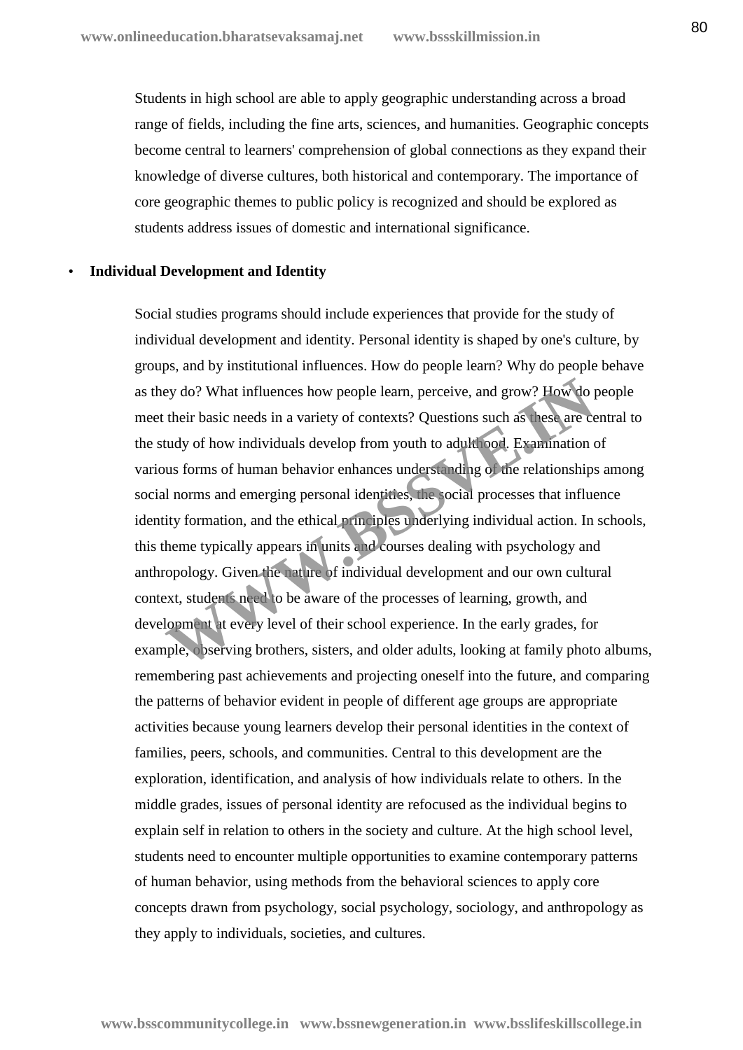Students in high school are able to apply geographic understanding across a broad range of fields, including the fine arts, sciences, and humanities. Geographic concepts become central to learners' comprehension of global connections as they expand their knowledge of diverse cultures, both historical and contemporary. The importance of core geographic themes to public policy is recognized and should be explored as students address issues of domestic and international significance.

- **Individual Development and Identity**

Social studies programs should include experiences that provide for the study of individual development and identity. Personal identity is shaped by one's culture, by groups, and by institutional influences. How do people learn? Why do people behave as they do? What influences how people learn, perceive, and grow? How do people meet their basic needs in a variety of contexts? Questions such as these are central to the study of how individuals develop from youth to adulthood. Examination of various forms of human behavior enhances understanding of the relationships among social norms and emerging personal identities, the social processes that influence identity formation, and the ethical principles underlying individual action. In schools, this theme typically appears in units and courses dealing with psychology and anthropology. Given the nature of individual development and our own cultural context, students need to be aware of the processes of learning, growth, and development at every level of their school experience. In the early grades, for example, observing brothers, sisters, and older adults, looking at family photo albums, remembering past achievements and projecting oneself into the future, and comparing the patterns of behavior evident in people of different age groups are appropriate activities because young learners develop their personal identities in the context of families, peers, schools, and communities. Central to this development are the exploration, identification, and analysis of how individuals relate to others. In the middle grades, issues of personal identity are refocused as the individual begins to explain self in relation to others in the society and culture. At the high school level, students need to encounter multiple opportunities to examine contemporary patterns of human behavior, using methods from the behavioral sciences to apply core concepts drawn from psychology, social psychology, sociology, and anthropology as they apply to individuals, societies, and cultures.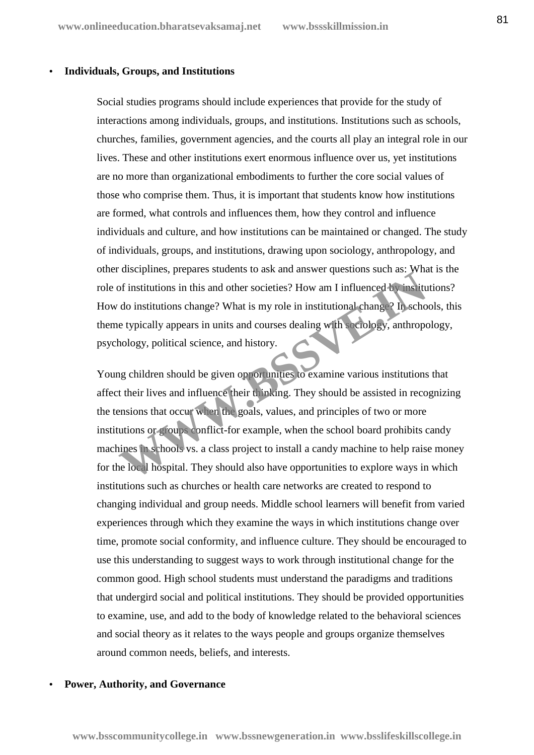- **Individuals, Groups, and Institutions**

  Social studies programs should include experiences that provide for the study of interactions among individuals, groups, and institutions. Institutions such as schools, churches, families, government agencies, and the courts all play an integral role in our lives. These and other institutions exert enormous influence over us, yet institutions are no more than organizational embodiments to further the core social values of those who comprise them. Thus, it is important that students know how institutions are formed, what controls and influences them, how they control and influence individuals and culture, and how institutions can be maintained or changed. The study of individuals, groups, and institutions, drawing upon sociology, anthropology, and other disciplines, prepares students to ask and answer questions such as: What is the role of institutions in this and other societies? How am I influenced by institutions? How do institutions change? What is my role in institutional change? In schools, this theme typically appears in units and courses dealing with sociology, anthropology, psychology, political science, and history.

  Young children should be given opportunities to examine various institutions that affect their lives and influence their thinking. They should be assisted in recognizing the tensions that occur when the goals, values, and principles of two or more institutions or groups conflict-for example, when the school board prohibits candy machines in schools vs. a class project to install a candy machine to help raise money for the local hospital. They should also have opportunities to explore ways in which institutions such as churches or health care networks are created to respond to changing individual and group needs. Middle school learners will benefit from varied experiences through which they examine the ways in which institutions change over time, promote social conformity, and influence culture. They should be encouraged to use this understanding to suggest ways to work through institutional change for the common good. High school students must understand the paradigms and traditions that undergird social and political institutions. They should be provided opportunities to examine, use, and add to the body of knowledge related to the behavioral sciences and social theory as it relates to the ways people and groups organize themselves around common needs, beliefs, and interests.

- **Power, Authority, and Governance**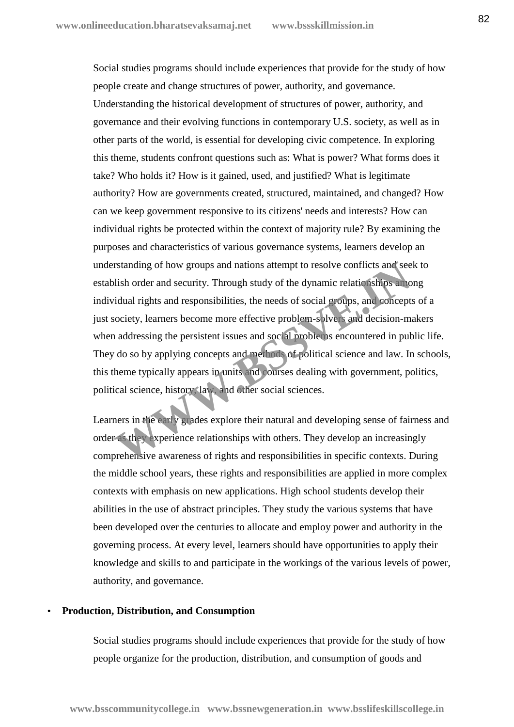Social studies programs should include experiences that provide for the study of how people create and change structures of power, authority, and governance. Understanding the historical development of structures of power, authority, and governance and their evolving functions in contemporary U.S. society, as well as in other parts of the world, is essential for developing civic competence. In exploring this theme, students confront questions such as: What is power? What forms does it take? Who holds it? How is it gained, used, and justified? What is legitimate authority? How are governments created, structured, maintained, and changed? How can we keep government responsive to its citizens' needs and interests? How can individual rights be protected within the context of majority rule? By examining the purposes and characteristics of various governance systems, learners develop an understanding of how groups and nations attempt to resolve conflicts and seek to establish order and security. Through study of the dynamic relationships among individual rights and responsibilities, the needs of social groups, and concepts of a just society, learners become more effective problem-solvers and decision-makers when addressing the persistent issues and social problems encountered in public life. They do so by applying concepts and methods of political science and law. In schools, this theme typically appears in units and courses dealing with government, politics, political science, history, law, and other social sciences.

Learners in the early grades explore their natural and developing sense of fairness and order as they experience relationships with others. They develop an increasingly comprehensive awareness of rights and responsibilities in specific contexts. During the middle school years, these rights and responsibilities are applied in more complex contexts with emphasis on new applications. High school students develop their abilities in the use of abstract principles. They study the various systems that have been developed over the centuries to allocate and employ power and authority in the governing process. At every level, learners should have opportunities to apply their knowledge and skills to and participate in the workings of the various levels of power, authority, and governance.

- **Production, Distribution, and Consumption**

Social studies programs should include experiences that provide for the study of how people organize for the production, distribution, and consumption of goods and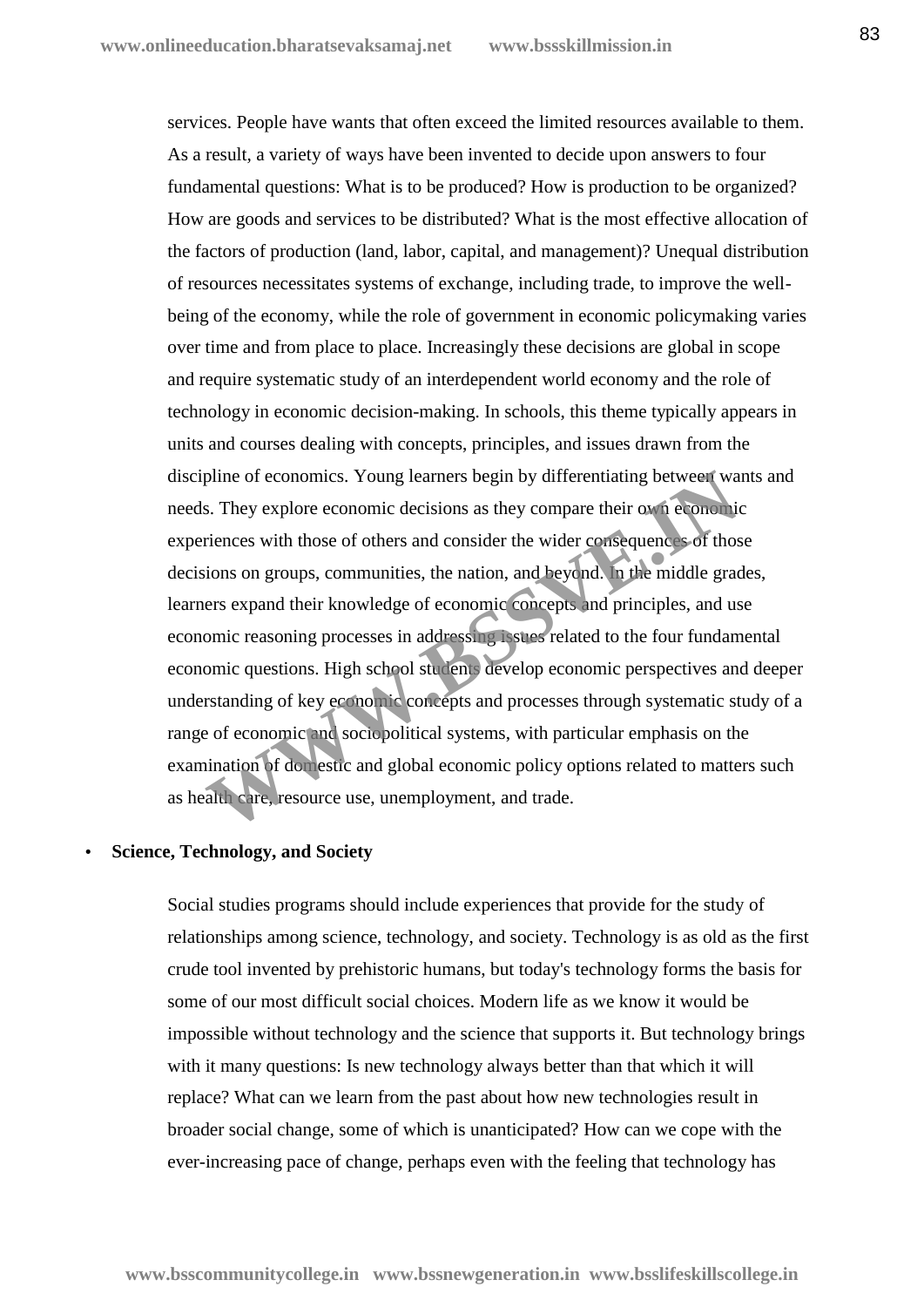services. People have wants that often exceed the limited resources available to them. As a result, a variety of ways have been invented to decide upon answers to four fundamental questions: What is to be produced? How is production to be organized? How are goods and services to be distributed? What is the most effective allocation of the factors of production (land, labor, capital, and management)? Unequal distribution of resources necessitates systems of exchange, including trade, to improve the well-being of the economy, while the role of government in economic policymaking varies over time and from place to place. Increasingly these decisions are global in scope and require systematic study of an interdependent world economy and the role of technology in economic decision-making. In schools, this theme typically appears in units and courses dealing with concepts, principles, and issues drawn from the discipline of economics. Young learners begin by differentiating between wants and needs. They explore economic decisions as they compare their own economic experiences with those of others and consider the wider consequences of those decisions on groups, communities, the nation, and beyond. In the middle grades, learners expand their knowledge of economic concepts and principles, and use economic reasoning processes in addressing issues related to the four fundamental economic questions. High school students develop economic perspectives and deeper understanding of key economic concepts and processes through systematic study of a range of economic and sociopolitical systems, with particular emphasis on the examination of domestic and global economic policy options related to matters such as health care, resource use, unemployment, and trade.

- **Science, Technology, and Society**

  Social studies programs should include experiences that provide for the study of relationships among science, technology, and society. Technology is as old as the first crude tool invented by prehistoric humans, but today's technology forms the basis for some of our most difficult social choices. Modern life as we know it would be impossible without technology and the science that supports it. But technology brings with it many questions: Is new technology always better than that which it will replace? What can we learn from the past about how new technologies result in broader social change, some of which is unanticipated? How can we cope with the ever-increasing pace of change, perhaps even with the feeling that technology has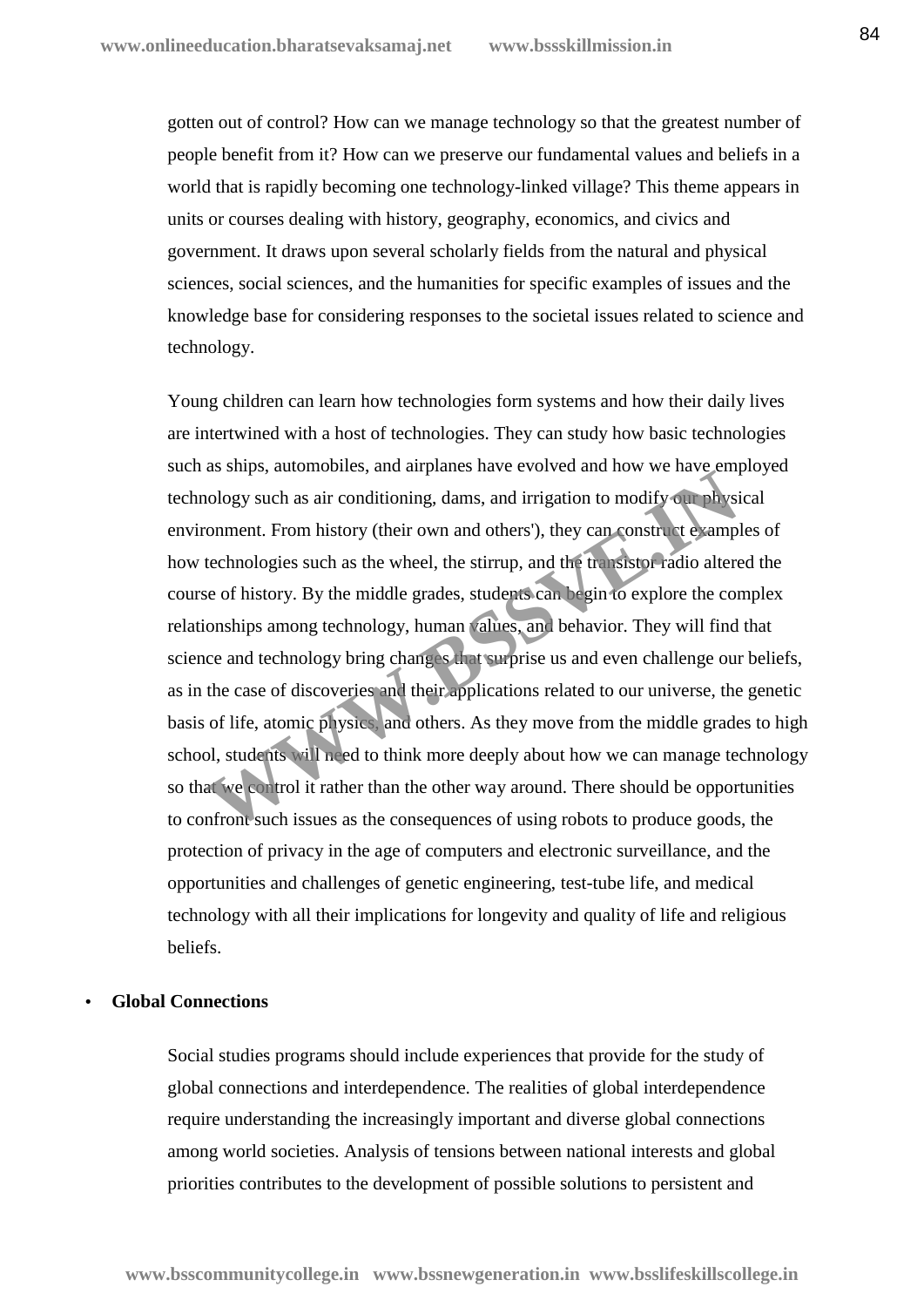gotten out of control? How can we manage technology so that the greatest number of people benefit from it? How can we preserve our fundamental values and beliefs in a world that is rapidly becoming one technology-linked village? This theme appears in units or courses dealing with history, geography, economics, and civics and government. It draws upon several scholarly fields from the natural and physical sciences, social sciences, and the humanities for specific examples of issues and the knowledge base for considering responses to the societal issues related to science and technology.

Young children can learn how technologies form systems and how their daily lives are intertwined with a host of technologies. They can study how basic technologies such as ships, automobiles, and airplanes have evolved and how we have employed technology such as air conditioning, dams, and irrigation to modify our physical environment. From history (their own and others'), they can construct examples of how technologies such as the wheel, the stirrup, and the transistor radio altered the course of history. By the middle grades, students can begin to explore the complex relationships among technology, human values, and behavior. They will find that science and technology bring changes that surprise us and even challenge our beliefs, as in the case of discoveries and their applications related to our universe, the genetic basis of life, atomic physics, and others. As they move from the middle grades to high school, students will need to think more deeply about how we can manage technology so that we control it rather than the other way around. There should be opportunities to confront such issues as the consequences of using robots to produce goods, the protection of privacy in the age of computers and electronic surveillance, and the opportunities and challenges of genetic engineering, test-tube life, and medical technology with all their implications for longevity and quality of life and religious beliefs.

- **Global Connections**

Social studies programs should include experiences that provide for the study of global connections and interdependence. The realities of global interdependence require understanding the increasingly important and diverse global connections among world societies. Analysis of tensions between national interests and global priorities contributes to the development of possible solutions to persistent and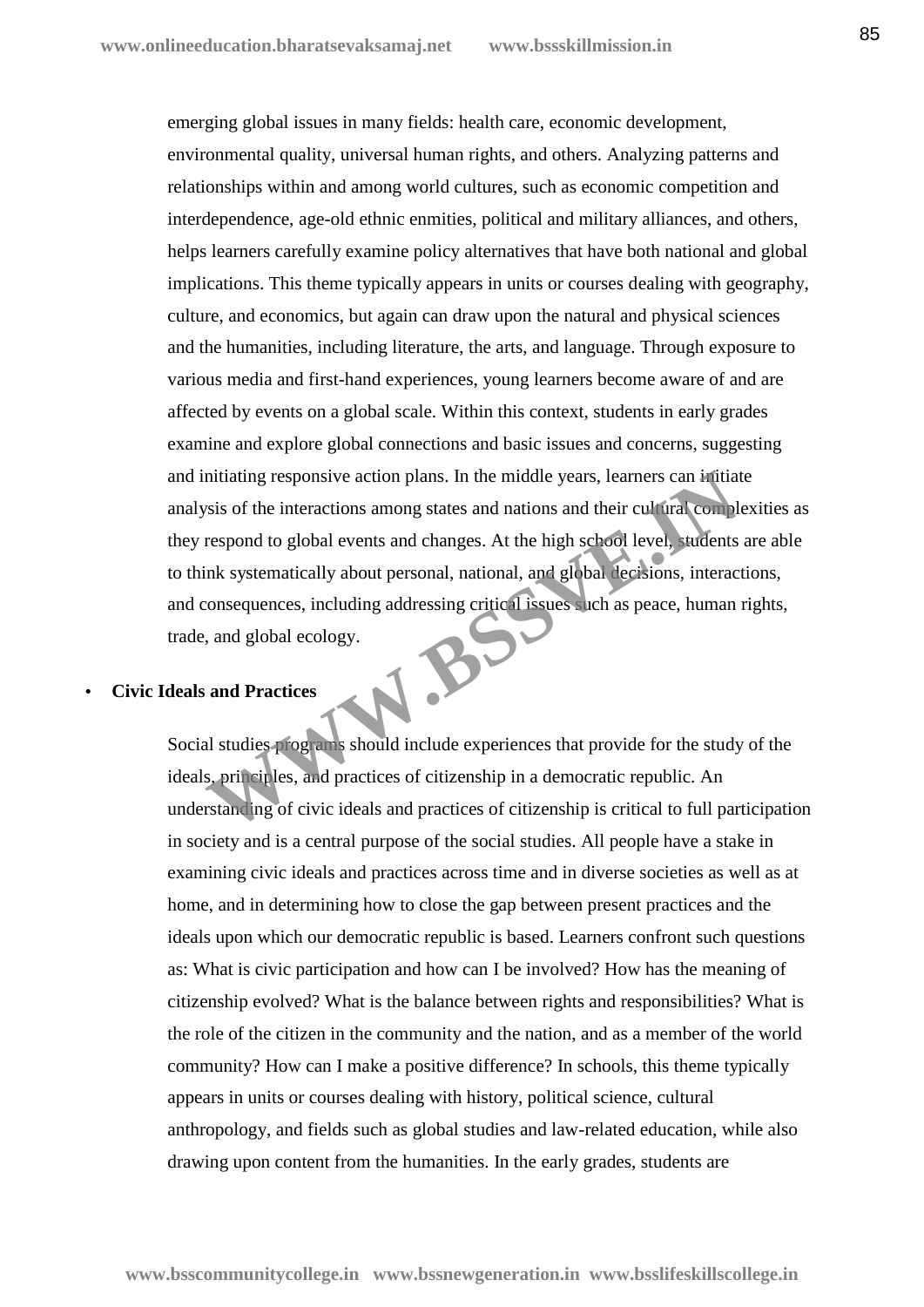emerging global issues in many fields: health care, economic development, environmental quality, universal human rights, and others. Analyzing patterns and relationships within and among world cultures, such as economic competition and interdependence, age-old ethnic enmities, political and military alliances, and others, helps learners carefully examine policy alternatives that have both national and global implications. This theme typically appears in units or courses dealing with geography, culture, and economics, but again can draw upon the natural and physical sciences and the humanities, including literature, the arts, and language. Through exposure to various media and first-hand experiences, young learners become aware of and are affected by events on a global scale. Within this context, students in early grades examine and explore global connections and basic issues and concerns, suggesting and initiating responsive action plans. In the middle years, learners can initiate analysis of the interactions among states and nations and their cultural complexities as they respond to global events and changes. At the high school level, students are able to think systematically about personal, national, and global decisions, interactions, and consequences, including addressing critical issues such as peace, human rights, trade, and global ecology.

- **Civic Ideals and Practices**

Social studies programs should include experiences that provide for the study of the ideals, principles, and practices of citizenship in a democratic republic. An understanding of civic ideals and practices of citizenship is critical to full participation in society and is a central purpose of the social studies. All people have a stake in examining civic ideals and practices across time and in diverse societies as well as at home, and in determining how to close the gap between present practices and the ideals upon which our democratic republic is based. Learners confront such questions as: What is civic participation and how can I be involved? How has the meaning of citizenship evolved? What is the balance between rights and responsibilities? What is the role of the citizen in the community and the nation, and as a member of the world community? How can I make a positive difference? In schools, this theme typically appears in units or courses dealing with history, political science, cultural anthropology, and fields such as global studies and law-related education, while also drawing upon content from the humanities. In the early grades, students are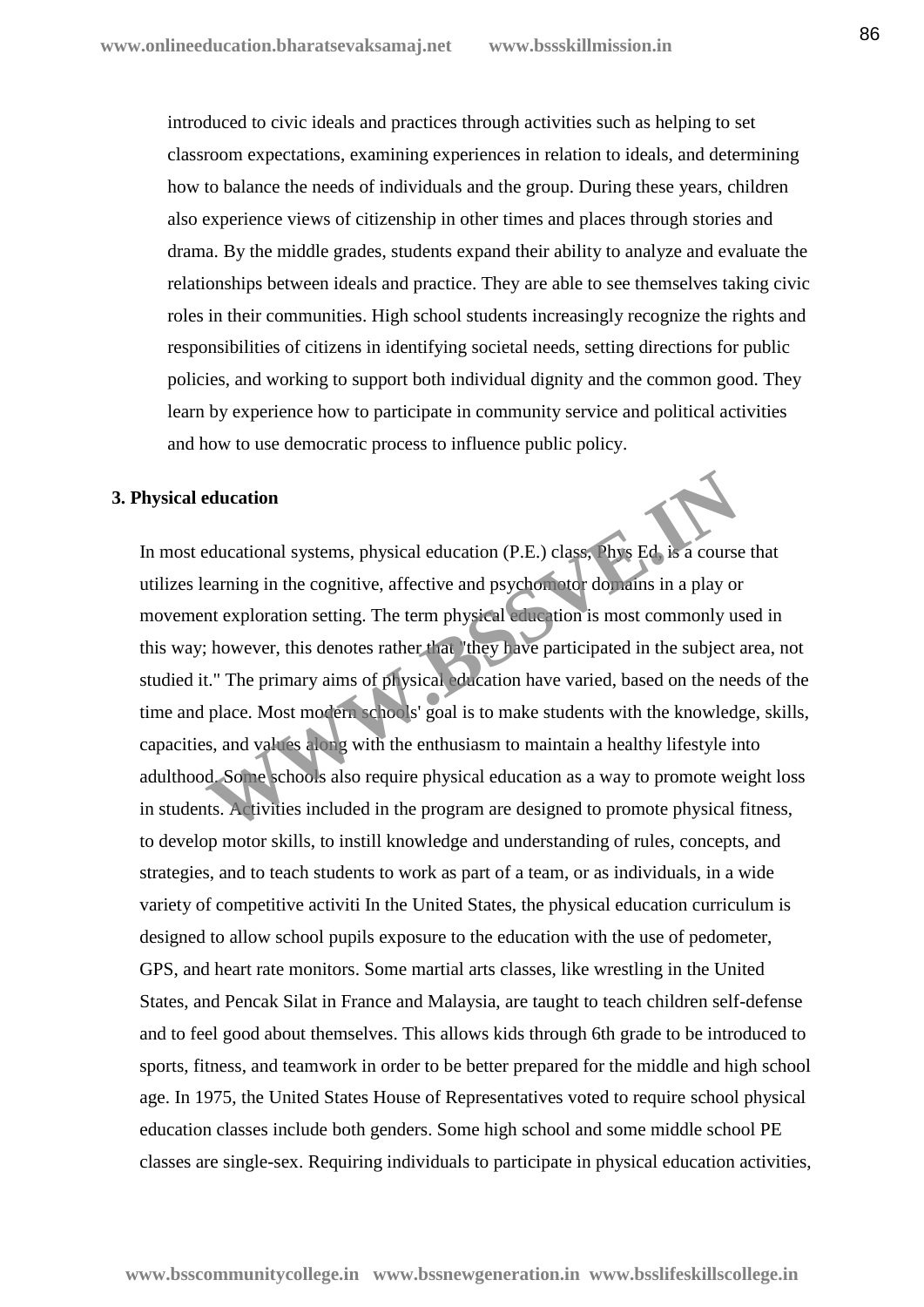introduced to civic ideals and practices through activities such as helping to set classroom expectations, examining experiences in relation to ideals, and determining how to balance the needs of individuals and the group. During these years, children also experience views of citizenship in other times and places through stories and drama. By the middle grades, students expand their ability to analyze and evaluate the relationships between ideals and practice. They are able to see themselves taking civic roles in their communities. High school students increasingly recognize the rights and responsibilities of citizens in identifying societal needs, setting directions for public policies, and working to support both individual dignity and the common good. They learn by experience how to participate in community service and political activities and how to use democratic process to influence public policy.

**3. Physical education**

In most educational systems, physical education (P.E.) class, Phys Ed. is a course that utilizes learning in the cognitive, affective and psychomotor domains in a play or movement exploration setting. The term physical education is most commonly used in this way; however, this denotes rather that "they have participated in the subject area, not studied it." The primary aims of physical education have varied, based on the needs of the time and place. Most modern schools' goal is to make students with the knowledge, skills, capacities, and values along with the enthusiasm to maintain a healthy lifestyle into adulthood. Some schools also require physical education as a way to promote weight loss in students. Activities included in the program are designed to promote physical fitness, to develop motor skills, to instill knowledge and understanding of rules, concepts, and strategies, and to teach students to work as part of a team, or as individuals, in a wide variety of competitive activiti In the United States, the physical education curriculum is designed to allow school pupils exposure to the education with the use of pedometer, GPS, and heart rate monitors. Some martial arts classes, like wrestling in the United States, and Pencak Silat in France and Malaysia, are taught to teach children self-defense and to feel good about themselves. This allows kids through 6th grade to be introduced to sports, fitness, and teamwork in order to be better prepared for the middle and high school age. In 1975, the United States House of Representatives voted to require school physical education classes include both genders. Some high school and some middle school PE classes are single-sex. Requiring individuals to participate in physical education activities,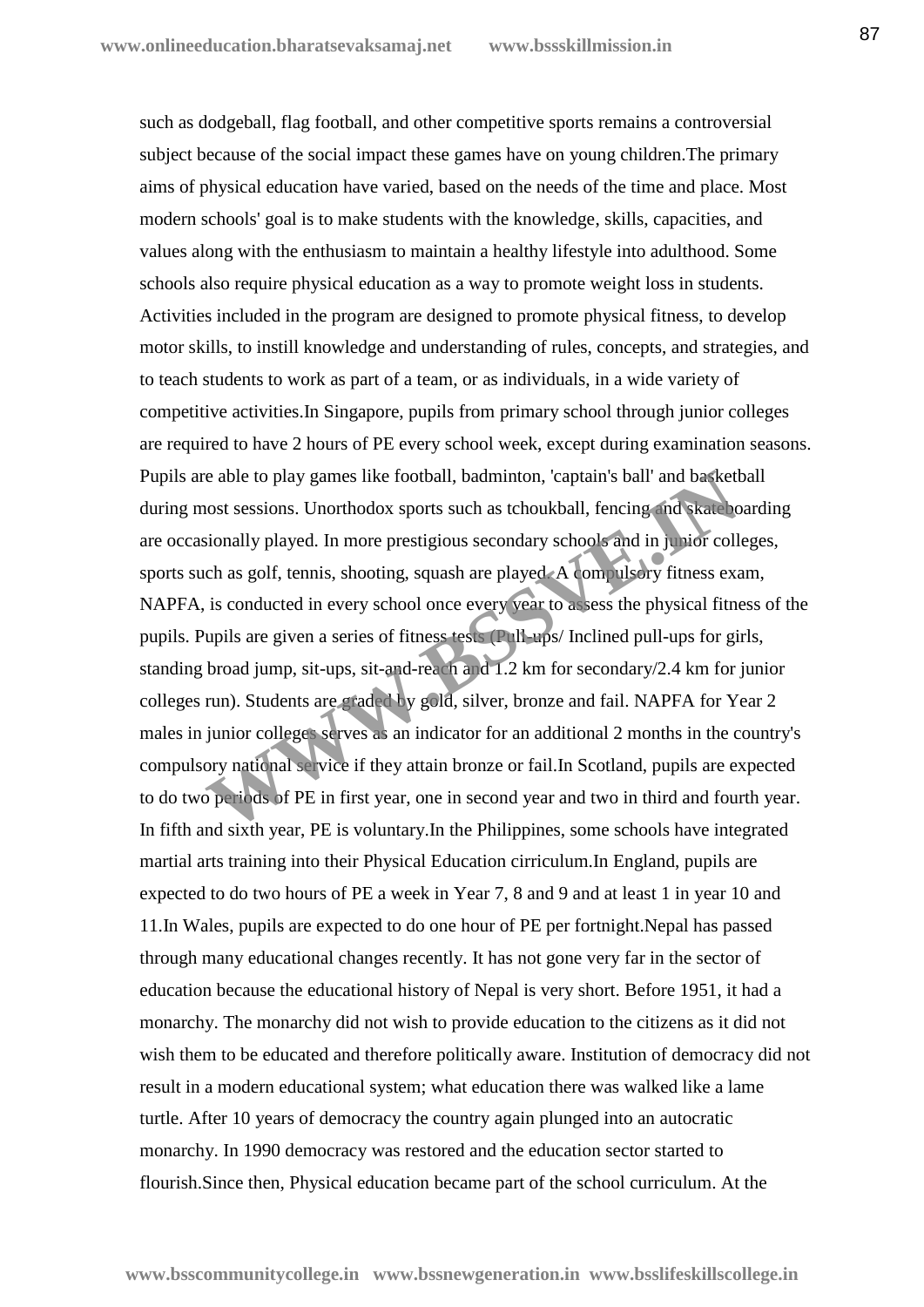such as dodgeball, flag football, and other competitive sports remains a controversial subject because of the social impact these games have on young children.The primary aims of physical education have varied, based on the needs of the time and place. Most modern schools' goal is to make students with the knowledge, skills, capacities, and values along with the enthusiasm to maintain a healthy lifestyle into adulthood. Some schools also require physical education as a way to promote weight loss in students. Activities included in the program are designed to promote physical fitness, to develop motor skills, to instill knowledge and understanding of rules, concepts, and strategies, and to teach students to work as part of a team, or as individuals, in a wide variety of competitive activities.In Singapore, pupils from primary school through junior colleges are required to have 2 hours of PE every school week, except during examination seasons. Pupils are able to play games like football, badminton, 'captain's ball' and basketball during most sessions. Unorthodox sports such as tchoukball, fencing and skateboarding are occasionally played. In more prestigious secondary schools and in junior colleges, sports such as golf, tennis, shooting, squash are played. A compulsory fitness exam, NAPFA, is conducted in every school once every year to assess the physical fitness of the pupils. Pupils are given a series of fitness tests (Pull-ups/ Inclined pull-ups for girls, standing broad jump, sit-ups, sit-and-reach and 1.2 km for secondary/2.4 km for junior colleges run). Students are graded by gold, silver, bronze and fail. NAPFA for Year 2 males in junior colleges serves as an indicator for an additional 2 months in the country's compulsory national service if they attain bronze or fail.In Scotland, pupils are expected to do two periods of PE in first year, one in second year and two in third and fourth year. In fifth and sixth year, PE is voluntary.In the Philippines, some schools have integrated martial arts training into their Physical Education cirriculum.In England, pupils are expected to do two hours of PE a week in Year 7, 8 and 9 and at least 1 in year 10 and 11.In Wales, pupils are expected to do one hour of PE per fortnight.Nepal has passed through many educational changes recently. It has not gone very far in the sector of education because the educational history of Nepal is very short. Before 1951, it had a monarchy. The monarchy did not wish to provide education to the citizens as it did not wish them to be educated and therefore politically aware. Institution of democracy did not result in a modern educational system; what education there was walked like a lame turtle. After 10 years of democracy the country again plunged into an autocratic monarchy. In 1990 democracy was restored and the education sector started to flourish.Since then, Physical education became part of the school curriculum. At the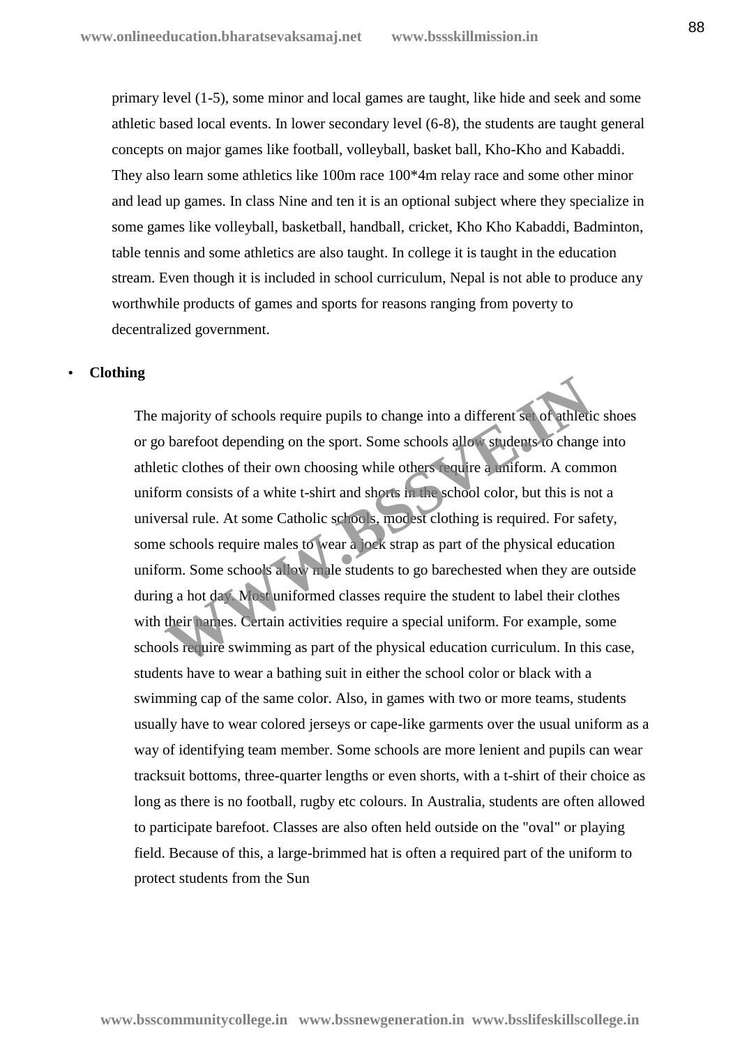primary level (1-5), some minor and local games are taught, like hide and seek and some athletic based local events. In lower secondary level (6-8), the students are taught general concepts on major games like football, volleyball, basket ball, Kho-Kho and Kabaddi. They also learn some athletics like 100m race 100*4m relay race and some other minor and lead up games. In class Nine and ten it is an optional subject where they specialize in some games like volleyball, basketball, handball, cricket, Kho Kho Kabaddi, Badminton, table tennis and some athletics are also taught. In college it is taught in the education stream. Even though it is included in school curriculum, Nepal is not able to produce any worthwhile products of games and sports for reasons ranging from poverty to decentralized government.

- **Clothing**

  The majority of schools require pupils to change into a different set of athletic shoes or go barefoot depending on the sport. Some schools allow students to change into athletic clothes of their own choosing while others require a uniform. A common uniform consists of a white t-shirt and shorts in the school color, but this is not a universal rule. At some Catholic schools, modest clothing is required. For safety, some schools require males to wear a jock strap as part of the physical education uniform. Some schools allow male students to go barechested when they are outside during a hot day. Most uniformed classes require the student to label their clothes with their names. Certain activities require a special uniform. For example, some schools require swimming as part of the physical education curriculum. In this case, students have to wear a bathing suit in either the school color or black with a swimming cap of the same color. Also, in games with two or more teams, students usually have to wear colored jerseys or cape-like garments over the usual uniform as a way of identifying team member. Some schools are more lenient and pupils can wear tracksuit bottoms, three-quarter lengths or even shorts, with a t-shirt of their choice as long as there is no football, rugby etc colours. In Australia, students are often allowed to participate barefoot. Classes are also often held outside on the "oval" or playing field. Because of this, a large-brimmed hat is often a required part of the uniform to protect students from the Sun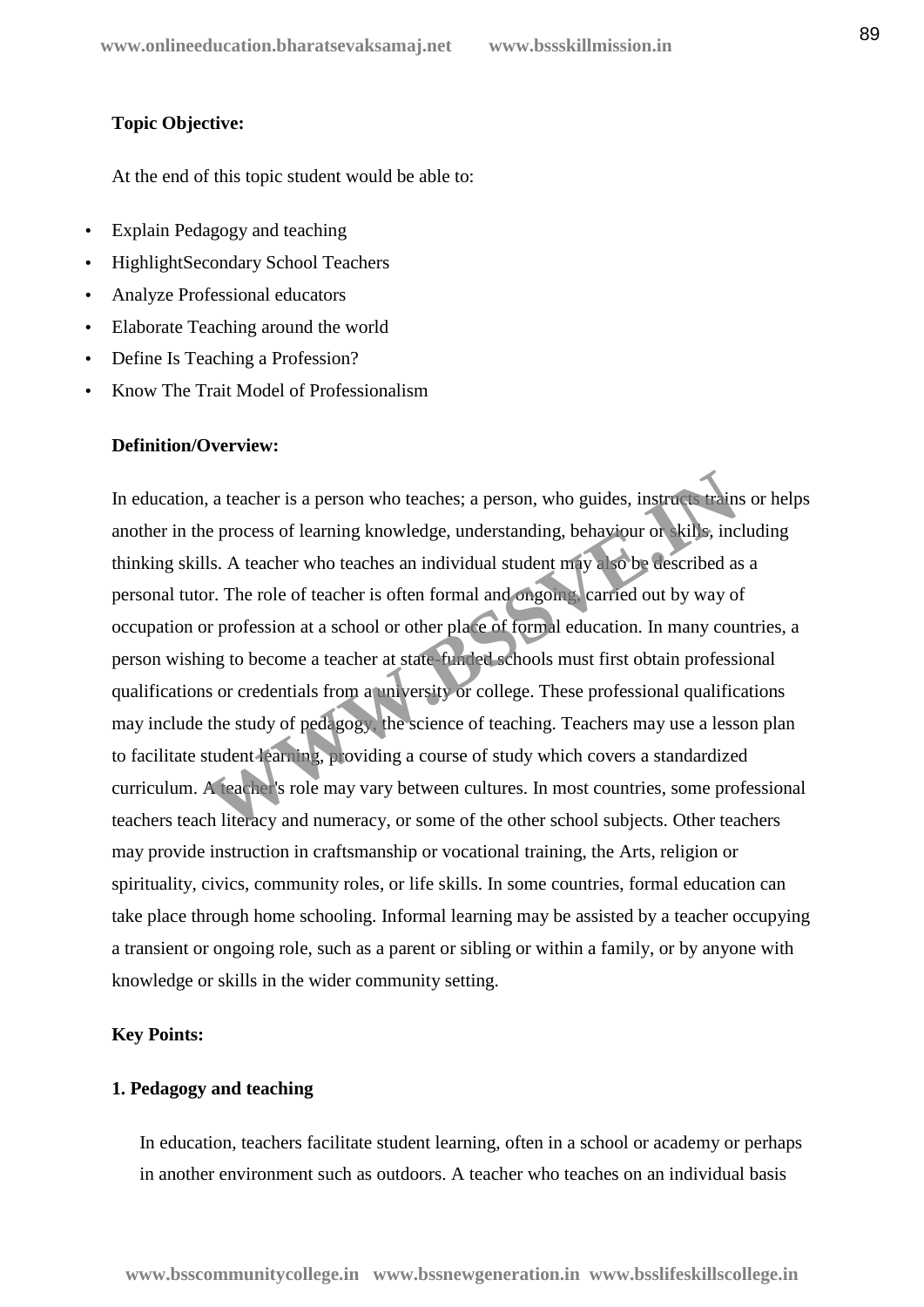**Topic Objective:**

At the end of this topic student would be able to:

- Explain Pedagogy and teaching
- HighlightSecondary School Teachers
- Analyze Professional educators
- Elaborate Teaching around the world
- Define Is Teaching a Profession?
- Know The Trait Model of Professionalism

**Definition/Overview:**

In education, a teacher is a person who teaches; a person, who guides, instructs trains or helps another in the process of learning knowledge, understanding, behaviour or skills, including thinking skills. A teacher who teaches an individual student may also be described as a personal tutor. The role of teacher is often formal and ongoing, carried out by way of occupation or profession at a school or other place of formal education. In many countries, a person wishing to become a teacher at state-funded schools must first obtain professional qualifications or credentials from a university or college. These professional qualifications may include the study of pedagogy, the science of teaching. Teachers may use a lesson plan to facilitate student learning, providing a course of study which covers a standardized curriculum. A teacher's role may vary between cultures. In most countries, some professional teachers teach literacy and numeracy, or some of the other school subjects. Other teachers may provide instruction in craftsmanship or vocational training, the Arts, religion or spirituality, civics, community roles, or life skills. In some countries, formal education can take place through home schooling. Informal learning may be assisted by a teacher occupying a transient or ongoing role, such as a parent or sibling or within a family, or by anyone with knowledge or skills in the wider community setting.

**Key Points:**

**1. Pedagogy and teaching**

In education, teachers facilitate student learning, often in a school or academy or perhaps in another environment such as outdoors. A teacher who teaches on an individual basis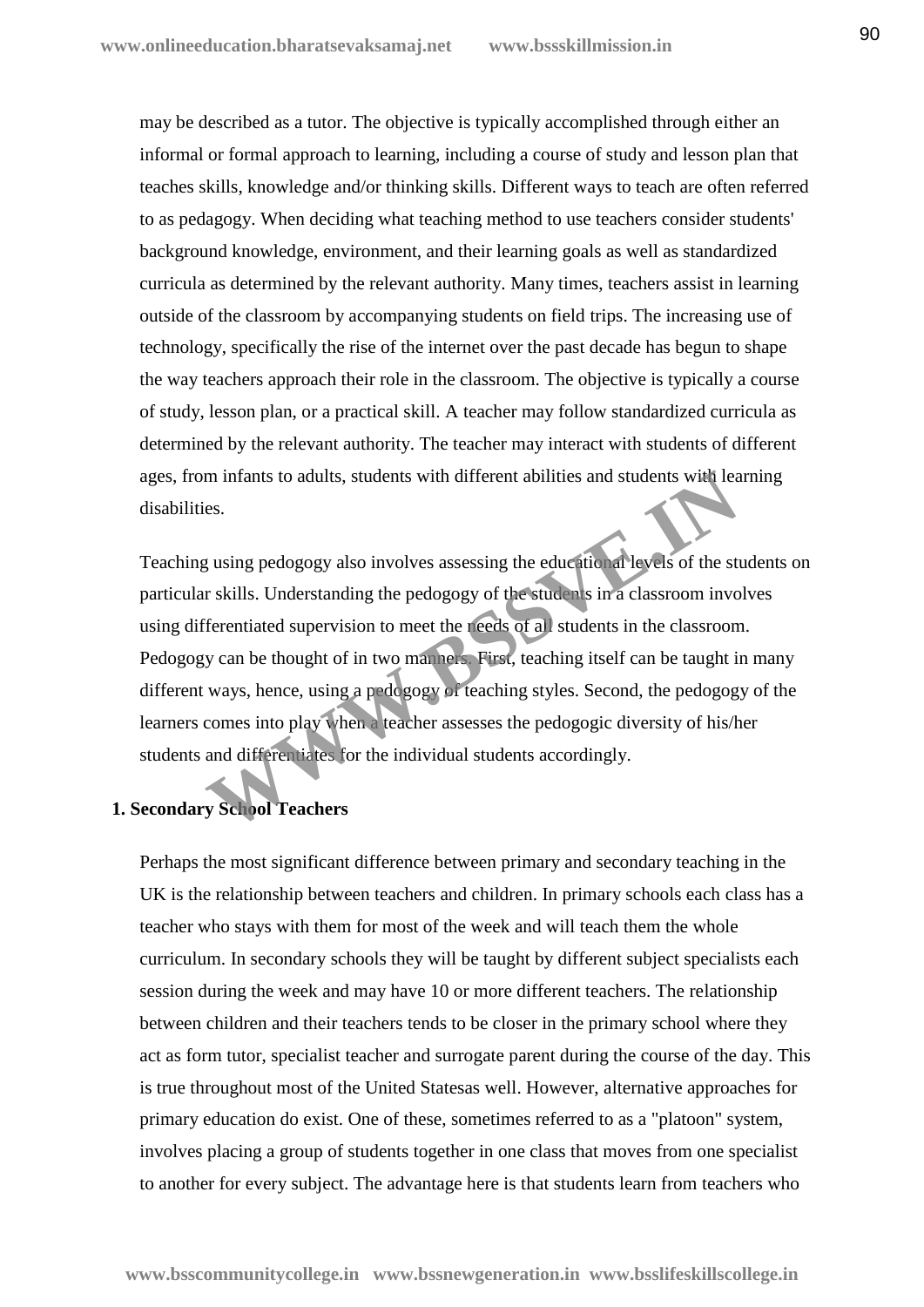may be described as a tutor. The objective is typically accomplished through either an informal or formal approach to learning, including a course of study and lesson plan that teaches skills, knowledge and/or thinking skills. Different ways to teach are often referred to as pedagogy. When deciding what teaching method to use teachers consider students' background knowledge, environment, and their learning goals as well as standardized curricula as determined by the relevant authority. Many times, teachers assist in learning outside of the classroom by accompanying students on field trips. The increasing use of technology, specifically the rise of the internet over the past decade has begun to shape the way teachers approach their role in the classroom. The objective is typically a course of study, lesson plan, or a practical skill. A teacher may follow standardized curricula as determined by the relevant authority. The teacher may interact with students of different ages, from infants to adults, students with different abilities and students with learning disabilities.

Teaching using pedogogy also involves assessing the educational levels of the students on particular skills. Understanding the pedogogy of the students in a classroom involves using differentiated supervision to meet the needs of all students in the classroom. Pedogogy can be thought of in two manners. First, teaching itself can be taught in many different ways, hence, using a pedogogy of teaching styles. Second, the pedogogy of the learners comes into play when a teacher assesses the pedogogic diversity of his/her students and differentiates for the individual students accordingly.

**1. Secondary School Teachers**

Perhaps the most significant difference between primary and secondary teaching in the UK is the relationship between teachers and children. In primary schools each class has a teacher who stays with them for most of the week and will teach them the whole curriculum. In secondary schools they will be taught by different subject specialists each session during the week and may have 10 or more different teachers. The relationship between children and their teachers tends to be closer in the primary school where they act as form tutor, specialist teacher and surrogate parent during the course of the day. This is true throughout most of the United Statesas well. However, alternative approaches for primary education do exist. One of these, sometimes referred to as a "platoon" system, involves placing a group of students together in one class that moves from one specialist to another for every subject. The advantage here is that students learn from teachers who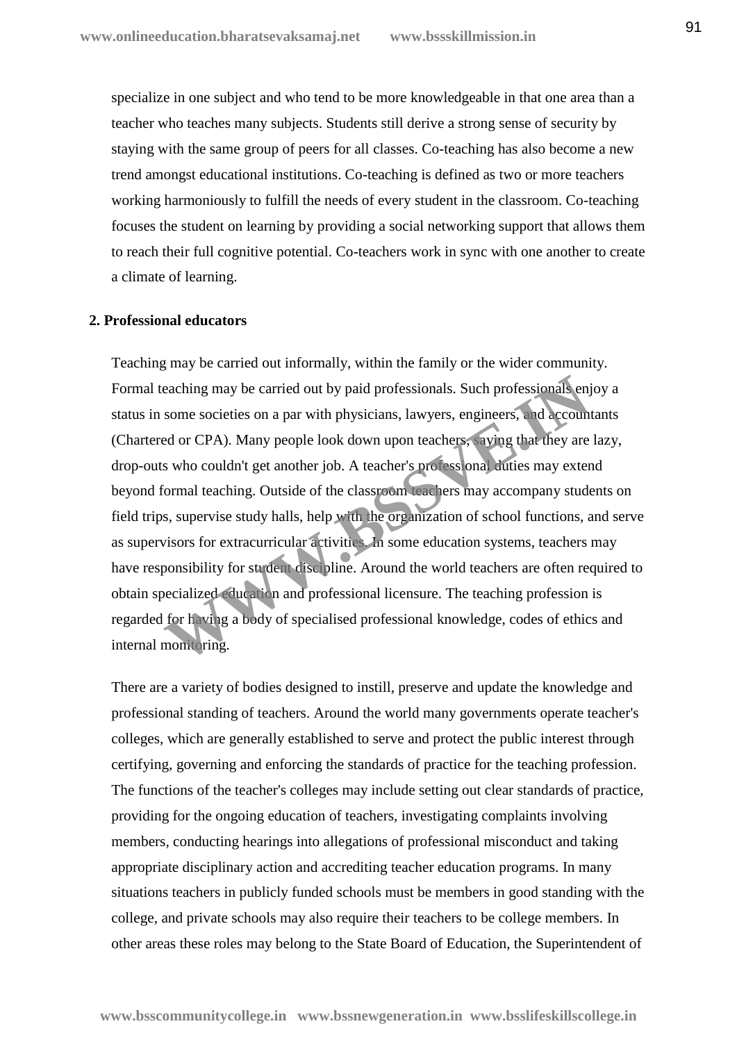specialize in one subject and who tend to be more knowledgeable in that one area than a teacher who teaches many subjects. Students still derive a strong sense of security by staying with the same group of peers for all classes. Co-teaching has also become a new trend amongst educational institutions. Co-teaching is defined as two or more teachers working harmoniously to fulfill the needs of every student in the classroom. Co-teaching focuses the student on learning by providing a social networking support that allows them to reach their full cognitive potential. Co-teachers work in sync with one another to create a climate of learning.

**2. Professional educators**

Teaching may be carried out informally, within the family or the wider community. Formal teaching may be carried out by paid professionals. Such professionals enjoy a status in some societies on a par with physicians, lawyers, engineers, and accountants (Chartered or CPA). Many people look down upon teachers, saying that they are lazy, drop-outs who couldn't get another job. A teacher's professional duties may extend beyond formal teaching. Outside of the classroom teachers may accompany students on field trips, supervise study halls, help with the organization of school functions, and serve as supervisors for extracurricular activities. In some education systems, teachers may have responsibility for student discipline. Around the world teachers are often required to obtain specialized education and professional licensure. The teaching profession is regarded for having a body of specialised professional knowledge, codes of ethics and internal monitoring.

There are a variety of bodies designed to instill, preserve and update the knowledge and professional standing of teachers. Around the world many governments operate teacher's colleges, which are generally established to serve and protect the public interest through certifying, governing and enforcing the standards of practice for the teaching profession. The functions of the teacher's colleges may include setting out clear standards of practice, providing for the ongoing education of teachers, investigating complaints involving members, conducting hearings into allegations of professional misconduct and taking appropriate disciplinary action and accrediting teacher education programs. In many situations teachers in publicly funded schools must be members in good standing with the college, and private schools may also require their teachers to be college members. In other areas these roles may belong to the State Board of Education, the Superintendent of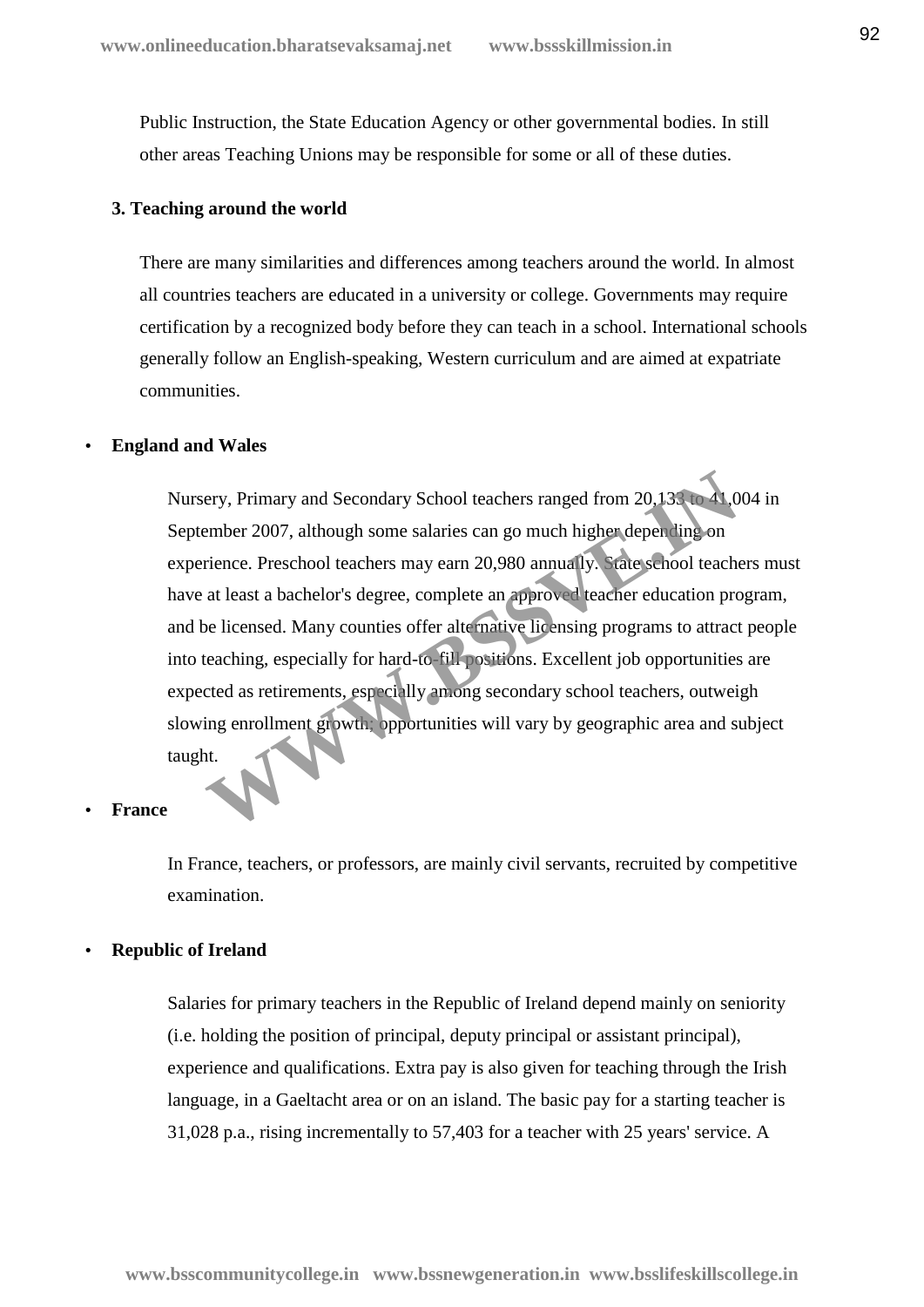Public Instruction, the State Education Agency or other governmental bodies. In still other areas Teaching Unions may be responsible for some or all of these duties.

### 3. Teaching around the world

There are many similarities and differences among teachers around the world. In almost all countries teachers are educated in a university or college. Governments may require certification by a recognized body before they can teach in a school. International schools generally follow an English-speaking, Western curriculum and are aimed at expatriate communities.

- **England and Wales**

  Nursery, Primary and Secondary School teachers ranged from 20,133 to 41,004 in September 2007, although some salaries can go much higher depending on experience. Preschool teachers may earn 20,980 annually. State school teachers must have at least a bachelor's degree, complete an approved teacher education program, and be licensed. Many counties offer alternative licensing programs to attract people into teaching, especially for hard-to-fill positions. Excellent job opportunities are expected as retirements, especially among secondary school teachers, outweigh slowing enrollment growth; opportunities will vary by geographic area and subject taught.

- **France**

  In France, teachers, or professors, are mainly civil servants, recruited by competitive examination.

- **Republic of Ireland**

  Salaries for primary teachers in the Republic of Ireland depend mainly on seniority (i.e. holding the position of principal, deputy principal or assistant principal), experience and qualifications. Extra pay is also given for teaching through the Irish language, in a Gaeltacht area or on an island. The basic pay for a starting teacher is 31,028 p.a., rising incrementally to 57,403 for a teacher with 25 years' service. A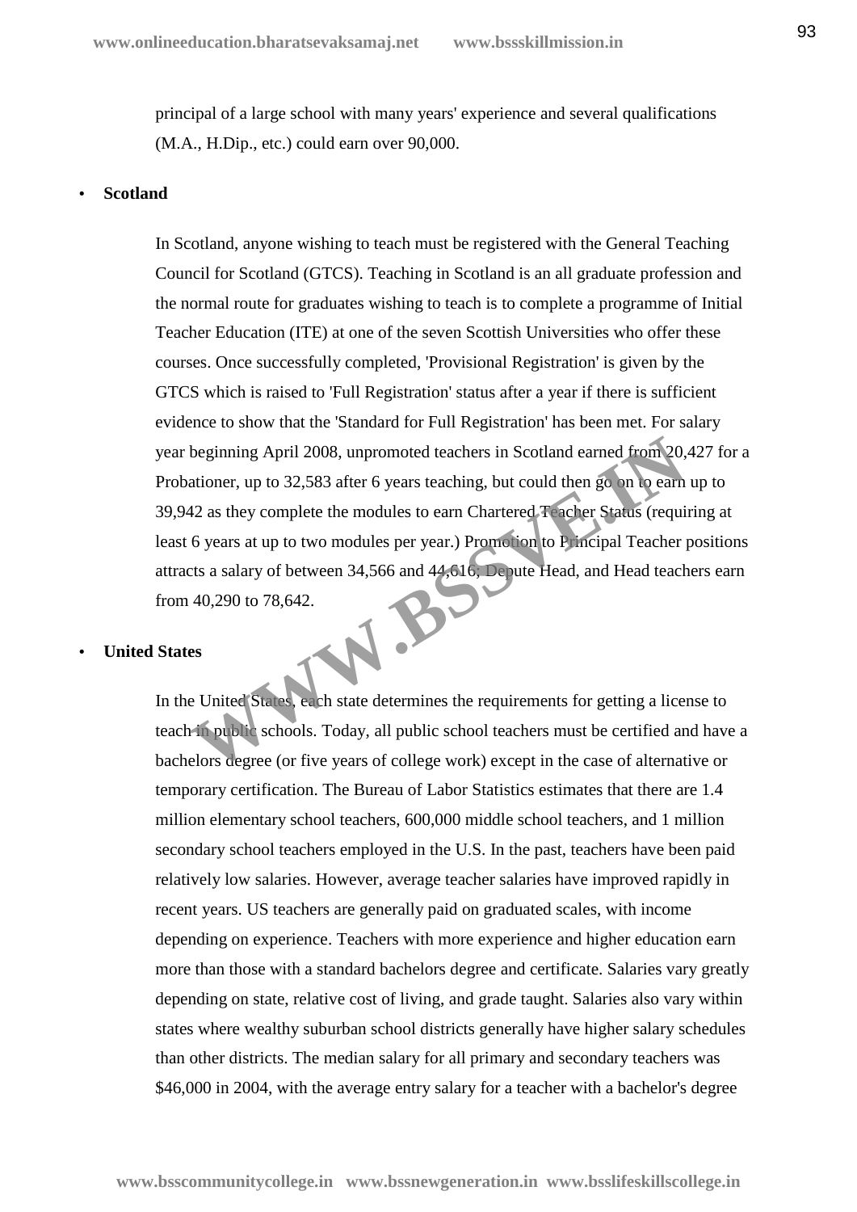principal of a large school with many years' experience and several qualifications (M.A., H.Dip., etc.) could earn over 90,000.

- **Scotland**

In Scotland, anyone wishing to teach must be registered with the General Teaching Council for Scotland (GTCS). Teaching in Scotland is an all graduate profession and the normal route for graduates wishing to teach is to complete a programme of Initial Teacher Education (ITE) at one of the seven Scottish Universities who offer these courses. Once successfully completed, 'Provisional Registration' is given by the GTCS which is raised to 'Full Registration' status after a year if there is sufficient evidence to show that the 'Standard for Full Registration' has been met. For salary year beginning April 2008, unpromoted teachers in Scotland earned from 20,427 for a Probationer, up to 32,583 after 6 years teaching, but could then go on to earn up to 39,942 as they complete the modules to earn Chartered Teacher Status (requiring at least 6 years at up to two modules per year.) Promotion to Principal Teacher positions attracts a salary of between 34,566 and 44,616; Depute Head, and Head teachers earn from 40,290 to 78,642.

- **United States**

In the United States, each state determines the requirements for getting a license to teach in public schools. Today, all public school teachers must be certified and have a bachelors degree (or five years of college work) except in the case of alternative or temporary certification. The Bureau of Labor Statistics estimates that there are 1.4 million elementary school teachers, 600,000 middle school teachers, and 1 million secondary school teachers employed in the U.S. In the past, teachers have been paid relatively low salaries. However, average teacher salaries have improved rapidly in recent years. US teachers are generally paid on graduated scales, with income depending on experience. Teachers with more experience and higher education earn more than those with a standard bachelors degree and certificate. Salaries vary greatly depending on state, relative cost of living, and grade taught. Salaries also vary within states where wealthy suburban school districts generally have higher salary schedules than other districts. The median salary for all primary and secondary teachers was $46,000 in 2004, with the average entry salary for a teacher with a bachelor's degree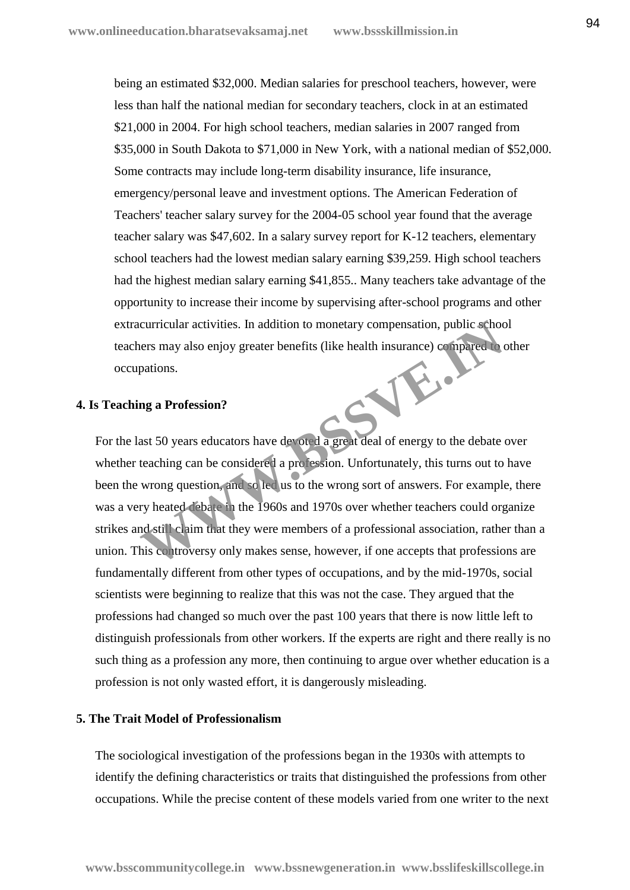being an estimated $32,000. Median salaries for preschool teachers, however, were less than half the national median for secondary teachers, clock in at an estimated $21,000 in 2004. For high school teachers, median salaries in 2007 ranged from $35,000 in South Dakota to $71,000 in New York, with a national median of $52,000. Some contracts may include long-term disability insurance, life insurance, emergency/personal leave and investment options. The American Federation of Teachers' teacher salary survey for the 2004-05 school year found that the average teacher salary was $47,602. In a salary survey report for K-12 teachers, elementary school teachers had the lowest median salary earning $39,259. High school teachers had the highest median salary earning $41,855.. Many teachers take advantage of the opportunity to increase their income by supervising after-school programs and other extracurricular activities. In addition to monetary compensation, public school teachers may also enjoy greater benefits (like health insurance) compared to other occupations.

**4. Is Teaching a Profession?**

For the last 50 years educators have devoted a great deal of energy to the debate over whether teaching can be considered a profession. Unfortunately, this turns out to have been the wrong question, and so led us to the wrong sort of answers. For example, there was a very heated debate in the 1960s and 1970s over whether teachers could organize strikes and still claim that they were members of a professional association, rather than a union. This controversy only makes sense, however, if one accepts that professions are fundamentally different from other types of occupations, and by the mid-1970s, social scientists were beginning to realize that this was not the case. They argued that the professions had changed so much over the past 100 years that there is now little left to distinguish professionals from other workers. If the experts are right and there really is no such thing as a profession any more, then continuing to argue over whether education is a profession is not only wasted effort, it is dangerously misleading.

**5. The Trait Model of Professionalism**

The sociological investigation of the professions began in the 1930s with attempts to identify the defining characteristics or traits that distinguished the professions from other occupations. While the precise content of these models varied from one writer to the next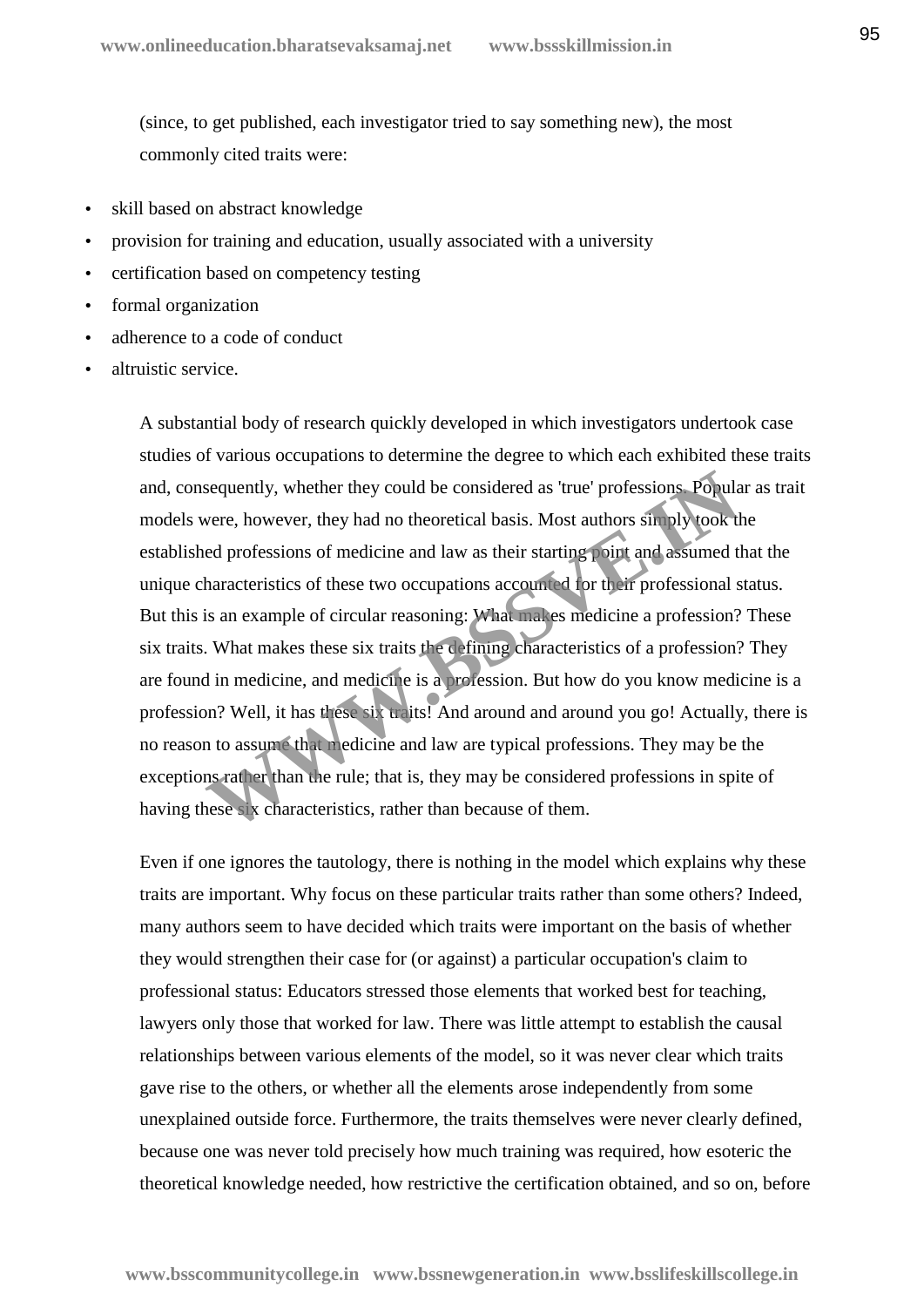(since, to get published, each investigator tried to say something new), the most commonly cited traits were:

- skill based on abstract knowledge
- provision for training and education, usually associated with a university
- certification based on competency testing
- formal organization
- adherence to a code of conduct
- altruistic service.

A substantial body of research quickly developed in which investigators undertook case studies of various occupations to determine the degree to which each exhibited these traits and, consequently, whether they could be considered as 'true' professions. Popular as trait models were, however, they had no theoretical basis. Most authors simply took the established professions of medicine and law as their starting point and assumed that the unique characteristics of these two occupations accounted for their professional status. But this is an example of circular reasoning: What makes medicine a profession? These six traits. What makes these six traits the defining characteristics of a profession? They are found in medicine, and medicine is a profession. But how do you know medicine is a profession? Well, it has these six traits! And around and around you go! Actually, there is no reason to assume that medicine and law are typical professions. They may be the exceptions rather than the rule; that is, they may be considered professions in spite of having these six characteristics, rather than because of them.

Even if one ignores the tautology, there is nothing in the model which explains why these traits are important. Why focus on these particular traits rather than some others? Indeed, many authors seem to have decided which traits were important on the basis of whether they would strengthen their case for (or against) a particular occupation's claim to professional status: Educators stressed those elements that worked best for teaching, lawyers only those that worked for law. There was little attempt to establish the causal relationships between various elements of the model, so it was never clear which traits gave rise to the others, or whether all the elements arose independently from some unexplained outside force. Furthermore, the traits themselves were never clearly defined, because one was never told precisely how much training was required, how esoteric the theoretical knowledge needed, how restrictive the certification obtained, and so on, before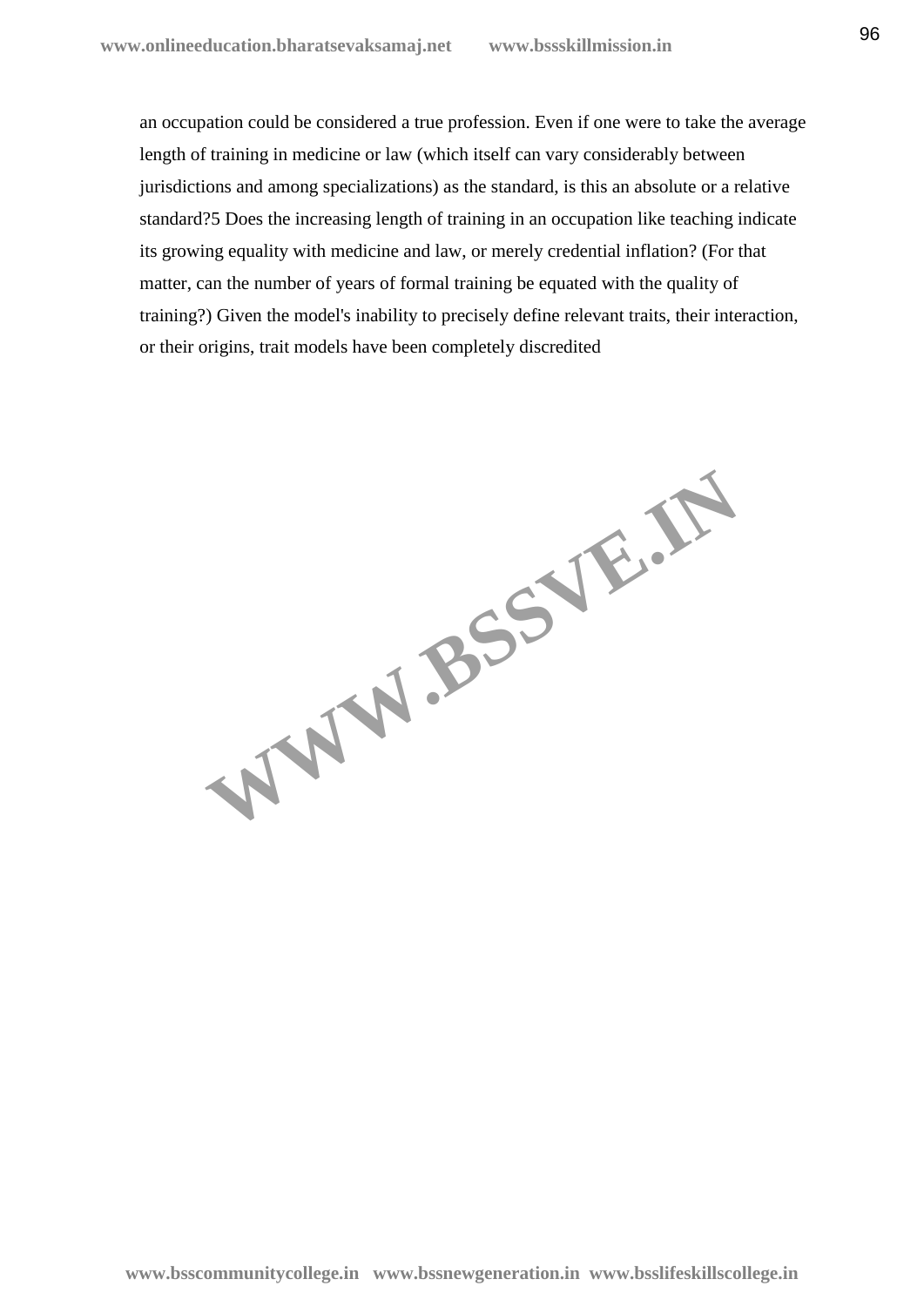an occupation could be considered a true profession. Even if one were to take the average length of training in medicine or law (which itself can vary considerably between jurisdictions and among specializations) as the standard, is this an absolute or a relative standard?5 Does the increasing length of training in an occupation like teaching indicate its growing equality with medicine and law, or merely credential inflation? (For that matter, can the number of years of formal training be equated with the quality of training?) Given the model's inability to precisely define relevant traits, their interaction, or their origins, trait models have been completely discredited